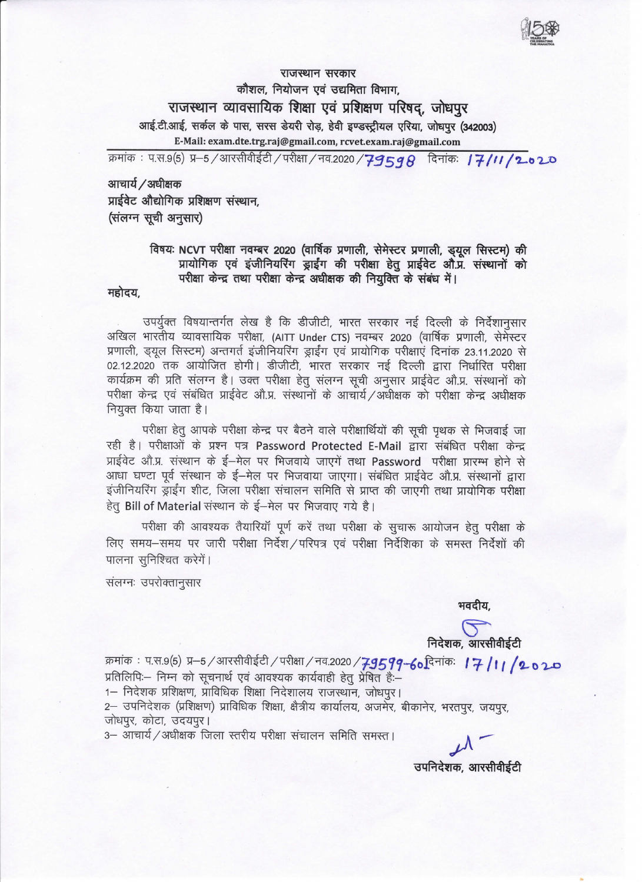राजस्थान सरकार

कौशल, नियोजन एवं उद्यमिता विभाग,

## राजस्थान व्यावसायिक शिक्षा एवं प्रशिक्षण परिषद्, जोधपुर

आई.टी.आई, सर्कल के पास, सरस डेयरी रोड़, हेवी इण्डस्ट्रीयल एरिया, जोधपुर (342003)

E-Mail: exam.dte.trg.raj@gmail.com, rcvet.exam.raj@gmail.com

क्रमांक : प.स.9(5) प्र–5 / आरसीवीईटी / परीक्षा / नव.2020 / 79598 दिनांकः 17/11/2020

आचार्य / अधीक्षक
प्राईवेट औद्योगिक प्रशिक्षण संस्थान,
(संलग्न सूची अनुसार)

**विषयः NCVT परीक्षा नवम्बर 2020 (वार्षिक प्रणाली, सेमेस्टर प्रणाली, ड्यूल सिस्टम) की प्रायोगिक एवं इंजीनियरिंग ड्राईंग की परीक्षा हेतु प्राईवेट औ.प्र. संस्थानों को परीक्षा केन्द्र तथा परीक्षा केन्द्र अधीक्षक की नियुक्ति के संबंध में।**

महोदय,

उपर्युक्त विषयान्तर्गत लेख है कि डीजीटी, भारत सरकार नई दिल्ली के निर्देशानुसार अखिल भारतीय व्यावसायिक परीक्षा, (AITT Under CTS) नवम्बर 2020 (वार्षिक प्रणाली, सेमेस्टर प्रणाली, ड्यूल सिस्टम) अन्तगर्त इंजीनियरिंग ड्राईंग एवं प्रायोगिक परीक्षाएं दिनांक 23.11.2020 से 02.12.2020 तक आयोजित होगी। डीजीटी, भारत सरकार नई दिल्ली द्वारा निर्धारित परीक्षा कार्यक्रम की प्रति संलग्न है। उक्त परीक्षा हेतु संलग्न सूची अनुसार प्राईवेट औ.प्र. संस्थानों को परीक्षा केन्द्र एवं संबंधित प्राईवेट औ.प्र. संस्थानों के आचार्य / अधीक्षक को परीक्षा केन्द्र अधीक्षक नियुक्त किया जाता है।

परीक्षा हेतु आपके परीक्षा केन्द्र पर बैठने वाले परीक्षार्थियों की सूची पृथक से भिजवाई जा रही है। परीक्षाओं के प्रश्न पत्र Password Protected E-Mail द्वारा संबंधित परीक्षा केन्द्र प्राईवेट औ.प्र. संस्थान के ई–मेल पर भिजवाये जाएगें तथा Password परीक्षा प्रारम्भ होने से आधा घण्टा पूर्व संस्थान के ई–मेल पर भिजवाया जाएगा। संबंधित प्राईवेट औ.प्र. संस्थानों द्वारा इंजीनियरिंग ड्राईंग शीट, जिला परीक्षा संचालन समिति से प्राप्त की जाएगी तथा प्रायोगिक परीक्षा हेतु Bill of Material संस्थान के ई–मेल पर भिजवाए गये है।

परीक्षा की आवश्यक तैयारियॉ पूर्ण करें तथा परीक्षा के सुचारू आयोजन हेतु परीक्षा के लिए समय–समय पर जारी परीक्षा निर्देश / परिपत्र एवं परीक्षा निर्देशिका के समस्त निर्देशों की पालना सुनिश्चित करें।

संलग्नः उपरोक्तानुसार

भवदीय,

निदेशक, आरसीवीईटी

क्रमांक : प.स.9(5) प्र–5 / आरसीवीईटी / परीक्षा / नव.2020 / 79599-601 दिनांकः 17/11/2020

प्रतिलिपिः– निम्न को सूचनार्थ एवं आवश्यक कार्यवाही हेतु प्रेषित हैः–

1– निदेशक प्रशिक्षण, प्राविधिक शिक्षा निदेशालय राजस्थान, जोधपुर।

2– उपनिदेशक (प्रशिक्षण) प्राविधिक शिक्षा, क्षैत्रीय कार्यालय, अजमेर, बीकानेर, भरतपुर, जयपुर, जोधपुर, कोटा, उदयपुर।

3– आचार्य / अधीक्षक जिला स्तरीय परीक्षा संचालन समिति समस्त।

उपनिदेशक, आरसीवीईटी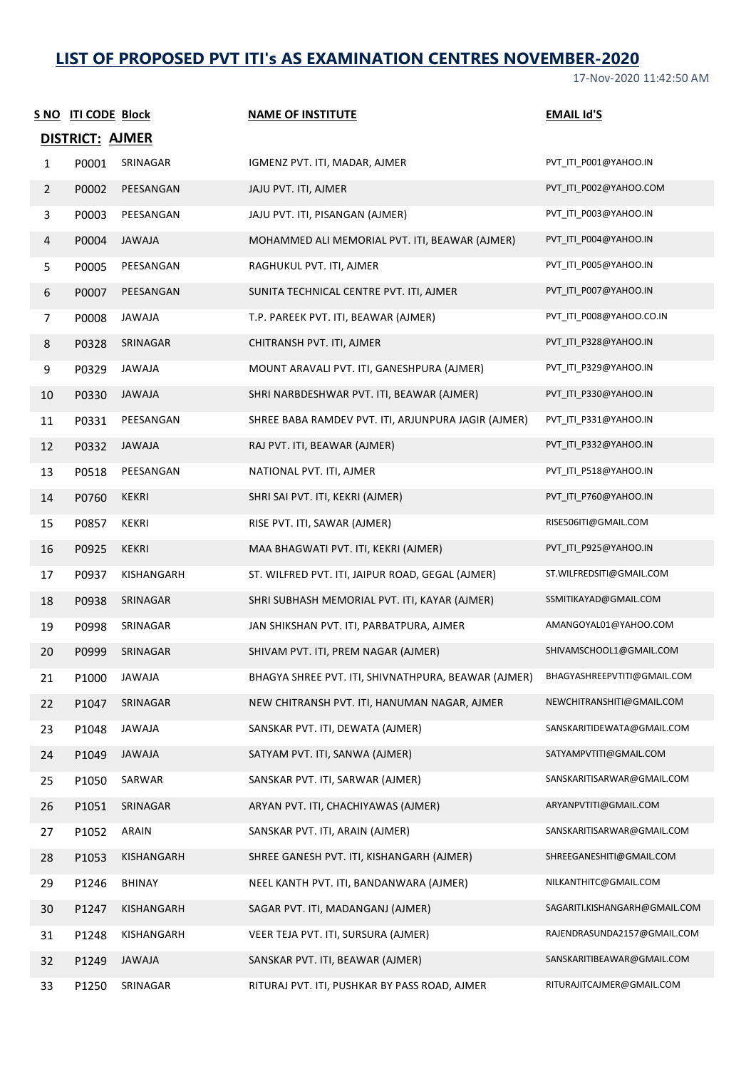# LIST OF PROPOSED PVT ITI's AS EXAMINATION CENTRES NOVEMBER-2020

17-Nov-2020 11:42:50 AM

**DISTRICT: AJMER**

| S NO | ITI CODE | Block | NAME OF INSTITUTE | EMAIL Id'S |
|---|---|---|---|---|
| 1 | P0001 | SRINAGAR | IGMENZ PVT. ITI, MADAR, AJMER | PVT_ITI_P001@YAHOO.IN |
| 2 | P0002 | PEESANGAN | JAJU PVT. ITI, AJMER | PVT_ITI_P002@YAHOO.COM |
| 3 | P0003 | PEESANGAN | JAJU PVT. ITI, PISANGAN (AJMER) | PVT_ITI_P003@YAHOO.IN |
| 4 | P0004 | JAWAJA | MOHAMMED ALI MEMORIAL PVT. ITI, BEAWAR (AJMER) | PVT_ITI_P004@YAHOO.IN |
| 5 | P0005 | PEESANGAN | RAGHUKUL PVT. ITI, AJMER | PVT_ITI_P005@YAHOO.IN |
| 6 | P0007 | PEESANGAN | SUNITA TECHNICAL CENTRE PVT. ITI, AJMER | PVT_ITI_P007@YAHOO.IN |
| 7 | P0008 | JAWAJA | T.P. PAREEK PVT. ITI, BEAWAR (AJMER) | PVT_ITI_P008@YAHOO.CO.IN |
| 8 | P0328 | SRINAGAR | CHITRANSH PVT. ITI, AJMER | PVT_ITI_P328@YAHOO.IN |
| 9 | P0329 | JAWAJA | MOUNT ARAVALI PVT. ITI, GANESHPURA (AJMER) | PVT_ITI_P329@YAHOO.IN |
| 10 | P0330 | JAWAJA | SHRI NARBDESHWAR PVT. ITI, BEAWAR (AJMER) | PVT_ITI_P330@YAHOO.IN |
| 11 | P0331 | PEESANGAN | SHREE BABA RAMDEV PVT. ITI, ARJUNPURA JAGIR (AJMER) | PVT_ITI_P331@YAHOO.IN |
| 12 | P0332 | JAWAJA | RAJ PVT. ITI, BEAWAR (AJMER) | PVT_ITI_P332@YAHOO.IN |
| 13 | P0518 | PEESANGAN | NATIONAL PVT. ITI, AJMER | PVT_ITI_P518@YAHOO.IN |
| 14 | P0760 | KEKRI | SHRI SAI PVT. ITI, KEKRI (AJMER) | PVT_ITI_P760@YAHOO.IN |
| 15 | P0857 | KEKRI | RISE PVT. ITI, SAWAR (AJMER) | RISE506ITI@GMAIL.COM |
| 16 | P0925 | KEKRI | MAA BHAGWATI PVT. ITI, KEKRI (AJMER) | PVT_ITI_P925@YAHOO.IN |
| 17 | P0937 | KISHANGARH | ST. WILFRED PVT. ITI, JAIPUR ROAD, GEGAL (AJMER) | ST.WILFREDSITI@GMAIL.COM |
| 18 | P0938 | SRINAGAR | SHRI SUBHASH MEMORIAL PVT. ITI, KAYAR (AJMER) | SSMITIKAYAD@GMAIL.COM |
| 19 | P0998 | SRINAGAR | JAN SHIKSHAN PVT. ITI, PARBATPURA, AJMER | AMANGOYAL01@YAHOO.COM |
| 20 | P0999 | SRINAGAR | SHIVAM PVT. ITI, PREM NAGAR (AJMER) | SHIVAMSCHOOL1@GMAIL.COM |
| 21 | P1000 | JAWAJA | BHAGYA SHREE PVT. ITI, SHIVNATHPURA, BEAWAR (AJMER) | BHAGYASHREEPVTITI@GMAIL.COM |
| 22 | P1047 | SRINAGAR | NEW CHITRANSH PVT. ITI, HANUMAN NAGAR, AJMER | NEWCHITRANSHITI@GMAIL.COM |
| 23 | P1048 | JAWAJA | SANSKAR PVT. ITI, DEWATA (AJMER) | SANSKARITIDEWATA@GMAIL.COM |
| 24 | P1049 | JAWAJA | SATYAM PVT. ITI, SANWA (AJMER) | SATYAMPVTITI@GMAIL.COM |
| 25 | P1050 | SARWAR | SANSKAR PVT. ITI, SARWAR (AJMER) | SANSKARITISARWAR@GMAIL.COM |
| 26 | P1051 | SRINAGAR | ARYAN PVT. ITI, CHACHIYAWAS (AJMER) | ARYANPVTITI@GMAIL.COM |
| 27 | P1052 | ARAIN | SANSKAR PVT. ITI, ARAIN (AJMER) | SANSKARITISARWAR@GMAIL.COM |
| 28 | P1053 | KISHANGARH | SHREE GANESH PVT. ITI, KISHANGARH (AJMER) | SHREEGANESHITI@GMAIL.COM |
| 29 | P1246 | BHINAY | NEEL KANTH PVT. ITI, BANDANWARA (AJMER) | NILKANTHITC@GMAIL.COM |
| 30 | P1247 | KISHANGARH | SAGAR PVT. ITI, MADANGANJ (AJMER) | SAGARITI.KISHANGARH@GMAIL.COM |
| 31 | P1248 | KISHANGARH | VEER TEJA PVT. ITI, SURSURA (AJMER) | RAJENDRASUNDA2157@GMAIL.COM |
| 32 | P1249 | JAWAJA | SANSKAR PVT. ITI, BEAWAR (AJMER) | SANSKARITIBEAWAR@GMAIL.COM |
| 33 | P1250 | SRINAGAR | RITURAJ PVT. ITI, PUSHKAR BY PASS ROAD, AJMER | RITURAJITCAJMER@GMAIL.COM |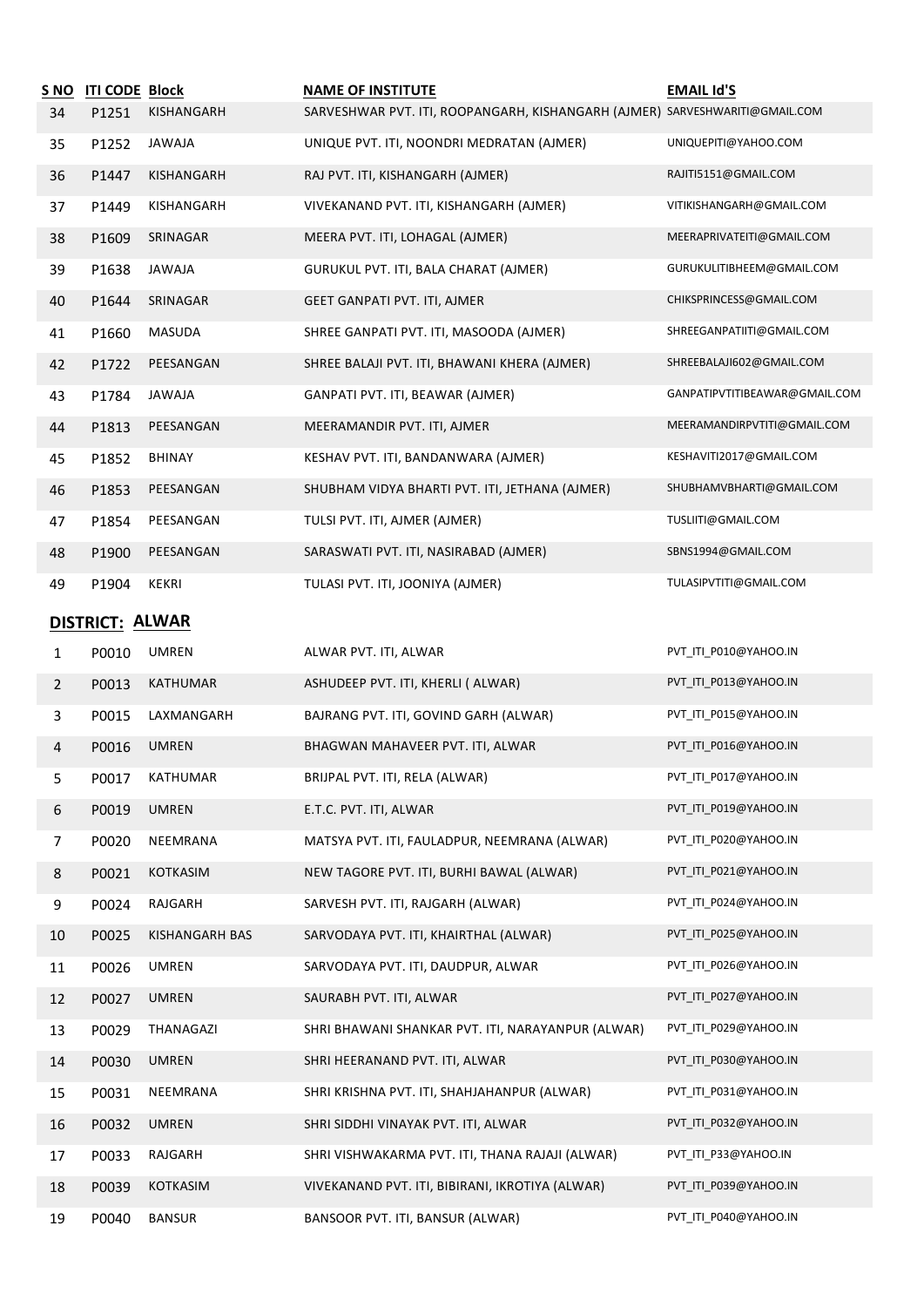| S NO | ITI CODE | Block | NAME OF INSTITUTE | EMAIL Id'S |
|---|---|---|---|---|
| 34 | P1251 | KISHANGARH | SARVESHWAR PVT. ITI, ROOPANGARH, KISHANGARH (AJMER) | SARVESHWARITI@GMAIL.COM |
| 35 | P1252 | JAWAJA | UNIQUE PVT. ITI, NOONDRI MEDRATAN (AJMER) | UNIQUEPITI@YAHOO.COM |
| 36 | P1447 | KISHANGARH | RAJ PVT. ITI, KISHANGARH (AJMER) | RAJITI5151@GMAIL.COM |
| 37 | P1449 | KISHANGARH | VIVEKANAND PVT. ITI, KISHANGARH (AJMER) | VITIKISHANGARH@GMAIL.COM |
| 38 | P1609 | SRINAGAR | MEERA PVT. ITI, LOHAGAL (AJMER) | MEERAPRIVATEITI@GMAIL.COM |
| 39 | P1638 | JAWAJA | GURUKUL PVT. ITI, BALA CHARAT (AJMER) | GURUKULITIBHEEM@GMAIL.COM |
| 40 | P1644 | SRINAGAR | GEET GANPATI PVT. ITI, AJMER | CHIKSPRINCESS@GMAIL.COM |
| 41 | P1660 | MASUDA | SHREE GANPATI PVT. ITI, MASOODA (AJMER) | SHREEGANPATIITI@GMAIL.COM |
| 42 | P1722 | PEESANGAN | SHREE BALAJI PVT. ITI, BHAWANI KHERA (AJMER) | SHREEBALAJI602@GMAIL.COM |
| 43 | P1784 | JAWAJA | GANPATI PVT. ITI, BEAWAR (AJMER) | GANPATIPVTITIBEAWAR@GMAIL.COM |
| 44 | P1813 | PEESANGAN | MEERAMANDIR PVT. ITI, AJMER | MEERAMANDIRPVTITI@GMAIL.COM |
| 45 | P1852 | BHINAY | KESHAV PVT. ITI, BANDANWARA (AJMER) | KESHAVITI2017@GMAIL.COM |
| 46 | P1853 | PEESANGAN | SHUBHAM VIDYA BHARTI PVT. ITI, JETHANA (AJMER) | SHUBHAMVBHARTI@GMAIL.COM |
| 47 | P1854 | PEESANGAN | TULSI PVT. ITI, AJMER (AJMER) | TUSLIITI@GMAIL.COM |
| 48 | P1900 | PEESANGAN | SARASWATI PVT. ITI, NASIRABAD (AJMER) | SBNS1994@GMAIL.COM |
| 49 | P1904 | KEKRI | TULASI PVT. ITI, JOONIYA (AJMER) | TULASIPVTITI@GMAIL.COM |

**DISTRICT: ALWAR**

| S NO | ITI CODE | Block | NAME OF INSTITUTE | EMAIL Id'S |
|---|---|---|---|---|
| 1 | P0010 | UMREN | ALWAR PVT. ITI, ALWAR | PVT_ITI_P010@YAHOO.IN |
| 2 | P0013 | KATHUMAR | ASHUDEEP PVT. ITI, KHERLI ( ALWAR) | PVT_ITI_P013@YAHOO.IN |
| 3 | P0015 | LAXMANGARH | BAJRANG PVT. ITI, GOVIND GARH (ALWAR) | PVT_ITI_P015@YAHOO.IN |
| 4 | P0016 | UMREN | BHAGWAN MAHAVEER PVT. ITI, ALWAR | PVT_ITI_P016@YAHOO.IN |
| 5 | P0017 | KATHUMAR | BRIJPAL PVT. ITI, RELA (ALWAR) | PVT_ITI_P017@YAHOO.IN |
| 6 | P0019 | UMREN | E.T.C. PVT. ITI, ALWAR | PVT_ITI_P019@YAHOO.IN |
| 7 | P0020 | NEEMRANA | MATSYA PVT. ITI, FAULADPUR, NEEMRANA (ALWAR) | PVT_ITI_P020@YAHOO.IN |
| 8 | P0021 | KOTKASIM | NEW TAGORE PVT. ITI, BURHI BAWAL (ALWAR) | PVT_ITI_P021@YAHOO.IN |
| 9 | P0024 | RAJGARH | SARVESH PVT. ITI, RAJGARH (ALWAR) | PVT_ITI_P024@YAHOO.IN |
| 10 | P0025 | KISHANGARH BAS | SARVODAYA PVT. ITI, KHAIRTHAL (ALWAR) | PVT_ITI_P025@YAHOO.IN |
| 11 | P0026 | UMREN | SARVODAYA PVT. ITI, DAUDPUR, ALWAR | PVT_ITI_P026@YAHOO.IN |
| 12 | P0027 | UMREN | SAURABH PVT. ITI, ALWAR | PVT_ITI_P027@YAHOO.IN |
| 13 | P0029 | THANAGAZI | SHRI BHAWANI SHANKAR PVT. ITI, NARAYANPUR (ALWAR) | PVT_ITI_P029@YAHOO.IN |
| 14 | P0030 | UMREN | SHRI HEERANAND PVT. ITI, ALWAR | PVT_ITI_P030@YAHOO.IN |
| 15 | P0031 | NEEMRANA | SHRI KRISHNA PVT. ITI, SHAHJAHANPUR (ALWAR) | PVT_ITI_P031@YAHOO.IN |
| 16 | P0032 | UMREN | SHRI SIDDHI VINAYAK PVT. ITI, ALWAR | PVT_ITI_P032@YAHOO.IN |
| 17 | P0033 | RAJGARH | SHRI VISHWAKARMA PVT. ITI, THANA RAJAJI (ALWAR) | PVT_ITI_P33@YAHOO.IN |
| 18 | P0039 | KOTKASIM | VIVEKANAND PVT. ITI, BIBIRANI, IKROTIYA (ALWAR) | PVT_ITI_P039@YAHOO.IN |
| 19 | P0040 | BANSUR | BANSOOR PVT. ITI, BANSUR (ALWAR) | PVT_ITI_P040@YAHOO.IN |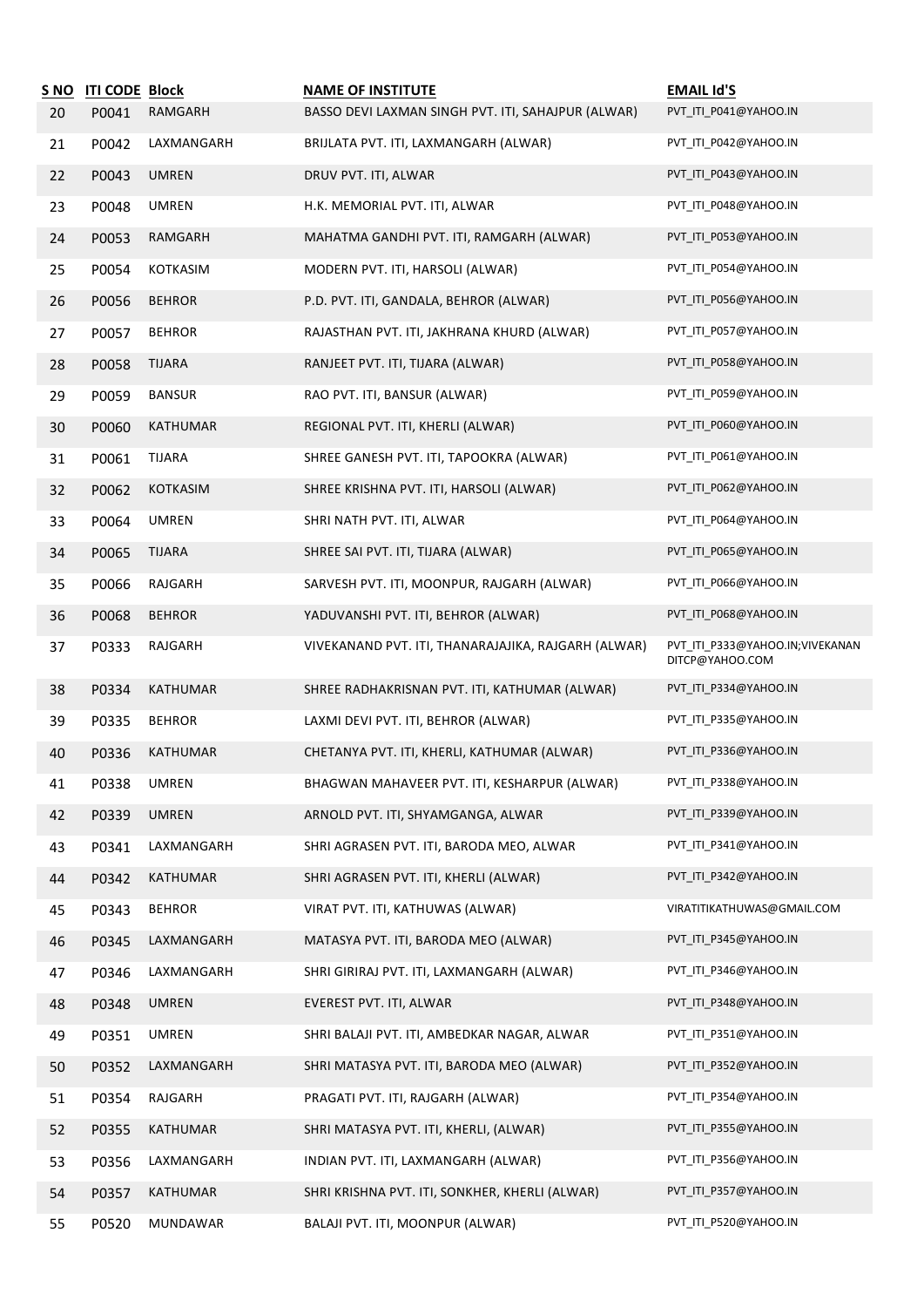| S NO | ITI CODE | Block | NAME OF INSTITUTE | EMAIL Id'S |
|---|---|---|---|---|
| 20 | P0041 | RAMGARH | BASSO DEVI LAXMAN SINGH PVT. ITI, SAHAJPUR (ALWAR) | PVT_ITI_P041@YAHOO.IN |
| 21 | P0042 | LAXMANGARH | BRIJLATA PVT. ITI, LAXMANGARH (ALWAR) | PVT_ITI_P042@YAHOO.IN |
| 22 | P0043 | UMREN | DRUV PVT. ITI, ALWAR | PVT_ITI_P043@YAHOO.IN |
| 23 | P0048 | UMREN | H.K. MEMORIAL PVT. ITI, ALWAR | PVT_ITI_P048@YAHOO.IN |
| 24 | P0053 | RAMGARH | MAHATMA GANDHI PVT. ITI, RAMGARH (ALWAR) | PVT_ITI_P053@YAHOO.IN |
| 25 | P0054 | KOTKASIM | MODERN PVT. ITI, HARSOLI (ALWAR) | PVT_ITI_P054@YAHOO.IN |
| 26 | P0056 | BEHROR | P.D. PVT. ITI, GANDALA, BEHROR (ALWAR) | PVT_ITI_P056@YAHOO.IN |
| 27 | P0057 | BEHROR | RAJASTHAN PVT. ITI, JAKHRANA KHURD (ALWAR) | PVT_ITI_P057@YAHOO.IN |
| 28 | P0058 | TIJARA | RANJEET PVT. ITI, TIJARA (ALWAR) | PVT_ITI_P058@YAHOO.IN |
| 29 | P0059 | BANSUR | RAO PVT. ITI, BANSUR (ALWAR) | PVT_ITI_P059@YAHOO.IN |
| 30 | P0060 | KATHUMAR | REGIONAL PVT. ITI, KHERLI (ALWAR) | PVT_ITI_P060@YAHOO.IN |
| 31 | P0061 | TIJARA | SHREE GANESH PVT. ITI, TAPOOKRA (ALWAR) | PVT_ITI_P061@YAHOO.IN |
| 32 | P0062 | KOTKASIM | SHREE KRISHNA PVT. ITI, HARSOLI (ALWAR) | PVT_ITI_P062@YAHOO.IN |
| 33 | P0064 | UMREN | SHRI NATH PVT. ITI, ALWAR | PVT_ITI_P064@YAHOO.IN |
| 34 | P0065 | TIJARA | SHREE SAI PVT. ITI, TIJARA (ALWAR) | PVT_ITI_P065@YAHOO.IN |
| 35 | P0066 | RAJGARH | SARVESH PVT. ITI, MOONPUR, RAJGARH (ALWAR) | PVT_ITI_P066@YAHOO.IN |
| 36 | P0068 | BEHROR | YADUVANSHI PVT. ITI, BEHROR (ALWAR) | PVT_ITI_P068@YAHOO.IN |
| 37 | P0333 | RAJGARH | VIVEKANAND PVT. ITI, THANARAJAJIKA, RAJGARH (ALWAR) | PVT_ITI_P333@YAHOO.IN;VIVEKANANDITCP@YAHOO.COM |
| 38 | P0334 | KATHUMAR | SHREE RADHAKRISNAN PVT. ITI, KATHUMAR (ALWAR) | PVT_ITI_P334@YAHOO.IN |
| 39 | P0335 | BEHROR | LAXMI DEVI PVT. ITI, BEHROR (ALWAR) | PVT_ITI_P335@YAHOO.IN |
| 40 | P0336 | KATHUMAR | CHETANYA PVT. ITI, KHERLI, KATHUMAR (ALWAR) | PVT_ITI_P336@YAHOO.IN |
| 41 | P0338 | UMREN | BHAGWAN MAHAVEER PVT. ITI, KESHARPUR (ALWAR) | PVT_ITI_P338@YAHOO.IN |
| 42 | P0339 | UMREN | ARNOLD PVT. ITI, SHYAMGANGA, ALWAR | PVT_ITI_P339@YAHOO.IN |
| 43 | P0341 | LAXMANGARH | SHRI AGRASEN PVT. ITI, BARODA MEO, ALWAR | PVT_ITI_P341@YAHOO.IN |
| 44 | P0342 | KATHUMAR | SHRI AGRASEN PVT. ITI, KHERLI (ALWAR) | PVT_ITI_P342@YAHOO.IN |
| 45 | P0343 | BEHROR | VIRAT PVT. ITI, KATHUWAS (ALWAR) | VIRATITIKATHUWAS@GMAIL.COM |
| 46 | P0345 | LAXMANGARH | MATASYA PVT. ITI, BARODA MEO (ALWAR) | PVT_ITI_P345@YAHOO.IN |
| 47 | P0346 | LAXMANGARH | SHRI GIRIRAJ PVT. ITI, LAXMANGARH (ALWAR) | PVT_ITI_P346@YAHOO.IN |
| 48 | P0348 | UMREN | EVEREST PVT. ITI, ALWAR | PVT_ITI_P348@YAHOO.IN |
| 49 | P0351 | UMREN | SHRI BALAJI PVT. ITI, AMBEDKAR NAGAR, ALWAR | PVT_ITI_P351@YAHOO.IN |
| 50 | P0352 | LAXMANGARH | SHRI MATASYA PVT. ITI, BARODA MEO (ALWAR) | PVT_ITI_P352@YAHOO.IN |
| 51 | P0354 | RAJGARH | PRAGATI PVT. ITI, RAJGARH (ALWAR) | PVT_ITI_P354@YAHOO.IN |
| 52 | P0355 | KATHUMAR | SHRI MATASYA PVT. ITI, KHERLI, (ALWAR) | PVT_ITI_P355@YAHOO.IN |
| 53 | P0356 | LAXMANGARH | INDIAN PVT. ITI, LAXMANGARH (ALWAR) | PVT_ITI_P356@YAHOO.IN |
| 54 | P0357 | KATHUMAR | SHRI KRISHNA PVT. ITI, SONKHER, KHERLI (ALWAR) | PVT_ITI_P357@YAHOO.IN |
| 55 | P0520 | MUNDAWAR | BALAJI PVT. ITI, MOONPUR (ALWAR) | PVT_ITI_P520@YAHOO.IN |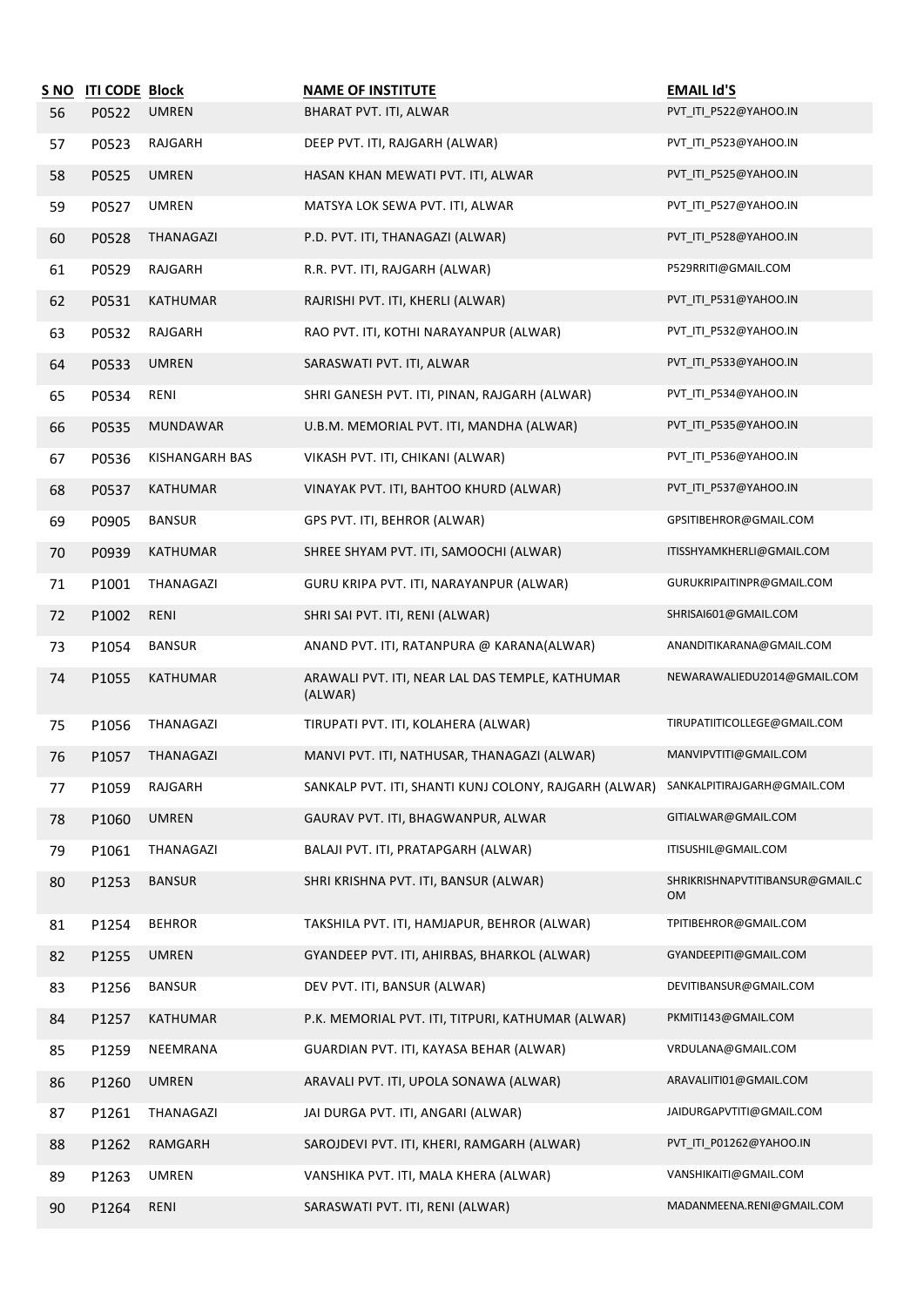| S NO | ITI CODE | Block | NAME OF INSTITUTE | EMAIL Id'S |
|---|---|---|---|---|
| 56 | P0522 | UMREN | BHARAT PVT. ITI, ALWAR | PVT_ITI_P522@YAHOO.IN |
| 57 | P0523 | RAJGARH | DEEP PVT. ITI, RAJGARH (ALWAR) | PVT_ITI_P523@YAHOO.IN |
| 58 | P0525 | UMREN | HASAN KHAN MEWATI PVT. ITI, ALWAR | PVT_ITI_P525@YAHOO.IN |
| 59 | P0527 | UMREN | MATSYA LOK SEWA PVT. ITI, ALWAR | PVT_ITI_P527@YAHOO.IN |
| 60 | P0528 | THANAGAZI | P.D. PVT. ITI, THANAGAZI (ALWAR) | PVT_ITI_P528@YAHOO.IN |
| 61 | P0529 | RAJGARH | R.R. PVT. ITI, RAJGARH (ALWAR) | P529RRITI@GMAIL.COM |
| 62 | P0531 | KATHUMAR | RAJRISHI PVT. ITI, KHERLI (ALWAR) | PVT_ITI_P531@YAHOO.IN |
| 63 | P0532 | RAJGARH | RAO PVT. ITI, KOTHI NARAYANPUR (ALWAR) | PVT_ITI_P532@YAHOO.IN |
| 64 | P0533 | UMREN | SARASWATI PVT. ITI, ALWAR | PVT_ITI_P533@YAHOO.IN |
| 65 | P0534 | RENI | SHRI GANESH PVT. ITI, PINAN, RAJGARH (ALWAR) | PVT_ITI_P534@YAHOO.IN |
| 66 | P0535 | MUNDAWAR | U.B.M. MEMORIAL PVT. ITI, MANDHA (ALWAR) | PVT_ITI_P535@YAHOO.IN |
| 67 | P0536 | KISHANGARH BAS | VIKASH PVT. ITI, CHIKANI (ALWAR) | PVT_ITI_P536@YAHOO.IN |
| 68 | P0537 | KATHUMAR | VINAYAK PVT. ITI, BAHTOO KHURD (ALWAR) | PVT_ITI_P537@YAHOO.IN |
| 69 | P0905 | BANSUR | GPS PVT. ITI, BEHROR (ALWAR) | GPSITIBEHROR@GMAIL.COM |
| 70 | P0939 | KATHUMAR | SHREE SHYAM PVT. ITI, SAMOOCHI (ALWAR) | ITISSHYAMKHERLI@GMAIL.COM |
| 71 | P1001 | THANAGAZI | GURU KRIPA PVT. ITI, NARAYANPUR (ALWAR) | GURUKRIPAITINPR@GMAIL.COM |
| 72 | P1002 | RENI | SHRI SAI PVT. ITI, RENI (ALWAR) | SHRISAI601@GMAIL.COM |
| 73 | P1054 | BANSUR | ANAND PVT. ITI, RATANPURA @ KARANA(ALWAR) | ANANDITIKARANA@GMAIL.COM |
| 74 | P1055 | KATHUMAR | ARAWALI PVT. ITI, NEAR LAL DAS TEMPLE, KATHUMAR (ALWAR) | NEWARAWALIEDU2014@GMAIL.COM |
| 75 | P1056 | THANAGAZI | TIRUPATI PVT. ITI, KOLAHERA (ALWAR) | TIRUPATIITICOLLEGE@GMAIL.COM |
| 76 | P1057 | THANAGAZI | MANVI PVT. ITI, NATHUSAR, THANAGAZI (ALWAR) | MANVIPVTITI@GMAIL.COM |
| 77 | P1059 | RAJGARH | SANKALP PVT. ITI, SHANTI KUNJ COLONY, RAJGARH (ALWAR) | SANKALPITIRAJGARH@GMAIL.COM |
| 78 | P1060 | UMREN | GAURAV PVT. ITI, BHAGWANPUR, ALWAR | GITIALWAR@GMAIL.COM |
| 79 | P1061 | THANAGAZI | BALAJI PVT. ITI, PRATAPGARH (ALWAR) | ITISUSHIL@GMAIL.COM |
| 80 | P1253 | BANSUR | SHRI KRISHNA PVT. ITI, BANSUR (ALWAR) | SHRIKRISHNAPVTITIBANSUR@GMAIL.COM |
| 81 | P1254 | BEHROR | TAKSHILA PVT. ITI, HAMJAPUR, BEHROR (ALWAR) | TPITIBEHROR@GMAIL.COM |
| 82 | P1255 | UMREN | GYANDEEP PVT. ITI, AHIRBAS, BHARKOL (ALWAR) | GYANDEEPITI@GMAIL.COM |
| 83 | P1256 | BANSUR | DEV PVT. ITI, BANSUR (ALWAR) | DEVITIBANSUR@GMAIL.COM |
| 84 | P1257 | KATHUMAR | P.K. MEMORIAL PVT. ITI, TITPURI, KATHUMAR (ALWAR) | PKMITI143@GMAIL.COM |
| 85 | P1259 | NEEMRANA | GUARDIAN PVT. ITI, KAYASA BEHAR (ALWAR) | VRDULANA@GMAIL.COM |
| 86 | P1260 | UMREN | ARAVALI PVT. ITI, UPOLA SONAWA (ALWAR) | ARAVALIITI01@GMAIL.COM |
| 87 | P1261 | THANAGAZI | JAI DURGA PVT. ITI, ANGARI (ALWAR) | JAIDURGAPVTITI@GMAIL.COM |
| 88 | P1262 | RAMGARH | SAROJDEVI PVT. ITI, KHERI, RAMGARH (ALWAR) | PVT_ITI_P01262@YAHOO.IN |
| 89 | P1263 | UMREN | VANSHIKA PVT. ITI, MALA KHERA (ALWAR) | VANSHIKAITI@GMAIL.COM |
| 90 | P1264 | RENI | SARASWATI PVT. ITI, RENI (ALWAR) | MADANMEENA.RENI@GMAIL.COM |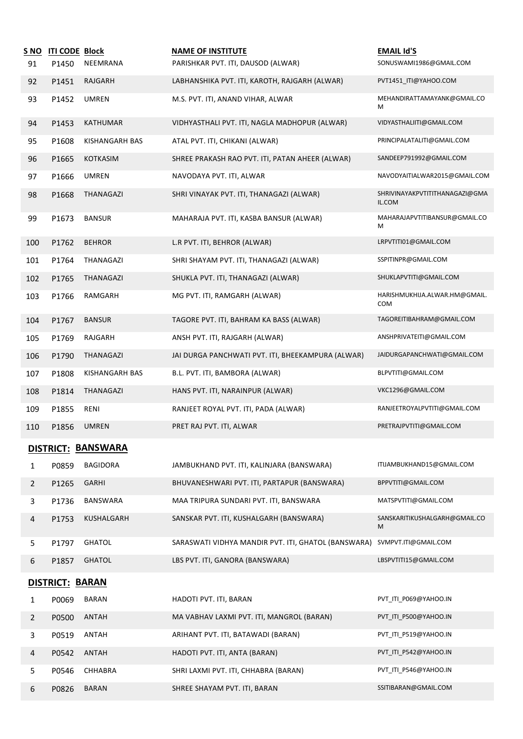| S NO | ITI CODE | Block | NAME OF INSTITUTE | EMAIL Id'S |
|---|---|---|---|---|
| 91 | P1450 | NEEMRANA | PARISHKAR PVT. ITI, DAUSOD (ALWAR) | SONUSWAMI1986@GMAIL.COM |
| 92 | P1451 | RAJGARH | LABHANSHIKA PVT. ITI, KAROTH, RAJGARH (ALWAR) | PVT1451_ITI@YAHOO.COM |
| 93 | P1452 | UMREN | M.S. PVT. ITI, ANAND VIHAR, ALWAR | MEHANDIRATTAMAYANK@GMAIL.COM |
| 94 | P1453 | KATHUMAR | VIDHYASTHALI PVT. ITI, NAGLA MADHOPUR (ALWAR) | VIDYASTHALIITI@GMAIL.COM |
| 95 | P1608 | KISHANGARH BAS | ATAL PVT. ITI, CHIKANI (ALWAR) | PRINCIPALATALITI@GMAIL.COM |
| 96 | P1665 | KOTKASIM | SHREE PRAKASH RAO PVT. ITI, PATAN AHEER (ALWAR) | SANDEEP791992@GMAIL.COM |
| 97 | P1666 | UMREN | NAVODAYA PVT. ITI, ALWAR | NAVODYAITIALWAR2015@GMAIL.COM |
| 98 | P1668 | THANAGAZI | SHRI VINAYAK PVT. ITI, THANAGAZI (ALWAR) | SHRIVINAYAKPVTITITHANAGAZI@GMAIL.COM |
| 99 | P1673 | BANSUR | MAHARAJA PVT. ITI, KASBA BANSUR (ALWAR) | MAHARAJAPVTITIBANSUR@GMAIL.COM |
| 100 | P1762 | BEHROR | L.R PVT. ITI, BEHROR (ALWAR) | LRPVTITI01@GMAIL.COM |
| 101 | P1764 | THANAGAZI | SHRI SHAYAM PVT. ITI, THANAGAZI (ALWAR) | SSPITINPR@GMAIL.COM |
| 102 | P1765 | THANAGAZI | SHUKLA PVT. ITI, THANAGAZI (ALWAR) | SHUKLAPVTITI@GMAIL.COM |
| 103 | P1766 | RAMGARH | MG PVT. ITI, RAMGARH (ALWAR) | HARISHMUKHIJA.ALWAR.HM@GMAIL.COM |
| 104 | P1767 | BANSUR | TAGORE PVT. ITI, BAHRAM KA BASS (ALWAR) | TAGOREITIBAHRAM@GMAIL.COM |
| 105 | P1769 | RAJGARH | ANSH PVT. ITI, RAJGARH (ALWAR) | ANSHPRIVATEITI@GMAIL.COM |
| 106 | P1790 | THANAGAZI | JAI DURGA PANCHWATI PVT. ITI, BHEEKAMPURA (ALWAR) | JAIDURGAPANCHWATI@GMAIL.COM |
| 107 | P1808 | KISHANGARH BAS | B.L. PVT. ITI, BAMBORA (ALWAR) | BLPVTITI@GMAIL.COM |
| 108 | P1814 | THANAGAZI | HANS PVT. ITI, NARAINPUR (ALWAR) | VKC1296@GMAIL.COM |
| 109 | P1855 | RENI | RANJEET ROYAL PVT. ITI, PADA (ALWAR) | RANJEETROYALPVTITI@GMAIL.COM |
| 110 | P1856 | UMREN | PRET RAJ PVT. ITI, ALWAR | PRETRAJPVTITI@GMAIL.COM |

**DISTRICT: BANSWARA**

| S NO | ITI CODE | Block | NAME OF INSTITUTE | EMAIL Id'S |
|---|---|---|---|---|
| 1 | P0859 | BAGIDORA | JAMBUKHAND PVT. ITI, KALINJARA (BANSWARA) | ITIJAMBUKHAND15@GMAIL.COM |
| 2 | P1265 | GARHI | BHUVANESHWARI PVT. ITI, PARTAPUR (BANSWARA) | BPPVTITI@GMAIL.COM |
| 3 | P1736 | BANSWARA | MAA TRIPURA SUNDARI PVT. ITI, BANSWARA | MATSPVTITI@GMAIL.COM |
| 4 | P1753 | KUSHALGARH | SANSKAR PVT. ITI, KUSHALGARH (BANSWARA) | SANSKARITIKUSHALGARH@GMAIL.COM |
| 5 | P1797 | GHATOL | SARASWATI VIDHYA MANDIR PVT. ITI, GHATOL (BANSWARA) | SVMPVT.ITI@GMAIL.COM |
| 6 | P1857 | GHATOL | LBS PVT. ITI, GANORA (BANSWARA) | LBSPVTITI15@GMAIL.COM |

**DISTRICT: BARAN**

| S NO | ITI CODE | Block | NAME OF INSTITUTE | EMAIL Id'S |
|---|---|---|---|---|
| 1 | P0069 | BARAN | HADOTI PVT. ITI, BARAN | PVT_ITI_P069@YAHOO.IN |
| 2 | P0500 | ANTAH | MA VABHAV LAXMI PVT. ITI, MANGROL (BARAN) | PVT_ITI_P500@YAHOO.IN |
| 3 | P0519 | ANTAH | ARIHANT PVT. ITI, BATAWADI (BARAN) | PVT_ITI_P519@YAHOO.IN |
| 4 | P0542 | ANTAH | HADOTI PVT. ITI, ANTA (BARAN) | PVT_ITI_P542@YAHOO.IN |
| 5 | P0546 | CHHABRA | SHRI LAXMI PVT. ITI, CHHABRA (BARAN) | PVT_ITI_P546@YAHOO.IN |
| 6 | P0826 | BARAN | SHREE SHAYAM PVT. ITI, BARAN | SSITIBARAN@GMAIL.COM |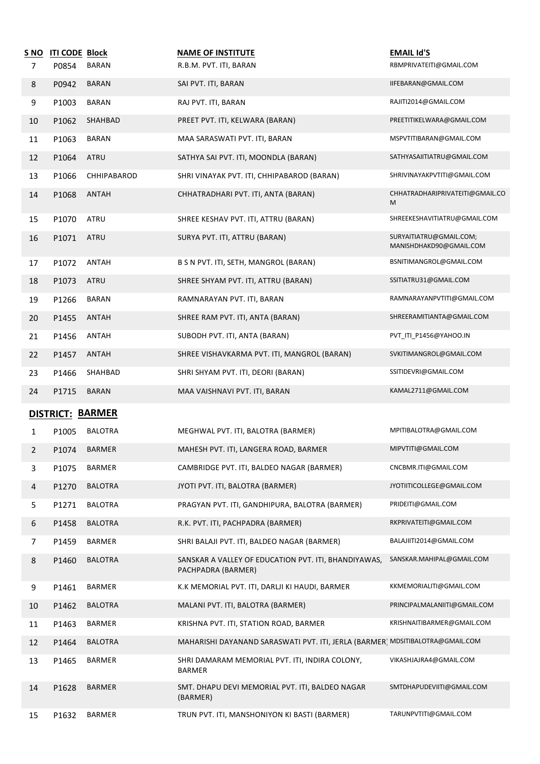| S NO | ITI CODE | Block | NAME OF INSTITUTE | EMAIL Id'S |
|---|---|---|---|---|
| 7 | P0854 | BARAN | R.B.M. PVT. ITI, BARAN | RBMPRIVATEITI@GMAIL.COM |
| 8 | P0942 | BARAN | SAI PVT. ITI, BARAN | IIFEBARAN@GMAIL.COM |
| 9 | P1003 | BARAN | RAJ PVT. ITI, BARAN | RAJITI2014@GMAIL.COM |
| 10 | P1062 | SHAHBAD | PREET PVT. ITI, KELWARA (BARAN) | PREETITIKELWARA@GMAIL.COM |
| 11 | P1063 | BARAN | MAA SARASWATI PVT. ITI, BARAN | MSPVTITIBARAN@GMAIL.COM |
| 12 | P1064 | ATRU | SATHYA SAI PVT. ITI, MOONDLA (BARAN) | SATHYASAIITIATRU@GMAIL.COM |
| 13 | P1066 | CHHIPABAROD | SHRI VINAYAK PVT. ITI, CHHIPABAROD (BARAN) | SHRIVINAYAKPVTITI@GMAIL.COM |
| 14 | P1068 | ANTAH | CHHATRADHARI PVT. ITI, ANTA (BARAN) | CHHATRADHARIPRIVATEITI@GMAIL.COM |
| 15 | P1070 | ATRU | SHREE KESHAV PVT. ITI, ATTRU (BARAN) | SHREEKESHAVITIATRU@GMAIL.COM |
| 16 | P1071 | ATRU | SURYA PVT. ITI, ATTRU (BARAN) | SURYAITIATRU@GMAIL.COM; MANISHDHAKD90@GMAIL.COM |
| 17 | P1072 | ANTAH | B S N PVT. ITI, SETH, MANGROL (BARAN) | BSNITIMANGROL@GMAIL.COM |
| 18 | P1073 | ATRU | SHREE SHYAM PVT. ITI, ATTRU (BARAN) | SSITIATRU31@GMAIL.COM |
| 19 | P1266 | BARAN | RAMNARAYAN PVT. ITI, BARAN | RAMNARAYANPVTITI@GMAIL.COM |
| 20 | P1455 | ANTAH | SHREE RAM PVT. ITI, ANTA (BARAN) | SHREERAMITIANTA@GMAIL.COM |
| 21 | P1456 | ANTAH | SUBODH PVT. ITI, ANTA (BARAN) | PVT_ITI_P1456@YAHOO.IN |
| 22 | P1457 | ANTAH | SHREE VISHAVKARMA PVT. ITI, MANGROL (BARAN) | SVKITIMANGROL@GMAIL.COM |
| 23 | P1466 | SHAHBAD | SHRI SHYAM PVT. ITI, DEORI (BARAN) | SSITIDEVRI@GMAIL.COM |
| 24 | P1715 | BARAN | MAA VAISHNAVI PVT. ITI, BARAN | KAMAL2711@GMAIL.COM |

## DISTRICT: BARMER

| S NO | ITI CODE | Block | NAME OF INSTITUTE | EMAIL Id'S |
|---|---|---|---|---|
| 1 | P1005 | BALOTRA | MEGHWAL PVT. ITI, BALOTRA (BARMER) | MPITIBALOTRA@GMAIL.COM |
| 2 | P1074 | BARMER | MAHESH PVT. ITI, LANGERA ROAD, BARMER | MIPVTITI@GMAIL.COM |
| 3 | P1075 | BARMER | CAMBRIDGE PVT. ITI, BALDEO NAGAR (BARMER) | CNCBMR.ITI@GMAIL.COM |
| 4 | P1270 | BALOTRA | JYOTI PVT. ITI, BALOTRA (BARMER) | JYOTIITICOLLEGE@GMAIL.COM |
| 5 | P1271 | BALOTRA | PRAGYAN PVT. ITI, GANDHIPURA, BALOTRA (BARMER) | PRIDEITI@GMAIL.COM |
| 6 | P1458 | BALOTRA | R.K. PVT. ITI, PACHPADRA (BARMER) | RKPRIVATEITI@GMAIL.COM |
| 7 | P1459 | BARMER | SHRI BALAJI PVT. ITI, BALDEO NAGAR (BARMER) | BALAJIITI2014@GMAIL.COM |
| 8 | P1460 | BALOTRA | SANSKAR A VALLEY OF EDUCATION PVT. ITI, BHANDIYAWAS, PACHPADRA (BARMER) | SANSKAR.MAHIPAL@GMAIL.COM |
| 9 | P1461 | BARMER | K.K MEMORIAL PVT. ITI, DARLJI KI HAUDI, BARMER | KKMEMORIALITI@GMAIL.COM |
| 10 | P1462 | BALOTRA | MALANI PVT. ITI, BALOTRA (BARMER) | PRINCIPALMALANIITI@GMAIL.COM |
| 11 | P1463 | BARMER | KRISHNA PVT. ITI, STATION ROAD, BARMER | KRISHNAITIBARMER@GMAIL.COM |
| 12 | P1464 | BALOTRA | MAHARISHI DAYANAND SARASWATI PVT. ITI, JERLA (BARMER) | MDSITIBALOTRA@GMAIL.COM |
| 13 | P1465 | BARMER | SHRI DAMARAM MEMORIAL PVT. ITI, INDIRA COLONY, BARMER | VIKASHJAJRA4@GMAIL.COM |
| 14 | P1628 | BARMER | SMT. DHAPU DEVI MEMORIAL PVT. ITI, BALDEO NAGAR (BARMER) | SMTDHAPUDEVIITI@GMAIL.COM |
| 15 | P1632 | BARMER | TRUN PVT. ITI, MANSHONIYON KI BASTI (BARMER) | TARUNPVTITI@GMAIL.COM |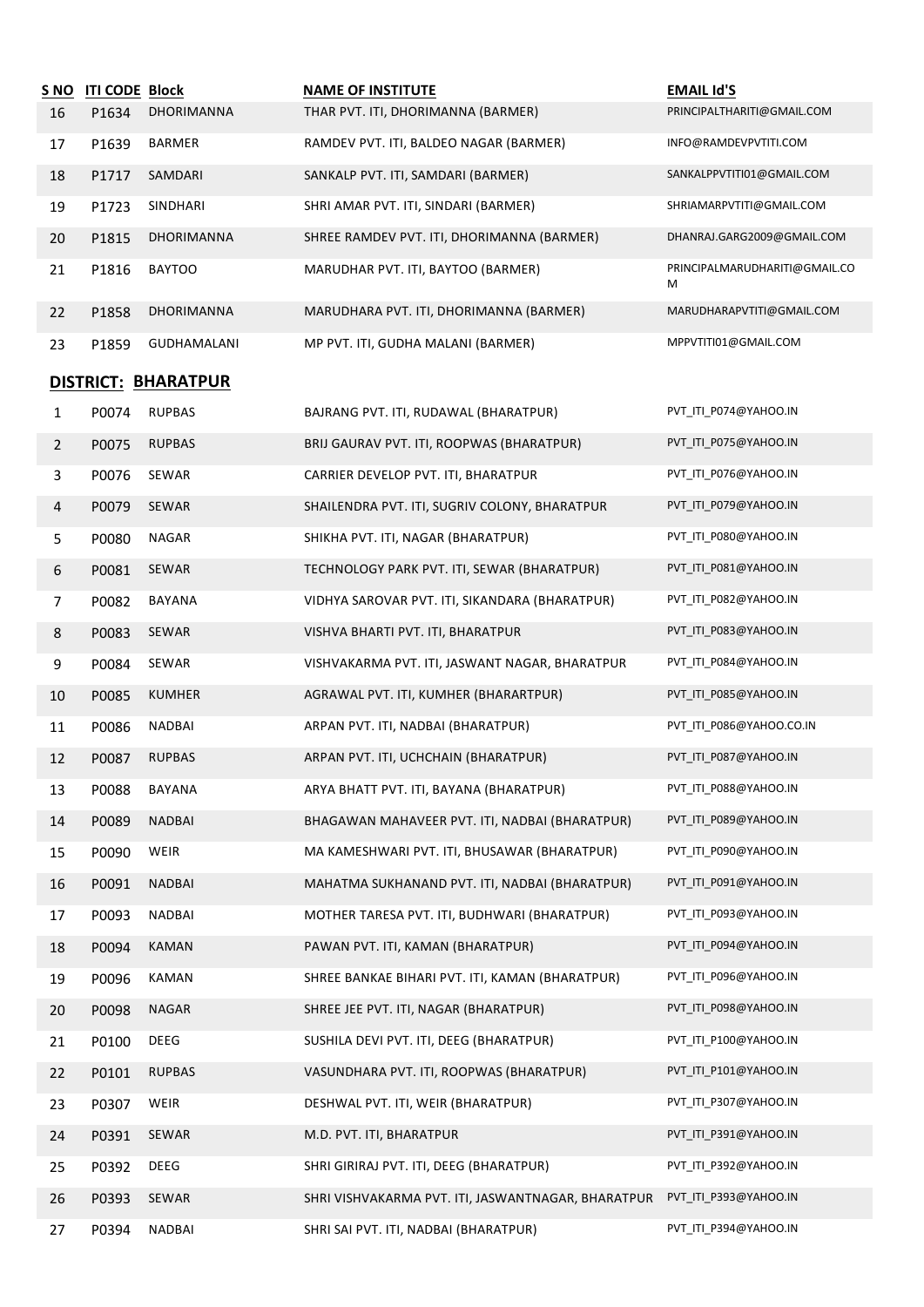| S NO | ITI CODE | Block | NAME OF INSTITUTE | EMAIL Id'S |
|---|---|---|---|---|
| 16 | P1634 | DHORIMANNA | THAR PVT. ITI, DHORIMANNA (BARMER) | PRINCIPALTHARITI@GMAIL.COM |
| 17 | P1639 | BARMER | RAMDEV PVT. ITI, BALDEO NAGAR (BARMER) | INFO@RAMDEVPVTITI.COM |
| 18 | P1717 | SAMDARI | SANKALP PVT. ITI, SAMDARI (BARMER) | SANKALPPVTITI01@GMAIL.COM |
| 19 | P1723 | SINDHARI | SHRI AMAR PVT. ITI, SINDARI (BARMER) | SHRIAMARPVTITI@GMAIL.COM |
| 20 | P1815 | DHORIMANNA | SHREE RAMDEV PVT. ITI, DHORIMANNA (BARMER) | DHANRAJ.GARG2009@GMAIL.COM |
| 21 | P1816 | BAYTOO | MARUDHAR PVT. ITI, BAYTOO (BARMER) | PRINCIPALMARUDHARITI@GMAIL.COM |
| 22 | P1858 | DHORIMANNA | MARUDHARA PVT. ITI, DHORIMANNA (BARMER) | MARUDHARAPVTITI@GMAIL.COM |
| 23 | P1859 | GUDHAMALANI | MP PVT. ITI, GUDHA MALANI (BARMER) | MPPVTITI01@GMAIL.COM |

**DISTRICT: BHARATPUR**

| S NO | ITI CODE | Block | NAME OF INSTITUTE | EMAIL Id'S |
|---|---|---|---|---|
| 1 | P0074 | RUPBAS | BAJRANG PVT. ITI, RUDAWAL (BHARATPUR) | PVT_ITI_P074@YAHOO.IN |
| 2 | P0075 | RUPBAS | BRIJ GAURAV PVT. ITI, ROOPWAS (BHARATPUR) | PVT_ITI_P075@YAHOO.IN |
| 3 | P0076 | SEWAR | CARRIER DEVELOP PVT. ITI, BHARATPUR | PVT_ITI_P076@YAHOO.IN |
| 4 | P0079 | SEWAR | SHAILENDRA PVT. ITI, SUGRIV COLONY, BHARATPUR | PVT_ITI_P079@YAHOO.IN |
| 5 | P0080 | NAGAR | SHIKHA PVT. ITI, NAGAR (BHARATPUR) | PVT_ITI_P080@YAHOO.IN |
| 6 | P0081 | SEWAR | TECHNOLOGY PARK PVT. ITI, SEWAR (BHARATPUR) | PVT_ITI_P081@YAHOO.IN |
| 7 | P0082 | BAYANA | VIDHYA SAROVAR PVT. ITI, SIKANDARA (BHARATPUR) | PVT_ITI_P082@YAHOO.IN |
| 8 | P0083 | SEWAR | VISHVA BHARTI PVT. ITI, BHARATPUR | PVT_ITI_P083@YAHOO.IN |
| 9 | P0084 | SEWAR | VISHVAKARMA PVT. ITI, JASWANT NAGAR, BHARATPUR | PVT_ITI_P084@YAHOO.IN |
| 10 | P0085 | KUMHER | AGRAWAL PVT. ITI, KUMHER (BHARARTPUR) | PVT_ITI_P085@YAHOO.IN |
| 11 | P0086 | NADBAI | ARPAN PVT. ITI, NADBAI (BHARATPUR) | PVT_ITI_P086@YAHOO.CO.IN |
| 12 | P0087 | RUPBAS | ARPAN PVT. ITI, UCHCHAIN (BHARATPUR) | PVT_ITI_P087@YAHOO.IN |
| 13 | P0088 | BAYANA | ARYA BHATT PVT. ITI, BAYANA (BHARATPUR) | PVT_ITI_P088@YAHOO.IN |
| 14 | P0089 | NADBAI | BHAGAWAN MAHAVEER PVT. ITI, NADBAI (BHARATPUR) | PVT_ITI_P089@YAHOO.IN |
| 15 | P0090 | WEIR | MA KAMESHWARI PVT. ITI, BHUSAWAR (BHARATPUR) | PVT_ITI_P090@YAHOO.IN |
| 16 | P0091 | NADBAI | MAHATMA SUKHANAND PVT. ITI, NADBAI (BHARATPUR) | PVT_ITI_P091@YAHOO.IN |
| 17 | P0093 | NADBAI | MOTHER TARESA PVT. ITI, BUDHWARI (BHARATPUR) | PVT_ITI_P093@YAHOO.IN |
| 18 | P0094 | KAMAN | PAWAN PVT. ITI, KAMAN (BHARATPUR) | PVT_ITI_P094@YAHOO.IN |
| 19 | P0096 | KAMAN | SHREE BANKAE BIHARI PVT. ITI, KAMAN (BHARATPUR) | PVT_ITI_P096@YAHOO.IN |
| 20 | P0098 | NAGAR | SHREE JEE PVT. ITI, NAGAR (BHARATPUR) | PVT_ITI_P098@YAHOO.IN |
| 21 | P0100 | DEEG | SUSHILA DEVI PVT. ITI, DEEG (BHARATPUR) | PVT_ITI_P100@YAHOO.IN |
| 22 | P0101 | RUPBAS | VASUNDHARA PVT. ITI, ROOPWAS (BHARATPUR) | PVT_ITI_P101@YAHOO.IN |
| 23 | P0307 | WEIR | DESHWAL PVT. ITI, WEIR (BHARATPUR) | PVT_ITI_P307@YAHOO.IN |
| 24 | P0391 | SEWAR | M.D. PVT. ITI, BHARATPUR | PVT_ITI_P391@YAHOO.IN |
| 25 | P0392 | DEEG | SHRI GIRIRAJ PVT. ITI, DEEG (BHARATPUR) | PVT_ITI_P392@YAHOO.IN |
| 26 | P0393 | SEWAR | SHRI VISHVAKARMA PVT. ITI, JASWANTNAGAR, BHARATPUR | PVT_ITI_P393@YAHOO.IN |
| 27 | P0394 | NADBAI | SHRI SAI PVT. ITI, NADBAI (BHARATPUR) | PVT_ITI_P394@YAHOO.IN |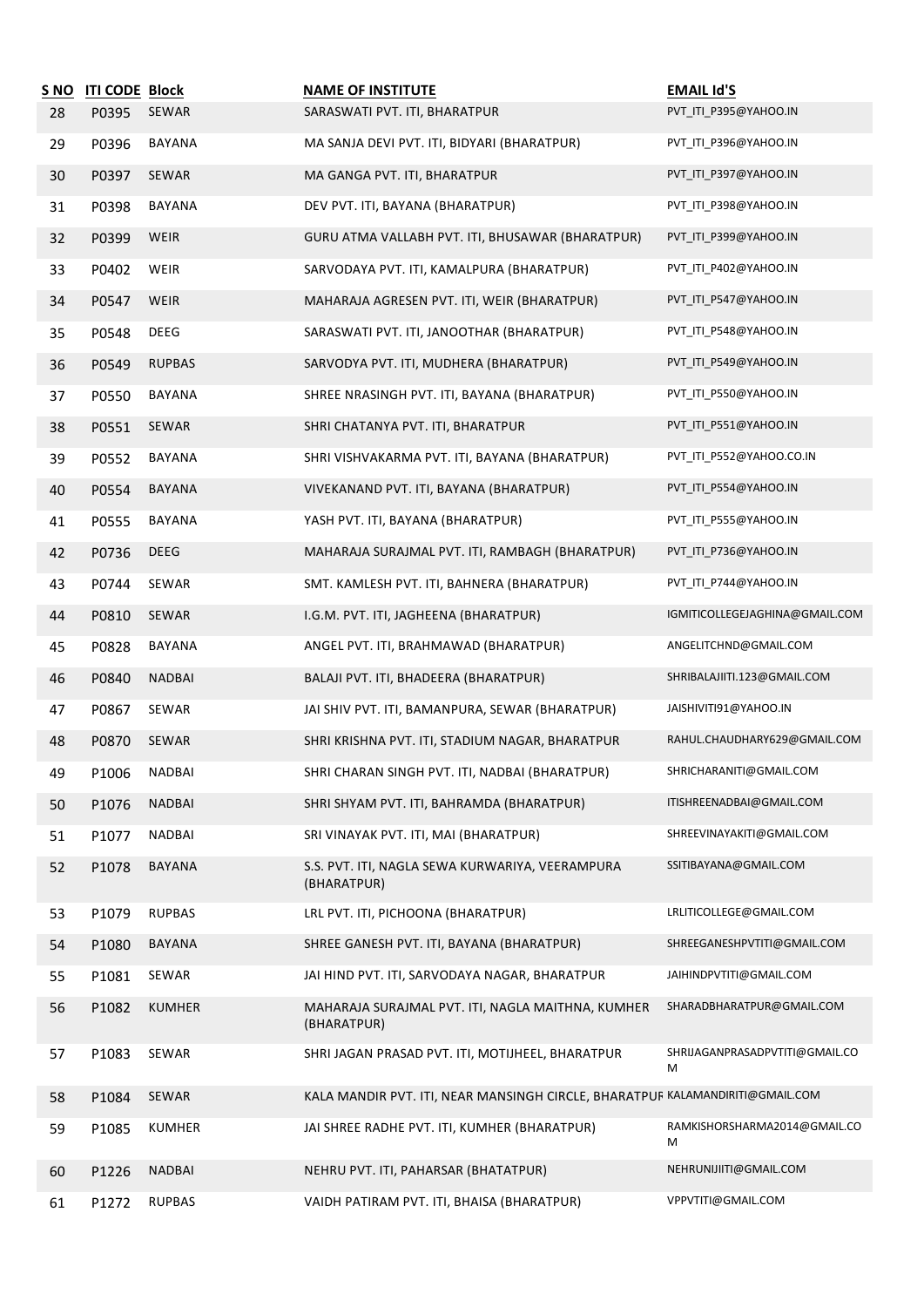| S NO | ITI CODE | Block | NAME OF INSTITUTE | EMAIL Id'S |
|---|---|---|---|---|
| 28 | P0395 | SEWAR | SARASWATI PVT. ITI, BHARATPUR | PVT_ITI_P395@YAHOO.IN |
| 29 | P0396 | BAYANA | MA SANJA DEVI PVT. ITI, BIDYARI (BHARATPUR) | PVT_ITI_P396@YAHOO.IN |
| 30 | P0397 | SEWAR | MA GANGA PVT. ITI, BHARATPUR | PVT_ITI_P397@YAHOO.IN |
| 31 | P0398 | BAYANA | DEV PVT. ITI, BAYANA (BHARATPUR) | PVT_ITI_P398@YAHOO.IN |
| 32 | P0399 | WEIR | GURU ATMA VALLABH PVT. ITI, BHUSAWAR (BHARATPUR) | PVT_ITI_P399@YAHOO.IN |
| 33 | P0402 | WEIR | SARVODAYA PVT. ITI, KAMALPURA (BHARATPUR) | PVT_ITI_P402@YAHOO.IN |
| 34 | P0547 | WEIR | MAHARAJA AGRESEN PVT. ITI, WEIR (BHARATPUR) | PVT_ITI_P547@YAHOO.IN |
| 35 | P0548 | DEEG | SARASWATI PVT. ITI, JANOOTHAR (BHARATPUR) | PVT_ITI_P548@YAHOO.IN |
| 36 | P0549 | RUPBAS | SARVODYA PVT. ITI, MUDHERA (BHARATPUR) | PVT_ITI_P549@YAHOO.IN |
| 37 | P0550 | BAYANA | SHREE NRASINGH PVT. ITI, BAYANA (BHARATPUR) | PVT_ITI_P550@YAHOO.IN |
| 38 | P0551 | SEWAR | SHRI CHATANYA PVT. ITI, BHARATPUR | PVT_ITI_P551@YAHOO.IN |
| 39 | P0552 | BAYANA | SHRI VISHVAKARMA PVT. ITI, BAYANA (BHARATPUR) | PVT_ITI_P552@YAHOO.CO.IN |
| 40 | P0554 | BAYANA | VIVEKANAND PVT. ITI, BAYANA (BHARATPUR) | PVT_ITI_P554@YAHOO.IN |
| 41 | P0555 | BAYANA | YASH PVT. ITI, BAYANA (BHARATPUR) | PVT_ITI_P555@YAHOO.IN |
| 42 | P0736 | DEEG | MAHARAJA SURAJMAL PVT. ITI, RAMBAGH (BHARATPUR) | PVT_ITI_P736@YAHOO.IN |
| 43 | P0744 | SEWAR | SMT. KAMLESH PVT. ITI, BAHNERA (BHARATPUR) | PVT_ITI_P744@YAHOO.IN |
| 44 | P0810 | SEWAR | I.G.M. PVT. ITI, JAGHEENA (BHARATPUR) | IGMITICOLLEGEJAGHINA@GMAIL.COM |
| 45 | P0828 | BAYANA | ANGEL PVT. ITI, BRAHMAWAD (BHARATPUR) | ANGELITCHND@GMAIL.COM |
| 46 | P0840 | NADBAI | BALAJI PVT. ITI, BHADEERA (BHARATPUR) | SHRIBALAJIITI.123@GMAIL.COM |
| 47 | P0867 | SEWAR | JAI SHIV PVT. ITI, BAMANPURA, SEWAR (BHARATPUR) | JAISHIVITI91@YAHOO.IN |
| 48 | P0870 | SEWAR | SHRI KRISHNA PVT. ITI, STADIUM NAGAR, BHARATPUR | RAHUL.CHAUDHARY629@GMAIL.COM |
| 49 | P1006 | NADBAI | SHRI CHARAN SINGH PVT. ITI, NADBAI (BHARATPUR) | SHRICHARANITI@GMAIL.COM |
| 50 | P1076 | NADBAI | SHRI SHYAM PVT. ITI, BAHRAMDA (BHARATPUR) | ITISHREENADBAI@GMAIL.COM |
| 51 | P1077 | NADBAI | SRI VINAYAK PVT. ITI, MAI (BHARATPUR) | SHREEVINAYAKITI@GMAIL.COM |
| 52 | P1078 | BAYANA | S.S. PVT. ITI, NAGLA SEWA KURWARIYA, VEERAMPURA (BHARATPUR) | SSITIBAYANA@GMAIL.COM |
| 53 | P1079 | RUPBAS | LRL PVT. ITI, PICHOONA (BHARATPUR) | LRLITICOLLEGE@GMAIL.COM |
| 54 | P1080 | BAYANA | SHREE GANESH PVT. ITI, BAYANA (BHARATPUR) | SHREEGANESHPVTITI@GMAIL.COM |
| 55 | P1081 | SEWAR | JAI HIND PVT. ITI, SARVODAYA NAGAR, BHARATPUR | JAIHINDPVTITI@GMAIL.COM |
| 56 | P1082 | KUMHER | MAHARAJA SURAJMAL PVT. ITI, NAGLA MAITHNA, KUMHER (BHARATPUR) | SHARADBHARATPUR@GMAIL.COM |
| 57 | P1083 | SEWAR | SHRI JAGAN PRASAD PVT. ITI, MOTIJHEEL, BHARATPUR | SHRIJAGANPRASADPVTITI@GMAIL.COM |
| 58 | P1084 | SEWAR | KALA MANDIR PVT. ITI, NEAR MANSINGH CIRCLE, BHARATPUR | KALAMANDIRITI@GMAIL.COM |
| 59 | P1085 | KUMHER | JAI SHREE RADHE PVT. ITI, KUMHER (BHARATPUR) | RAMKISHORSHARMA2014@GMAIL.COM |
| 60 | P1226 | NADBAI | NEHRU PVT. ITI, PAHARSAR (BHATATPUR) | NEHRUNIJIITI@GMAIL.COM |
| 61 | P1272 | RUPBAS | VAIDH PATIRAM PVT. ITI, BHAISA (BHARATPUR) | VPPVTITI@GMAIL.COM |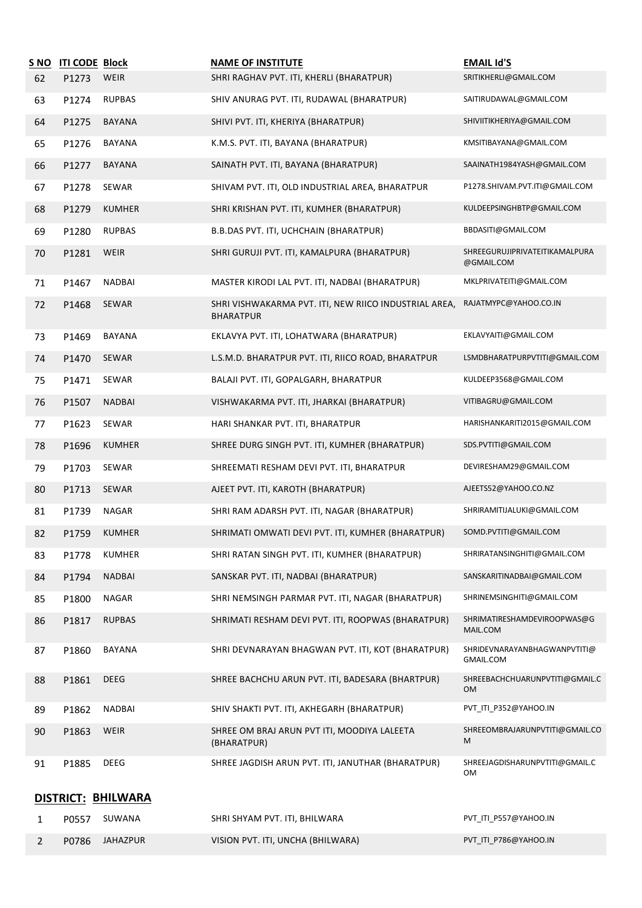| S NO | ITI CODE | Block | NAME OF INSTITUTE | EMAIL Id'S |
|---|---|---|---|---|
| 62 | P1273 | WEIR | SHRI RAGHAV PVT. ITI, KHERLI (BHARATPUR) | SRITIKHERLI@GMAIL.COM |
| 63 | P1274 | RUPBAS | SHIV ANURAG PVT. ITI, RUDAWAL (BHARATPUR) | SAITIRUDAWAL@GMAIL.COM |
| 64 | P1275 | BAYANA | SHIVI PVT. ITI, KHERIYA (BHARATPUR) | SHIVIITIKHERIYA@GMAIL.COM |
| 65 | P1276 | BAYANA | K.M.S. PVT. ITI, BAYANA (BHARATPUR) | KMSITIBAYANA@GMAIL.COM |
| 66 | P1277 | BAYANA | SAINATH PVT. ITI, BAYANA (BHARATPUR) | SAAINATH1984YASH@GMAIL.COM |
| 67 | P1278 | SEWAR | SHIVAM PVT. ITI, OLD INDUSTRIAL AREA, BHARATPUR | P1278.SHIVAM.PVT.ITI@GMAIL.COM |
| 68 | P1279 | KUMHER | SHRI KRISHAN PVT. ITI, KUMHER (BHARATPUR) | KULDEEPSINGHBTP@GMAIL.COM |
| 69 | P1280 | RUPBAS | B.B.DAS PVT. ITI, UCHCHAIN (BHARATPUR) | BBDASITI@GMAIL.COM |
| 70 | P1281 | WEIR | SHRI GURUJI PVT. ITI, KAMALPURA (BHARATPUR) | SHREEGURUJIPRIVATEITIKAMALPURA@GMAIL.COM |
| 71 | P1467 | NADBAI | MASTER KIRODI LAL PVT. ITI, NADBAI (BHARATPUR) | MKLPRIVATEITI@GMAIL.COM |
| 72 | P1468 | SEWAR | SHRI VISHWAKARMA PVT. ITI, NEW RIICO INDUSTRIAL AREA, BHARATPUR | RAJATMYPC@YAHOO.CO.IN |
| 73 | P1469 | BAYANA | EKLAVYA PVT. ITI, LOHATWARA (BHARATPUR) | EKLAVYAITI@GMAIL.COM |
| 74 | P1470 | SEWAR | L.S.M.D. BHARATPUR PVT. ITI, RIICO ROAD, BHARATPUR | LSMDBHARATPURPVTITI@GMAIL.COM |
| 75 | P1471 | SEWAR | BALAJI PVT. ITI, GOPALGARH, BHARATPUR | KULDEEP3568@GMAIL.COM |
| 76 | P1507 | NADBAI | VISHWAKARMA PVT. ITI, JHARKAI (BHARATPUR) | VITIBAGRU@GMAIL.COM |
| 77 | P1623 | SEWAR | HARI SHANKAR PVT. ITI, BHARATPUR | HARISHANKARITI2015@GMAIL.COM |
| 78 | P1696 | KUMHER | SHREE DURG SINGH PVT. ITI, KUMHER (BHARATPUR) | SDS.PVTITI@GMAIL.COM |
| 79 | P1703 | SEWAR | SHREEMATI RESHAM DEVI PVT. ITI, BHARATPUR | DEVIRESHAM29@GMAIL.COM |
| 80 | P1713 | SEWAR | AJEET PVT. ITI, KAROTH (BHARATPUR) | AJEETS52@YAHOO.CO.NZ |
| 81 | P1739 | NAGAR | SHRI RAM ADARSH PVT. ITI, NAGAR (BHARATPUR) | SHRIRAMITIJALUKI@GMAIL.COM |
| 82 | P1759 | KUMHER | SHRIMATI OMWATI DEVI PVT. ITI, KUMHER (BHARATPUR) | SOMD.PVTITI@GMAIL.COM |
| 83 | P1778 | KUMHER | SHRI RATAN SINGH PVT. ITI, KUMHER (BHARATPUR) | SHRIRATANSINGHITI@GMAIL.COM |
| 84 | P1794 | NADBAI | SANSKAR PVT. ITI, NADBAI (BHARATPUR) | SANSKARITINADBAI@GMAIL.COM |
| 85 | P1800 | NAGAR | SHRI NEMSINGH PARMAR PVT. ITI, NAGAR (BHARATPUR) | SHRINEMSINGHITI@GMAIL.COM |
| 86 | P1817 | RUPBAS | SHRIMATI RESHAM DEVI PVT. ITI, ROOPWAS (BHARATPUR) | SHRIMATIRESHAMDEVIROOPWAS@GMAIL.COM |
| 87 | P1860 | BAYANA | SHRI DEVNARAYAN BHAGWAN PVT. ITI, KOT (BHARATPUR) | SHRIDEVNARAYANBHAGWANPVTITI@GMAIL.COM |
| 88 | P1861 | DEEG | SHREE BACHCHU ARUN PVT. ITI, BADESARA (BHARTPUR) | SHREEBACHCHUARUNPVTITI@GMAIL.COM |
| 89 | P1862 | NADBAI | SHIV SHAKTI PVT. ITI, AKHEGARH (BHARATPUR) | PVT_ITI_P352@YAHOO.IN |
| 90 | P1863 | WEIR | SHREE OM BRAJ ARUN PVT ITI, MOODIYA LALEETA (BHARATPUR) | SHREEOMBRAJARUNPVTITI@GMAIL.COM |
| 91 | P1885 | DEEG | SHREE JAGDISH ARUN PVT. ITI, JANUTHAR (BHARATPUR) | SHREEJAGDISHARUNPVTITI@GMAIL.COM |

**DISTRICT: BHILWARA**

| S NO | ITI CODE | Block | NAME OF INSTITUTE | EMAIL Id'S |
|---|---|---|---|---|
| 1 | P0557 | SUWANA | SHRI SHYAM PVT. ITI, BHILWARA | PVT_ITI_P557@YAHOO.IN |
| 2 | P0786 | JAHAZPUR | VISION PVT. ITI, UNCHA (BHILWARA) | PVT_ITI_P786@YAHOO.IN |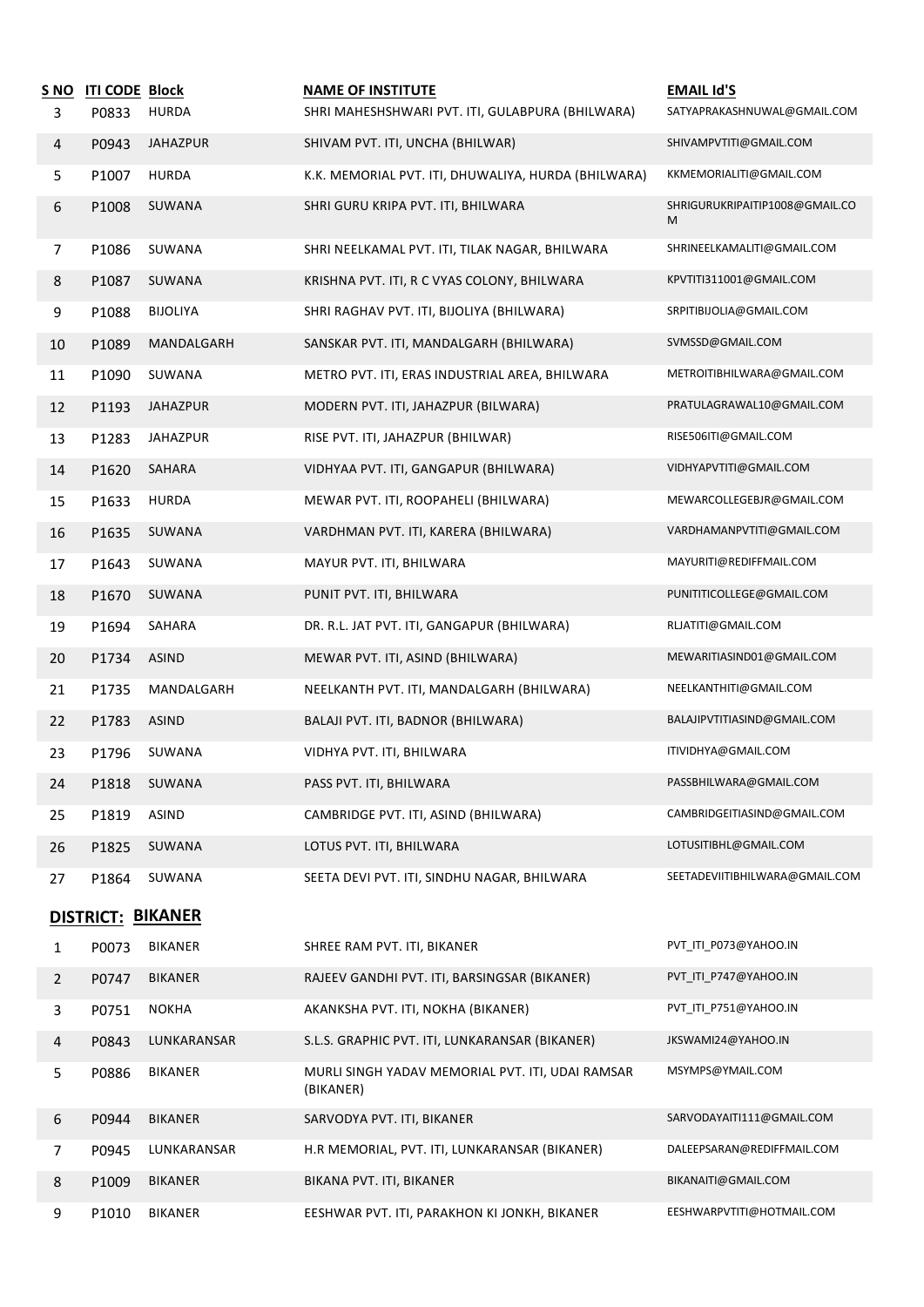| S NO | ITI CODE | Block | NAME OF INSTITUTE | EMAIL Id'S |
|---|---|---|---|---|
| 3 | P0833 | HURDA | SHRI MAHESHSHWARI PVT. ITI, GULABPURA (BHILWARA) | SATYAPRAKASHNUWAL@GMAIL.COM |
| 4 | P0943 | JAHAZPUR | SHIVAM PVT. ITI, UNCHA (BHILWAR) | SHIVAMPVTITI@GMAIL.COM |
| 5 | P1007 | HURDA | K.K. MEMORIAL PVT. ITI, DHUWALIYA, HURDA (BHILWARA) | KKMEMORIALITI@GMAIL.COM |
| 6 | P1008 | SUWANA | SHRI GURU KRIPA PVT. ITI, BHILWARA | SHRIGURUKRIPAITIP1008@GMAIL.COM |
| 7 | P1086 | SUWANA | SHRI NEELKAMAL PVT. ITI, TILAK NAGAR, BHILWARA | SHRINEELKAMALITI@GMAIL.COM |
| 8 | P1087 | SUWANA | KRISHNA PVT. ITI, R C VYAS COLONY, BHILWARA | KPVTITI311001@GMAIL.COM |
| 9 | P1088 | BIJOLIYA | SHRI RAGHAV PVT. ITI, BIJOLIYA (BHILWARA) | SRPITIBIJOLIA@GMAIL.COM |
| 10 | P1089 | MANDALGARH | SANSKAR PVT. ITI, MANDALGARH (BHILWARA) | SVMSSD@GMAIL.COM |
| 11 | P1090 | SUWANA | METRO PVT. ITI, ERAS INDUSTRIAL AREA, BHILWARA | METROITIBHILWARA@GMAIL.COM |
| 12 | P1193 | JAHAZPUR | MODERN PVT. ITI, JAHAZPUR (BILWARA) | PRATULAGRAWAL10@GMAIL.COM |
| 13 | P1283 | JAHAZPUR | RISE PVT. ITI, JAHAZPUR (BHILWAR) | RISE506ITI@GMAIL.COM |
| 14 | P1620 | SAHARA | VIDHYAA PVT. ITI, GANGAPUR (BHILWARA) | VIDHYAPVTITI@GMAIL.COM |
| 15 | P1633 | HURDA | MEWAR PVT. ITI, ROOPAHELI (BHILWARA) | MEWARCOLLEGEBJR@GMAIL.COM |
| 16 | P1635 | SUWANA | VARDHMAN PVT. ITI, KARERA (BHILWARA) | VARDHAMANPVTITI@GMAIL.COM |
| 17 | P1643 | SUWANA | MAYUR PVT. ITI, BHILWARA | MAYURITI@REDIFFMAIL.COM |
| 18 | P1670 | SUWANA | PUNIT PVT. ITI, BHILWARA | PUNITITICOLLEGE@GMAIL.COM |
| 19 | P1694 | SAHARA | DR. R.L. JAT PVT. ITI, GANGAPUR (BHILWARA) | RLJATITI@GMAIL.COM |
| 20 | P1734 | ASIND | MEWAR PVT. ITI, ASIND (BHILWARA) | MEWARITIASIND01@GMAIL.COM |
| 21 | P1735 | MANDALGARH | NEELKANTH PVT. ITI, MANDALGARH (BHILWARA) | NEELKANTHITI@GMAIL.COM |
| 22 | P1783 | ASIND | BALAJI PVT. ITI, BADNOR (BHILWARA) | BALAJIPVTITIASIND@GMAIL.COM |
| 23 | P1796 | SUWANA | VIDHYA PVT. ITI, BHILWARA | ITIVIDHYA@GMAIL.COM |
| 24 | P1818 | SUWANA | PASS PVT. ITI, BHILWARA | PASSBHILWARA@GMAIL.COM |
| 25 | P1819 | ASIND | CAMBRIDGE PVT. ITI, ASIND (BHILWARA) | CAMBRIDGEITIASIND@GMAIL.COM |
| 26 | P1825 | SUWANA | LOTUS PVT. ITI, BHILWARA | LOTUSITIBHL@GMAIL.COM |
| 27 | P1864 | SUWANA | SEETA DEVI PVT. ITI, SINDHU NAGAR, BHILWARA | SEETADEVIITIBHILWARA@GMAIL.COM |

## DISTRICT: BIKANER

| S NO | ITI CODE | Block | NAME OF INSTITUTE | EMAIL Id'S |
|---|---|---|---|---|
| 1 | P0073 | BIKANER | SHREE RAM PVT. ITI, BIKANER | PVT_ITI_P073@YAHOO.IN |
| 2 | P0747 | BIKANER | RAJEEV GANDHI PVT. ITI, BARSINGSAR (BIKANER) | PVT_ITI_P747@YAHOO.IN |
| 3 | P0751 | NOKHA | AKANKSHA PVT. ITI, NOKHA (BIKANER) | PVT_ITI_P751@YAHOO.IN |
| 4 | P0843 | LUNKARANSAR | S.L.S. GRAPHIC PVT. ITI, LUNKARANSAR (BIKANER) | JKSWAMI24@YAHOO.IN |
| 5 | P0886 | BIKANER | MURLI SINGH YADAV MEMORIAL PVT. ITI, UDAI RAMSAR (BIKANER) | MSYMPS@YMAIL.COM |
| 6 | P0944 | BIKANER | SARVODYA PVT. ITI, BIKANER | SARVODAYAITI111@GMAIL.COM |
| 7 | P0945 | LUNKARANSAR | H.R MEMORIAL, PVT. ITI, LUNKARANSAR (BIKANER) | DALEEPSARAN@REDIFFMAIL.COM |
| 8 | P1009 | BIKANER | BIKANA PVT. ITI, BIKANER | BIKANAITI@GMAIL.COM |
| 9 | P1010 | BIKANER | EESHWAR PVT. ITI, PARAKHON KI JONKH, BIKANER | EESHWARPVTITI@HOTMAIL.COM |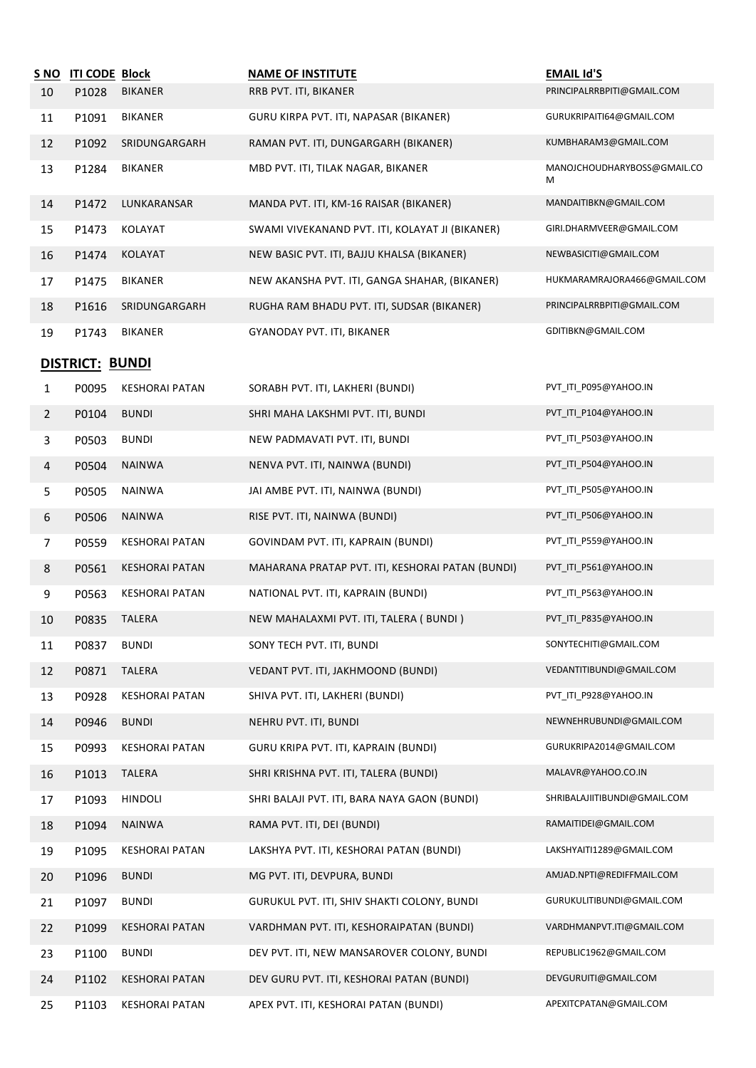| S NO | ITI CODE | Block | NAME OF INSTITUTE | EMAIL Id'S |
|---|---|---|---|---|
| 10 | P1028 | BIKANER | RRB PVT. ITI, BIKANER | PRINCIPALRRBPITI@GMAIL.COM |
| 11 | P1091 | BIKANER | GURU KIRPA PVT. ITI, NAPASAR (BIKANER) | GURUKRIPAITI64@GMAIL.COM |
| 12 | P1092 | SRIDUNGARGARH | RAMAN PVT. ITI, DUNGARGARH (BIKANER) | KUMBHARAM3@GMAIL.COM |
| 13 | P1284 | BIKANER | MBD PVT. ITI, TILAK NAGAR, BIKANER | MANOJCHOUDHARYBOSS@GMAIL.COM |
| 14 | P1472 | LUNKARANSAR | MANDA PVT. ITI, KM-16 RAISAR (BIKANER) | MANDAITIBKN@GMAIL.COM |
| 15 | P1473 | KOLAYAT | SWAMI VIVEKANAND PVT. ITI, KOLAYAT JI (BIKANER) | GIRI.DHARMVEER@GMAIL.COM |
| 16 | P1474 | KOLAYAT | NEW BASIC PVT. ITI, BAJJU KHALSA (BIKANER) | NEWBASICITI@GMAIL.COM |
| 17 | P1475 | BIKANER | NEW AKANSHA PVT. ITI, GANGA SHAHAR, (BIKANER) | HUKMARAMRAJORA466@GMAIL.COM |
| 18 | P1616 | SRIDUNGARGARH | RUGHA RAM BHADU PVT. ITI, SUDSAR (BIKANER) | PRINCIPALRRBPITI@GMAIL.COM |
| 19 | P1743 | BIKANER | GYANODAY PVT. ITI, BIKANER | GDITIBKN@GMAIL.COM |

## DISTRICT: BUNDI

| S NO | ITI CODE | Block | NAME OF INSTITUTE | EMAIL Id'S |
|---|---|---|---|---|
| 1 | P0095 | KESHORAI PATAN | SORABH PVT. ITI, LAKHERI (BUNDI) | PVT_ITI_P095@YAHOO.IN |
| 2 | P0104 | BUNDI | SHRI MAHA LAKSHMI PVT. ITI, BUNDI | PVT_ITI_P104@YAHOO.IN |
| 3 | P0503 | BUNDI | NEW PADMAVATI PVT. ITI, BUNDI | PVT_ITI_P503@YAHOO.IN |
| 4 | P0504 | NAINWA | NENVA PVT. ITI, NAINWA (BUNDI) | PVT_ITI_P504@YAHOO.IN |
| 5 | P0505 | NAINWA | JAI AMBE PVT. ITI, NAINWA (BUNDI) | PVT_ITI_P505@YAHOO.IN |
| 6 | P0506 | NAINWA | RISE PVT. ITI, NAINWA (BUNDI) | PVT_ITI_P506@YAHOO.IN |
| 7 | P0559 | KESHORAI PATAN | GOVINDAM PVT. ITI, KAPRAIN (BUNDI) | PVT_ITI_P559@YAHOO.IN |
| 8 | P0561 | KESHORAI PATAN | MAHARANA PRATAP PVT. ITI, KESHORAI PATAN (BUNDI) | PVT_ITI_P561@YAHOO.IN |
| 9 | P0563 | KESHORAI PATAN | NATIONAL PVT. ITI, KAPRAIN (BUNDI) | PVT_ITI_P563@YAHOO.IN |
| 10 | P0835 | TALERA | NEW MAHALAXMI PVT. ITI, TALERA ( BUNDI ) | PVT_ITI_P835@YAHOO.IN |
| 11 | P0837 | BUNDI | SONY TECH PVT. ITI, BUNDI | SONYTECHITI@GMAIL.COM |
| 12 | P0871 | TALERA | VEDANT PVT. ITI, JAKHMOOND (BUNDI) | VEDANTITIBUNDI@GMAIL.COM |
| 13 | P0928 | KESHORAI PATAN | SHIVA PVT. ITI, LAKHERI (BUNDI) | PVT_ITI_P928@YAHOO.IN |
| 14 | P0946 | BUNDI | NEHRU PVT. ITI, BUNDI | NEWNEHRUBUNDI@GMAIL.COM |
| 15 | P0993 | KESHORAI PATAN | GURU KRIPA PVT. ITI, KAPRAIN (BUNDI) | GURUKRIPA2014@GMAIL.COM |
| 16 | P1013 | TALERA | SHRI KRISHNA PVT. ITI, TALERA (BUNDI) | MALAVR@YAHOO.CO.IN |
| 17 | P1093 | HINDOLI | SHRI BALAJI PVT. ITI, BARA NAYA GAON (BUNDI) | SHRIBALAJIITIBUNDI@GMAIL.COM |
| 18 | P1094 | NAINWA | RAMA PVT. ITI, DEI (BUNDI) | RAMAITIDEI@GMAIL.COM |
| 19 | P1095 | KESHORAI PATAN | LAKSHYA PVT. ITI, KESHORAI PATAN (BUNDI) | LAKSHYAITI1289@GMAIL.COM |
| 20 | P1096 | BUNDI | MG PVT. ITI, DEVPURA, BUNDI | AMJAD.NPTI@REDIFFMAIL.COM |
| 21 | P1097 | BUNDI | GURUKUL PVT. ITI, SHIV SHAKTI COLONY, BUNDI | GURUKULITIBUNDI@GMAIL.COM |
| 22 | P1099 | KESHORAI PATAN | VARDHMAN PVT. ITI, KESHORAIPATAN (BUNDI) | VARDHMANPVT.ITI@GMAIL.COM |
| 23 | P1100 | BUNDI | DEV PVT. ITI, NEW MANSAROVER COLONY, BUNDI | REPUBLIC1962@GMAIL.COM |
| 24 | P1102 | KESHORAI PATAN | DEV GURU PVT. ITI, KESHORAI PATAN (BUNDI) | DEVGURUITI@GMAIL.COM |
| 25 | P1103 | KESHORAI PATAN | APEX PVT. ITI, KESHORAI PATAN (BUNDI) | APEXITCPATAN@GMAIL.COM |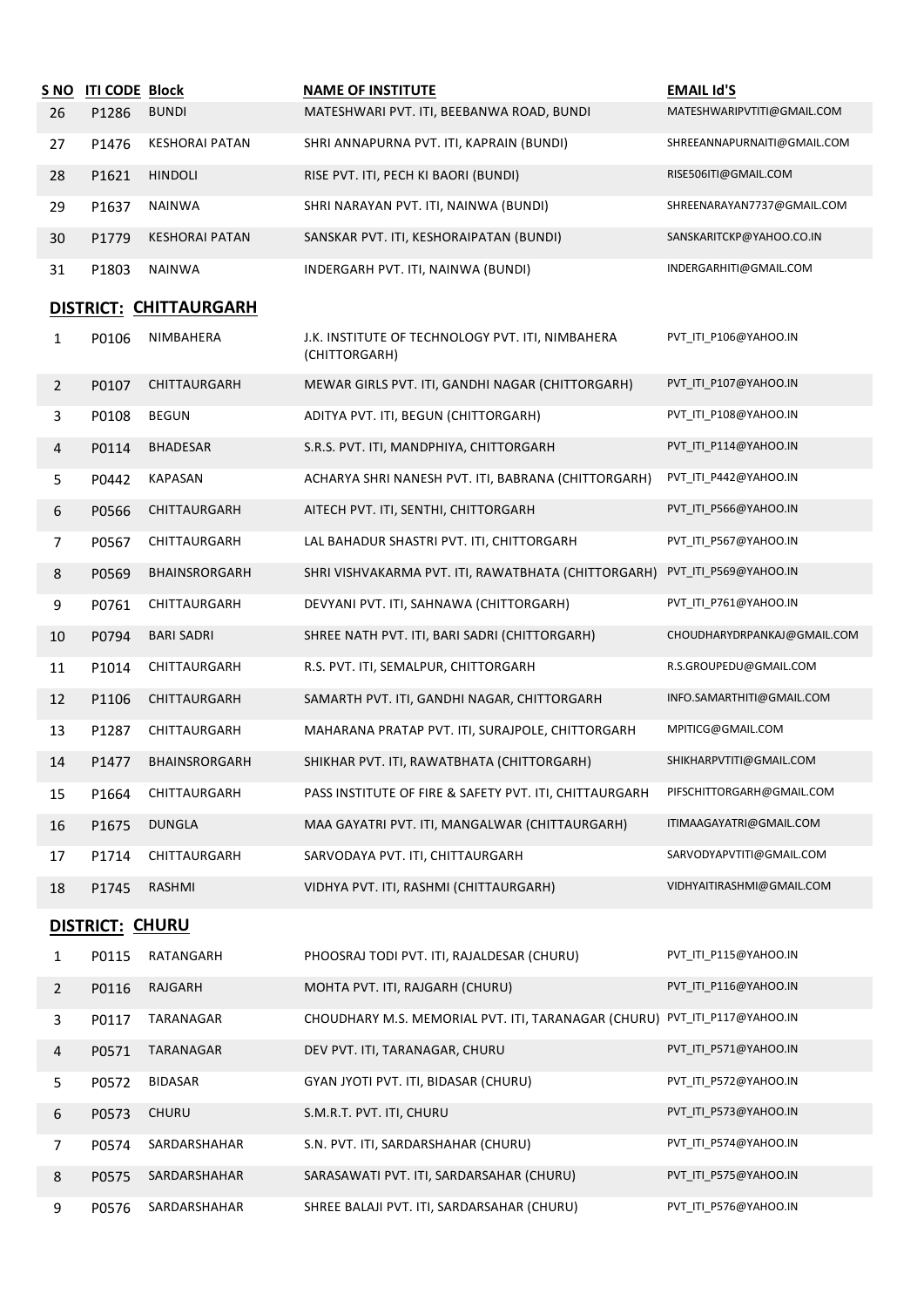| S NO | ITI CODE | Block | NAME OF INSTITUTE | EMAIL Id'S |
|---|---|---|---|---|
| 26 | P1286 | BUNDI | MATESHWARI PVT. ITI, BEEBANWA ROAD, BUNDI | MATESHWARIPVTITI@GMAIL.COM |
| 27 | P1476 | KESHORAI PATAN | SHRI ANNAPURNA PVT. ITI, KAPRAIN (BUNDI) | SHREEANNAPURNAITI@GMAIL.COM |
| 28 | P1621 | HINDOLI | RISE PVT. ITI, PECH KI BAORI (BUNDI) | RISE506ITI@GMAIL.COM |
| 29 | P1637 | NAINWA | SHRI NARAYAN PVT. ITI, NAINWA (BUNDI) | SHREENARAYAN7737@GMAIL.COM |
| 30 | P1779 | KESHORAI PATAN | SANSKAR PVT. ITI, KESHORAIPATAN (BUNDI) | SANSKARITCKP@YAHOO.CO.IN |
| 31 | P1803 | NAINWA | INDERGARH PVT. ITI, NAINWA (BUNDI) | INDERGARHITI@GMAIL.COM |

## DISTRICT: CHITTAURGARH

| S NO | ITI CODE | Block | NAME OF INSTITUTE | EMAIL Id'S |
|---|---|---|---|---|
| 1 | P0106 | NIMBAHERA | J.K. INSTITUTE OF TECHNOLOGY PVT. ITI, NIMBAHERA (CHITTORGARH) | PVT_ITI_P106@YAHOO.IN |
| 2 | P0107 | CHITTAURGARH | MEWAR GIRLS PVT. ITI, GANDHI NAGAR (CHITTORGARH) | PVT_ITI_P107@YAHOO.IN |
| 3 | P0108 | BEGUN | ADITYA PVT. ITI, BEGUN (CHITTORGARH) | PVT_ITI_P108@YAHOO.IN |
| 4 | P0114 | BHADESAR | S.R.S. PVT. ITI, MANDPHIYA, CHITTORGARH | PVT_ITI_P114@YAHOO.IN |
| 5 | P0442 | KAPASAN | ACHARYA SHRI NANESH PVT. ITI, BABRANA (CHITTORGARH) | PVT_ITI_P442@YAHOO.IN |
| 6 | P0566 | CHITTAURGARH | AITECH PVT. ITI, SENTHI, CHITTORGARH | PVT_ITI_P566@YAHOO.IN |
| 7 | P0567 | CHITTAURGARH | LAL BAHADUR SHASTRI PVT. ITI, CHITTORGARH | PVT_ITI_P567@YAHOO.IN |
| 8 | P0569 | BHAINSRORGARH | SHRI VISHVAKARMA PVT. ITI, RAWATBHATA (CHITTORGARH) | PVT_ITI_P569@YAHOO.IN |
| 9 | P0761 | CHITTAURGARH | DEVYANI PVT. ITI, SAHNAWA (CHITTORGARH) | PVT_ITI_P761@YAHOO.IN |
| 10 | P0794 | BARI SADRI | SHREE NATH PVT. ITI, BARI SADRI (CHITTORGARH) | CHOUDHARYDRPANKAJ@GMAIL.COM |
| 11 | P1014 | CHITTAURGARH | R.S. PVT. ITI, SEMALPUR, CHITTORGARH | R.S.GROUPEDU@GMAIL.COM |
| 12 | P1106 | CHITTAURGARH | SAMARTH PVT. ITI, GANDHI NAGAR, CHITTORGARH | INFO.SAMARTHITI@GMAIL.COM |
| 13 | P1287 | CHITTAURGARH | MAHARANA PRATAP PVT. ITI, SURAJPOLE, CHITTORGARH | MPITICG@GMAIL.COM |
| 14 | P1477 | BHAINSRORGARH | SHIKHAR PVT. ITI, RAWATBHATA (CHITTORGARH) | SHIKHARPVTITI@GMAIL.COM |
| 15 | P1664 | CHITTAURGARH | PASS INSTITUTE OF FIRE & SAFETY PVT. ITI, CHITTAURGARH | PIFSCHITTORGARH@GMAIL.COM |
| 16 | P1675 | DUNGLA | MAA GAYATRI PVT. ITI, MANGALWAR (CHITTAURGARH) | ITIMAAGAYATRI@GMAIL.COM |
| 17 | P1714 | CHITTAURGARH | SARVODAYA PVT. ITI, CHITTAURGARH | SARVODYAPVTITI@GMAIL.COM |
| 18 | P1745 | RASHMI | VIDHYA PVT. ITI, RASHMI (CHITTAURGARH) | VIDHYAITIRASHMI@GMAIL.COM |

## DISTRICT: CHURU

| S NO | ITI CODE | Block | NAME OF INSTITUTE | EMAIL Id'S |
|---|---|---|---|---|
| 1 | P0115 | RATANGARH | PHOOSRAJ TODI PVT. ITI, RAJALDESAR (CHURU) | PVT_ITI_P115@YAHOO.IN |
| 2 | P0116 | RAJGARH | MOHTA PVT. ITI, RAJGARH (CHURU) | PVT_ITI_P116@YAHOO.IN |
| 3 | P0117 | TARANAGAR | CHOUDHARY M.S. MEMORIAL PVT. ITI, TARANAGAR (CHURU) | PVT_ITI_P117@YAHOO.IN |
| 4 | P0571 | TARANAGAR | DEV PVT. ITI, TARANAGAR, CHURU | PVT_ITI_P571@YAHOO.IN |
| 5 | P0572 | BIDASAR | GYAN JYOTI PVT. ITI, BIDASAR (CHURU) | PVT_ITI_P572@YAHOO.IN |
| 6 | P0573 | CHURU | S.M.R.T. PVT. ITI, CHURU | PVT_ITI_P573@YAHOO.IN |
| 7 | P0574 | SARDARSHAHAR | S.N. PVT. ITI, SARDARSHAHAR (CHURU) | PVT_ITI_P574@YAHOO.IN |
| 8 | P0575 | SARDARSHAHAR | SARASAWATI PVT. ITI, SARDARSAHAR (CHURU) | PVT_ITI_P575@YAHOO.IN |
| 9 | P0576 | SARDARSHAHAR | SHREE BALAJI PVT. ITI, SARDARSAHAR (CHURU) | PVT_ITI_P576@YAHOO.IN |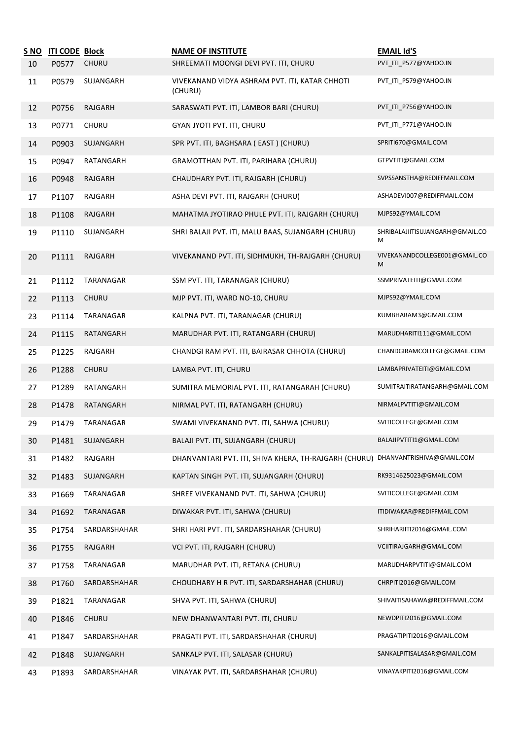| S NO | ITI CODE | Block | NAME OF INSTITUTE | EMAIL Id'S |
|---|---|---|---|---|
| 10 | P0577 | CHURU | SHREEMATI MOONGI DEVI PVT. ITI, CHURU | PVT_ITI_P577@YAHOO.IN |
| 11 | P0579 | SUJANGARH | VIVEKANAND VIDYA ASHRAM PVT. ITI, KATAR CHHOTI (CHURU) | PVT_ITI_P579@YAHOO.IN |
| 12 | P0756 | RAJGARH | SARASWATI PVT. ITI, LAMBOR BARI (CHURU) | PVT_ITI_P756@YAHOO.IN |
| 13 | P0771 | CHURU | GYAN JYOTI PVT. ITI, CHURU | PVT_ITI_P771@YAHOO.IN |
| 14 | P0903 | SUJANGARH | SPR PVT. ITI, BAGHSARA ( EAST ) (CHURU) | SPRITI670@GMAIL.COM |
| 15 | P0947 | RATANGARH | GRAMOTTHAN PVT. ITI, PARIHARA (CHURU) | GTPVTITI@GMAIL.COM |
| 16 | P0948 | RAJGARH | CHAUDHARY PVT. ITI, RAJGARH (CHURU) | SVPSSANSTHA@REDIFFMAIL.COM |
| 17 | P1107 | RAJGARH | ASHA DEVI PVT. ITI, RAJGARH (CHURU) | ASHADEVI007@REDIFFMAIL.COM |
| 18 | P1108 | RAJGARH | MAHATMA JYOTIRAO PHULE PVT. ITI, RAJGARH (CHURU) | MJPS92@YMAIL.COM |
| 19 | P1110 | SUJANGARH | SHRI BALAJI PVT. ITI, MALU BAAS, SUJANGARH (CHURU) | SHRIBALAJIITISUJANGARH@GMAIL.COM |
| 20 | P1111 | RAJGARH | VIVEKANAND PVT. ITI, SIDHMUKH, TH-RAJGARH (CHURU) | VIVEKANANDCOLLEGE001@GMAIL.COM |
| 21 | P1112 | TARANAGAR | SSM PVT. ITI, TARANAGAR (CHURU) | SSMPRIVATEITI@GMAIL.COM |
| 22 | P1113 | CHURU | MJP PVT. ITI, WARD NO-10, CHURU | MJPS92@YMAIL.COM |
| 23 | P1114 | TARANAGAR | KALPNA PVT. ITI, TARANAGAR (CHURU) | KUMBHARAM3@GMAIL.COM |
| 24 | P1115 | RATANGARH | MARUDHAR PVT. ITI, RATANGARH (CHURU) | MARUDHARITI111@GMAIL.COM |
| 25 | P1225 | RAJGARH | CHANDGI RAM PVT. ITI, BAIRASAR CHHOTA (CHURU) | CHANDGIRAMCOLLEGE@GMAIL.COM |
| 26 | P1288 | CHURU | LAMBA PVT. ITI, CHURU | LAMBAPRIVATEITI@GMAIL.COM |
| 27 | P1289 | RATANGARH | SUMITRA MEMORIAL PVT. ITI, RATANGARAH (CHURU) | SUMITRAITIRATANGARH@GMAIL.COM |
| 28 | P1478 | RATANGARH | NIRMAL PVT. ITI, RATANGARH (CHURU) | NIRMALPVTITI@GMAIL.COM |
| 29 | P1479 | TARANAGAR | SWAMI VIVEKANAND PVT. ITI, SAHWA (CHURU) | SVITICOLLEGE@GMAIL.COM |
| 30 | P1481 | SUJANGARH | BALAJI PVT. ITI, SUJANGARH (CHURU) | BALAJIPVTITI1@GMAIL.COM |
| 31 | P1482 | RAJGARH | DHANVANTARI PVT. ITI, SHIVA KHERA, TH-RAJGARH (CHURU) | DHANVANTRISHIVA@GMAIL.COM |
| 32 | P1483 | SUJANGARH | KAPTAN SINGH PVT. ITI, SUJANGARH (CHURU) | RK9314625023@GMAIL.COM |
| 33 | P1669 | TARANAGAR | SHREE VIVEKANAND PVT. ITI, SAHWA (CHURU) | SVITICOLLEGE@GMAIL.COM |
| 34 | P1692 | TARANAGAR | DIWAKAR PVT. ITI, SAHWA (CHURU) | ITIDIWAKAR@REDIFFMAIL.COM |
| 35 | P1754 | SARDARSHAHAR | SHRI HARI PVT. ITI, SARDARSHAHAR (CHURU) | SHRIHARIITI2016@GMAIL.COM |
| 36 | P1755 | RAJGARH | VCI PVT. ITI, RAJGARH (CHURU) | VCIITIRAJGARH@GMAIL.COM |
| 37 | P1758 | TARANAGAR | MARUDHAR PVT. ITI, RETANA (CHURU) | MARUDHARPVTITI@GMAIL.COM |
| 38 | P1760 | SARDARSHAHAR | CHOUDHARY H R PVT. ITI, SARDARSHAHAR (CHURU) | CHRPITI2016@GMAIL.COM |
| 39 | P1821 | TARANAGAR | SHVA PVT. ITI, SAHWA (CHURU) | SHIVAITISAHAWA@REDIFFMAIL.COM |
| 40 | P1846 | CHURU | NEW DHANWANTARI PVT. ITI, CHURU | NEWDPITI2016@GMAIL.COM |
| 41 | P1847 | SARDARSHAHAR | PRAGATI PVT. ITI, SARDARSHAHAR (CHURU) | PRAGATIPITI2016@GMAIL.COM |
| 42 | P1848 | SUJANGARH | SANKALP PVT. ITI, SALASAR (CHURU) | SANKALPITISALASAR@GMAIL.COM |
| 43 | P1893 | SARDARSHAHAR | VINAYAK PVT. ITI, SARDARSHAHAR (CHURU) | VINAYAKPITI2016@GMAIL.COM |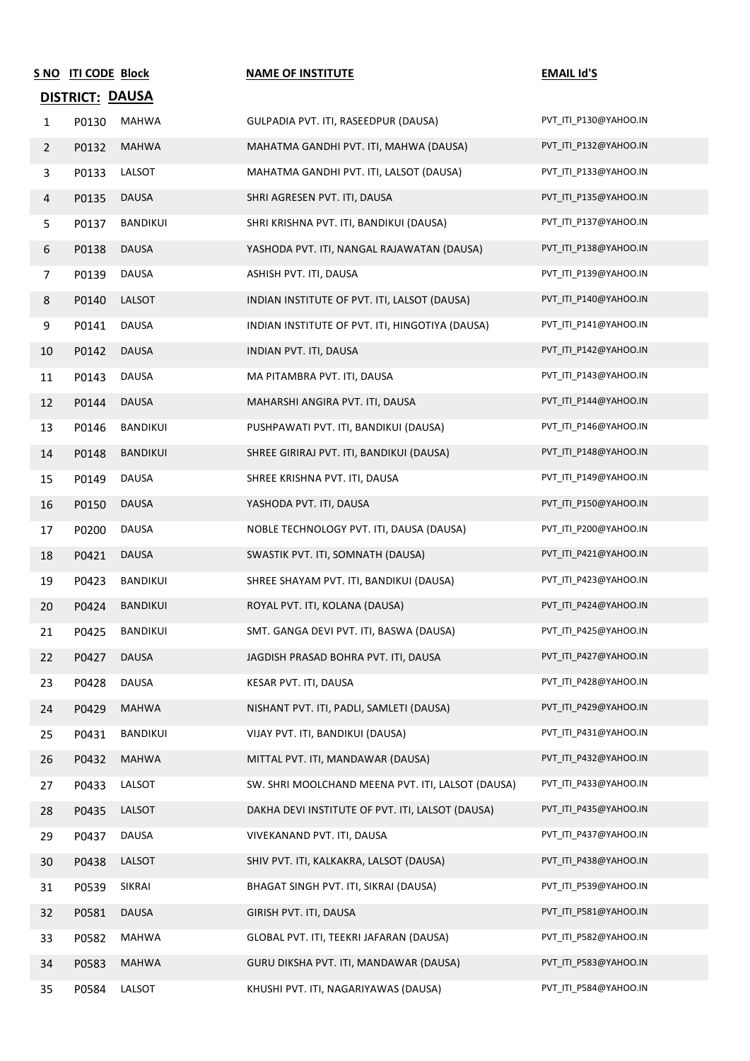| S NO | ITI CODE | Block | NAME OF INSTITUTE | EMAIL Id'S |
|---|---|---|---|---|
| **DISTRICT: DAUSA** | | | | |
| 1 | P0130 | MAHWA | GULPADIA PVT. ITI, RASEEDPUR (DAUSA) | PVT_ITI_P130@YAHOO.IN |
| 2 | P0132 | MAHWA | MAHATMA GANDHI PVT. ITI, MAHWA (DAUSA) | PVT_ITI_P132@YAHOO.IN |
| 3 | P0133 | LALSOT | MAHATMA GANDHI PVT. ITI, LALSOT (DAUSA) | PVT_ITI_P133@YAHOO.IN |
| 4 | P0135 | DAUSA | SHRI AGRESEN PVT. ITI, DAUSA | PVT_ITI_P135@YAHOO.IN |
| 5 | P0137 | BANDIKUI | SHRI KRISHNA PVT. ITI, BANDIKUI (DAUSA) | PVT_ITI_P137@YAHOO.IN |
| 6 | P0138 | DAUSA | YASHODA PVT. ITI, NANGAL RAJAWATAN (DAUSA) | PVT_ITI_P138@YAHOO.IN |
| 7 | P0139 | DAUSA | ASHISH PVT. ITI, DAUSA | PVT_ITI_P139@YAHOO.IN |
| 8 | P0140 | LALSOT | INDIAN INSTITUTE OF PVT. ITI, LALSOT (DAUSA) | PVT_ITI_P140@YAHOO.IN |
| 9 | P0141 | DAUSA | INDIAN INSTITUTE OF PVT. ITI, HINGOTIYA (DAUSA) | PVT_ITI_P141@YAHOO.IN |
| 10 | P0142 | DAUSA | INDIAN PVT. ITI, DAUSA | PVT_ITI_P142@YAHOO.IN |
| 11 | P0143 | DAUSA | MA PITAMBRA PVT. ITI, DAUSA | PVT_ITI_P143@YAHOO.IN |
| 12 | P0144 | DAUSA | MAHARSHI ANGIRA PVT. ITI, DAUSA | PVT_ITI_P144@YAHOO.IN |
| 13 | P0146 | BANDIKUI | PUSHPAWATI PVT. ITI, BANDIKUI (DAUSA) | PVT_ITI_P146@YAHOO.IN |
| 14 | P0148 | BANDIKUI | SHREE GIRIRAJ PVT. ITI, BANDIKUI (DAUSA) | PVT_ITI_P148@YAHOO.IN |
| 15 | P0149 | DAUSA | SHREE KRISHNA PVT. ITI, DAUSA | PVT_ITI_P149@YAHOO.IN |
| 16 | P0150 | DAUSA | YASHODA PVT. ITI, DAUSA | PVT_ITI_P150@YAHOO.IN |
| 17 | P0200 | DAUSA | NOBLE TECHNOLOGY PVT. ITI, DAUSA (DAUSA) | PVT_ITI_P200@YAHOO.IN |
| 18 | P0421 | DAUSA | SWASTIK PVT. ITI, SOMNATH (DAUSA) | PVT_ITI_P421@YAHOO.IN |
| 19 | P0423 | BANDIKUI | SHREE SHAYAM PVT. ITI, BANDIKUI (DAUSA) | PVT_ITI_P423@YAHOO.IN |
| 20 | P0424 | BANDIKUI | ROYAL PVT. ITI, KOLANA (DAUSA) | PVT_ITI_P424@YAHOO.IN |
| 21 | P0425 | BANDIKUI | SMT. GANGA DEVI PVT. ITI, BASWA (DAUSA) | PVT_ITI_P425@YAHOO.IN |
| 22 | P0427 | DAUSA | JAGDISH PRASAD BOHRA PVT. ITI, DAUSA | PVT_ITI_P427@YAHOO.IN |
| 23 | P0428 | DAUSA | KESAR PVT. ITI, DAUSA | PVT_ITI_P428@YAHOO.IN |
| 24 | P0429 | MAHWA | NISHANT PVT. ITI, PADLI, SAMLETI (DAUSA) | PVT_ITI_P429@YAHOO.IN |
| 25 | P0431 | BANDIKUI | VIJAY PVT. ITI, BANDIKUI (DAUSA) | PVT_ITI_P431@YAHOO.IN |
| 26 | P0432 | MAHWA | MITTAL PVT. ITI, MANDAWAR (DAUSA) | PVT_ITI_P432@YAHOO.IN |
| 27 | P0433 | LALSOT | SW. SHRI MOOLCHAND MEENA PVT. ITI, LALSOT (DAUSA) | PVT_ITI_P433@YAHOO.IN |
| 28 | P0435 | LALSOT | DAKHA DEVI INSTITUTE OF PVT. ITI, LALSOT (DAUSA) | PVT_ITI_P435@YAHOO.IN |
| 29 | P0437 | DAUSA | VIVEKANAND PVT. ITI, DAUSA | PVT_ITI_P437@YAHOO.IN |
| 30 | P0438 | LALSOT | SHIV PVT. ITI, KALKAKRA, LALSOT (DAUSA) | PVT_ITI_P438@YAHOO.IN |
| 31 | P0539 | SIKRAI | BHAGAT SINGH PVT. ITI, SIKRAI (DAUSA) | PVT_ITI_P539@YAHOO.IN |
| 32 | P0581 | DAUSA | GIRISH PVT. ITI, DAUSA | PVT_ITI_P581@YAHOO.IN |
| 33 | P0582 | MAHWA | GLOBAL PVT. ITI, TEEKRI JAFARAN (DAUSA) | PVT_ITI_P582@YAHOO.IN |
| 34 | P0583 | MAHWA | GURU DIKSHA PVT. ITI, MANDAWAR (DAUSA) | PVT_ITI_P583@YAHOO.IN |
| 35 | P0584 | LALSOT | KHUSHI PVT. ITI, NAGARIYAWAS (DAUSA) | PVT_ITI_P584@YAHOO.IN |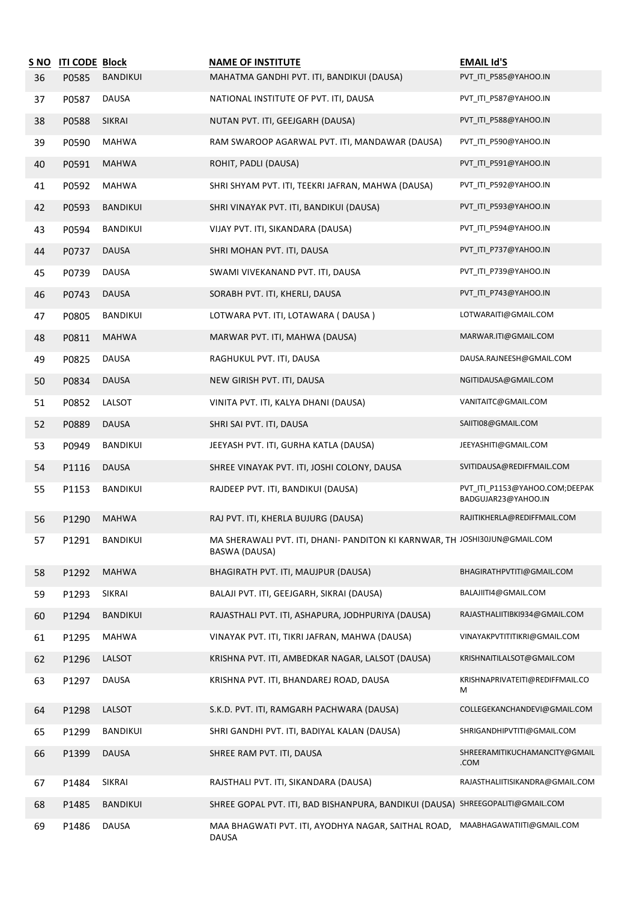| S NO | ITI CODE | Block | NAME OF INSTITUTE | EMAIL Id'S |
|---|---|---|---|---|
| 36 | P0585 | BANDIKUI | MAHATMA GANDHI PVT. ITI, BANDIKUI (DAUSA) | PVT_ITI_P585@YAHOO.IN |
| 37 | P0587 | DAUSA | NATIONAL INSTITUTE OF PVT. ITI, DAUSA | PVT_ITI_P587@YAHOO.IN |
| 38 | P0588 | SIKRAI | NUTAN PVT. ITI, GEEJGARH (DAUSA) | PVT_ITI_P588@YAHOO.IN |
| 39 | P0590 | MAHWA | RAM SWAROOP AGARWAL PVT. ITI, MANDAWAR (DAUSA) | PVT_ITI_P590@YAHOO.IN |
| 40 | P0591 | MAHWA | ROHIT, PADLI (DAUSA) | PVT_ITI_P591@YAHOO.IN |
| 41 | P0592 | MAHWA | SHRI SHYAM PVT. ITI, TEEKRI JAFRAN, MAHWA (DAUSA) | PVT_ITI_P592@YAHOO.IN |
| 42 | P0593 | BANDIKUI | SHRI VINAYAK PVT. ITI, BANDIKUI (DAUSA) | PVT_ITI_P593@YAHOO.IN |
| 43 | P0594 | BANDIKUI | VIJAY PVT. ITI, SIKANDARA (DAUSA) | PVT_ITI_P594@YAHOO.IN |
| 44 | P0737 | DAUSA | SHRI MOHAN PVT. ITI, DAUSA | PVT_ITI_P737@YAHOO.IN |
| 45 | P0739 | DAUSA | SWAMI VIVEKANAND PVT. ITI, DAUSA | PVT_ITI_P739@YAHOO.IN |
| 46 | P0743 | DAUSA | SORABH PVT. ITI, KHERLI, DAUSA | PVT_ITI_P743@YAHOO.IN |
| 47 | P0805 | BANDIKUI | LOTWARA PVT. ITI, LOTAWARA ( DAUSA ) | LOTWARAITI@GMAIL.COM |
| 48 | P0811 | MAHWA | MARWAR PVT. ITI, MAHWA (DAUSA) | MARWAR.ITI@GMAIL.COM |
| 49 | P0825 | DAUSA | RAGHUKUL PVT. ITI, DAUSA | DAUSA.RAJNEESH@GMAIL.COM |
| 50 | P0834 | DAUSA | NEW GIRISH PVT. ITI, DAUSA | NGITIDAUSA@GMAIL.COM |
| 51 | P0852 | LALSOT | VINITA PVT. ITI, KALYA DHANI (DAUSA) | VANITAITC@GMAIL.COM |
| 52 | P0889 | DAUSA | SHRI SAI PVT. ITI, DAUSA | SAIITI08@GMAIL.COM |
| 53 | P0949 | BANDIKUI | JEEYASH PVT. ITI, GURHA KATLA (DAUSA) | JEEYASHITI@GMAIL.COM |
| 54 | P1116 | DAUSA | SHREE VINAYAK PVT. ITI, JOSHI COLONY, DAUSA | SVITIDAUSA@REDIFFMAIL.COM |
| 55 | P1153 | BANDIKUI | RAJDEEP PVT. ITI, BANDIKUI (DAUSA) | PVT_ITI_P1153@YAHOO.COM;DEEPAK BADGUJAR23@YAHOO.IN |
| 56 | P1290 | MAHWA | RAJ PVT. ITI, KHERLA BUJURG (DAUSA) | RAJITIKHERLA@REDIFFMAIL.COM |
| 57 | P1291 | BANDIKUI | MA SHERAWALI PVT. ITI, DHANI- PANDITON KI KARNWAR, TH BASWA (DAUSA) | JOSHI30JUN@GMAIL.COM |
| 58 | P1292 | MAHWA | BHAGIRATH PVT. ITI, MAUJPUR (DAUSA) | BHAGIRATHPVTITI@GMAIL.COM |
| 59 | P1293 | SIKRAI | BALAJI PVT. ITI, GEEJGARH, SIKRAI (DAUSA) | BALAJIITI4@GMAIL.COM |
| 60 | P1294 | BANDIKUI | RAJASTHALI PVT. ITI, ASHAPURA, JODHPURIYA (DAUSA) | RAJASTHALIITIBKI934@GMAIL.COM |
| 61 | P1295 | MAHWA | VINAYAK PVT. ITI, TIKRI JAFRAN, MAHWA (DAUSA) | VINAYAKPVTITITIKRI@GMAIL.COM |
| 62 | P1296 | LALSOT | KRISHNA PVT. ITI, AMBEDKAR NAGAR, LALSOT (DAUSA) | KRISHNAITILALSOT@GMAIL.COM |
| 63 | P1297 | DAUSA | KRISHNA PVT. ITI, BHANDAREJ ROAD, DAUSA | KRISHNAPRIVATEITI@REDIFFMAIL.COM |
| 64 | P1298 | LALSOT | S.K.D. PVT. ITI, RAMGARH PACHWARA (DAUSA) | COLLEGEKANCHANDEVI@GMAIL.COM |
| 65 | P1299 | BANDIKUI | SHRI GANDHI PVT. ITI, BADIYAL KALAN (DAUSA) | SHRIGANDHIPVTITI@GMAIL.COM |
| 66 | P1399 | DAUSA | SHREE RAM PVT. ITI, DAUSA | SHREERAMITIKUCHAMANCITY@GMAIL.COM |
| 67 | P1484 | SIKRAI | RAJSTHALI PVT. ITI, SIKANDARA (DAUSA) | RAJASTHALIITISIKANDRA@GMAIL.COM |
| 68 | P1485 | BANDIKUI | SHREE GOPAL PVT. ITI, BAD BISHANPURA, BANDIKUI (DAUSA) | SHREEGOPALITI@GMAIL.COM |
| 69 | P1486 | DAUSA | MAA BHAGWATI PVT. ITI, AYODHYA NAGAR, SAITHAL ROAD, DAUSA | MAABHAGAWATIITI@GMAIL.COM |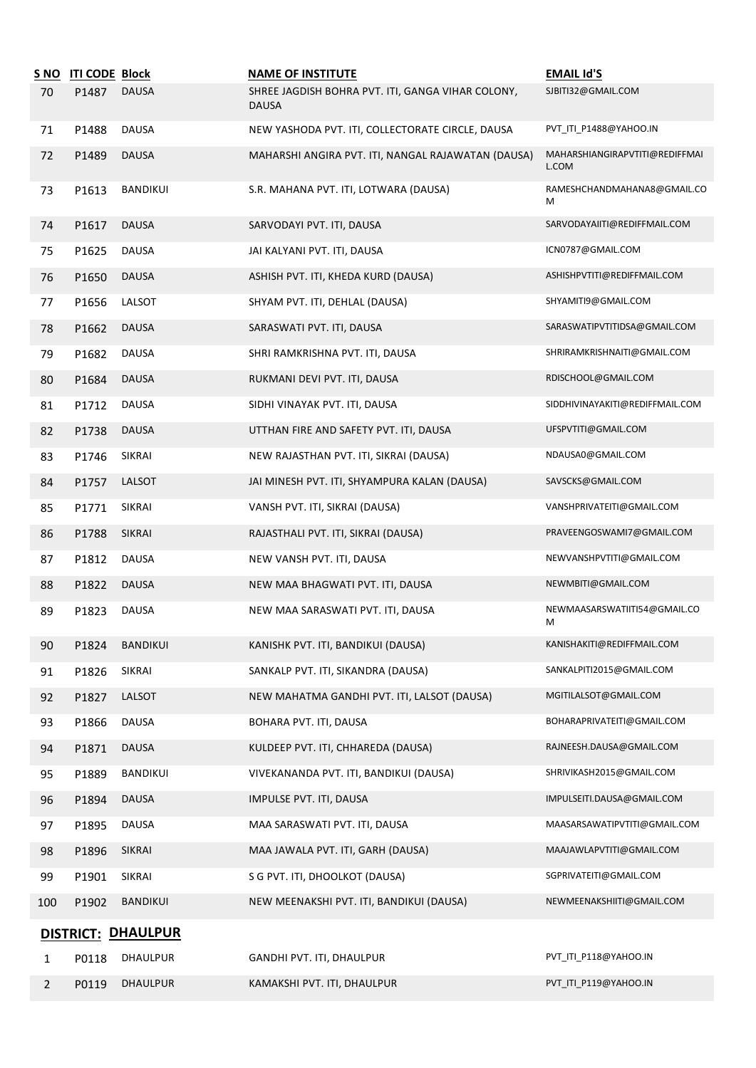| S NO | ITI CODE | Block | NAME OF INSTITUTE | EMAIL Id'S |
|---|---|---|---|---|
| 70 | P1487 | DAUSA | SHREE JAGDISH BOHRA PVT. ITI, GANGA VIHAR COLONY, DAUSA | SJBITI32@GMAIL.COM |
| 71 | P1488 | DAUSA | NEW YASHODA PVT. ITI, COLLECTORATE CIRCLE, DAUSA | PVT_ITI_P1488@YAHOO.IN |
| 72 | P1489 | DAUSA | MAHARSHI ANGIRA PVT. ITI, NANGAL RAJAWATAN (DAUSA) | MAHARSHIANGIRAPVTITI@REDIFFMAIL.COM |
| 73 | P1613 | BANDIKUI | S.R. MAHANA PVT. ITI, LOTWARA (DAUSA) | RAMESHCHANDMAHANA8@GMAIL.COM |
| 74 | P1617 | DAUSA | SARVODAYI PVT. ITI, DAUSA | SARVODAYAIITI@REDIFFMAIL.COM |
| 75 | P1625 | DAUSA | JAI KALYANI PVT. ITI, DAUSA | ICN0787@GMAIL.COM |
| 76 | P1650 | DAUSA | ASHISH PVT. ITI, KHEDA KURD (DAUSA) | ASHISHPVTITI@REDIFFMAIL.COM |
| 77 | P1656 | LALSOT | SHYAM PVT. ITI, DEHLAL (DAUSA) | SHYAMITI9@GMAIL.COM |
| 78 | P1662 | DAUSA | SARASWATI PVT. ITI, DAUSA | SARASWATIPVTITIDSA@GMAIL.COM |
| 79 | P1682 | DAUSA | SHRI RAMKRISHNA PVT. ITI, DAUSA | SHRIRAMKRISHNAITI@GMAIL.COM |
| 80 | P1684 | DAUSA | RUKMANI DEVI PVT. ITI, DAUSA | RDISCHOOL@GMAIL.COM |
| 81 | P1712 | DAUSA | SIDHI VINAYAK PVT. ITI, DAUSA | SIDDHIVINAYAKITI@REDIFFMAIL.COM |
| 82 | P1738 | DAUSA | UTTHAN FIRE AND SAFETY PVT. ITI, DAUSA | UFSPVTITI@GMAIL.COM |
| 83 | P1746 | SIKRAI | NEW RAJASTHAN PVT. ITI, SIKRAI (DAUSA) | NDAUSA0@GMAIL.COM |
| 84 | P1757 | LALSOT | JAI MINESH PVT. ITI, SHYAMPURA KALAN (DAUSA) | SAVSCKS@GMAIL.COM |
| 85 | P1771 | SIKRAI | VANSH PVT. ITI, SIKRAI (DAUSA) | VANSHPRIVATEITI@GMAIL.COM |
| 86 | P1788 | SIKRAI | RAJASTHALI PVT. ITI, SIKRAI (DAUSA) | PRAVEENGOSWAMI7@GMAIL.COM |
| 87 | P1812 | DAUSA | NEW VANSH PVT. ITI, DAUSA | NEWVANSHPVTITI@GMAIL.COM |
| 88 | P1822 | DAUSA | NEW MAA BHAGWATI PVT. ITI, DAUSA | NEWMBITI@GMAIL.COM |
| 89 | P1823 | DAUSA | NEW MAA SARASWATI PVT. ITI, DAUSA | NEWMAASARSWATIITI54@GMAIL.COM |
| 90 | P1824 | BANDIKUI | KANISHK PVT. ITI, BANDIKUI (DAUSA) | KANISHAKITI@REDIFFMAIL.COM |
| 91 | P1826 | SIKRAI | SANKALP PVT. ITI, SIKANDRA (DAUSA) | SANKALPITI2015@GMAIL.COM |
| 92 | P1827 | LALSOT | NEW MAHATMA GANDHI PVT. ITI, LALSOT (DAUSA) | MGITILALSOT@GMAIL.COM |
| 93 | P1866 | DAUSA | BOHARA PVT. ITI, DAUSA | BOHARAPRIVATEITI@GMAIL.COM |
| 94 | P1871 | DAUSA | KULDEEP PVT. ITI, CHHAREDA (DAUSA) | RAJNEESH.DAUSA@GMAIL.COM |
| 95 | P1889 | BANDIKUI | VIVEKANANDA PVT. ITI, BANDIKUI (DAUSA) | SHRIVIKASH2015@GMAIL.COM |
| 96 | P1894 | DAUSA | IMPULSE PVT. ITI, DAUSA | IMPULSEITI.DAUSA@GMAIL.COM |
| 97 | P1895 | DAUSA | MAA SARASWATI PVT. ITI, DAUSA | MAASARSAWATIPVTITI@GMAIL.COM |
| 98 | P1896 | SIKRAI | MAA JAWALA PVT. ITI, GARH (DAUSA) | MAAJAWLAPVTITI@GMAIL.COM |
| 99 | P1901 | SIKRAI | S G PVT. ITI, DHOOLKOT (DAUSA) | SGPRIVATEITI@GMAIL.COM |
| 100 | P1902 | BANDIKUI | NEW MEENAKSHI PVT. ITI, BANDIKUI (DAUSA) | NEWMEENAKSHIITI@GMAIL.COM |

**DISTRICT: DHAULPUR**

| S NO | ITI CODE | Block | NAME OF INSTITUTE | EMAIL Id'S |
|---|---|---|---|---|
| 1 | P0118 | DHAULPUR | GANDHI PVT. ITI, DHAULPUR | PVT_ITI_P118@YAHOO.IN |
| 2 | P0119 | DHAULPUR | KAMAKSHI PVT. ITI, DHAULPUR | PVT_ITI_P119@YAHOO.IN |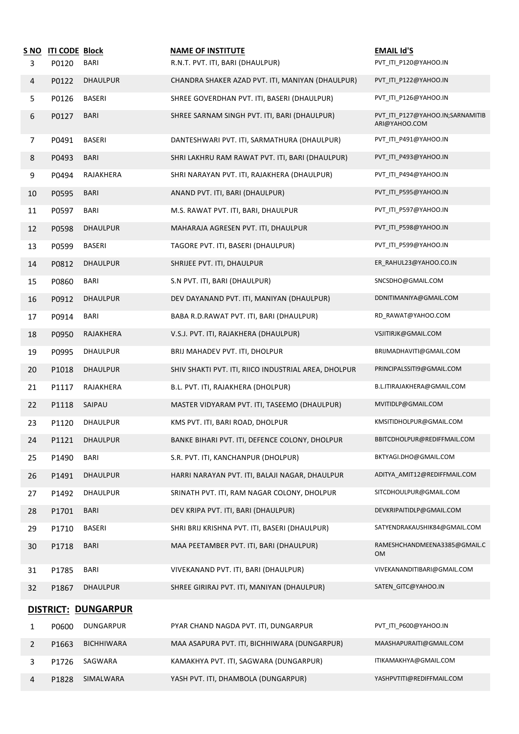| S NO | ITI CODE | Block | NAME OF INSTITUTE | EMAIL Id'S |
|---|---|---|---|---|
| 3 | P0120 | BARI | R.N.T. PVT. ITI, BARI (DHAULPUR) | PVT_ITI_P120@YAHOO.IN |
| 4 | P0122 | DHAULPUR | CHANDRA SHAKER AZAD PVT. ITI, MANIYAN (DHAULPUR) | PVT_ITI_P122@YAHOO.IN |
| 5 | P0126 | BASERI | SHREE GOVERDHAN PVT. ITI, BASERI (DHAULPUR) | PVT_ITI_P126@YAHOO.IN |
| 6 | P0127 | BARI | SHREE SARNAM SINGH PVT. ITI, BARI (DHAULPUR) | PVT_ITI_P127@YAHOO.IN;SARNAMITIBARI@YAHOO.COM |
| 7 | P0491 | BASERI | DANTESHWARI PVT. ITI, SARMATHURA (DHAULPUR) | PVT_ITI_P491@YAHOO.IN |
| 8 | P0493 | BARI | SHRI LAKHRU RAM RAWAT PVT. ITI, BARI (DHAULPUR) | PVT_ITI_P493@YAHOO.IN |
| 9 | P0494 | RAJAKHERA | SHRI NARAYAN PVT. ITI, RAJAKHERA (DHAULPUR) | PVT_ITI_P494@YAHOO.IN |
| 10 | P0595 | BARI | ANAND PVT. ITI, BARI (DHAULPUR) | PVT_ITI_P595@YAHOO.IN |
| 11 | P0597 | BARI | M.S. RAWAT PVT. ITI, BARI, DHAULPUR | PVT_ITI_P597@YAHOO.IN |
| 12 | P0598 | DHAULPUR | MAHARAJA AGRESEN PVT. ITI, DHAULPUR | PVT_ITI_P598@YAHOO.IN |
| 13 | P0599 | BASERI | TAGORE PVT. ITI, BASERI (DHAULPUR) | PVT_ITI_P599@YAHOO.IN |
| 14 | P0812 | DHAULPUR | SHRIJEE PVT. ITI, DHAULPUR | ER_RAHUL23@YAHOO.CO.IN |
| 15 | P0860 | BARI | S.N PVT. ITI, BARI (DHAULPUR) | SNCSDHO@GMAIL.COM |
| 16 | P0912 | DHAULPUR | DEV DAYANAND PVT. ITI, MANIYAN (DHAULPUR) | DDNITIMANIYA@GMAIL.COM |
| 17 | P0914 | BARI | BABA R.D.RAWAT PVT. ITI, BARI (DHAULPUR) | RD_RAWAT@YAHOO.COM |
| 18 | P0950 | RAJAKHERA | V.S.J. PVT. ITI, RAJAKHERA (DHAULPUR) | VSJITIRJK@GMAIL.COM |
| 19 | P0995 | DHAULPUR | BRIJ MAHADEV PVT. ITI, DHOLPUR | BRIJMADHAVITI@GMAIL.COM |
| 20 | P1018 | DHAULPUR | SHIV SHAKTI PVT. ITI, RIICO INDUSTRIAL AREA, DHOLPUR | PRINCIPALSSITI9@GMAIL.COM |
| 21 | P1117 | RAJAKHERA | B.L. PVT. ITI, RAJAKHERA (DHOLPUR) | B.L.ITIRAJAKHERA@GMAIL.COM |
| 22 | P1118 | SAIPAU | MASTER VIDYARAM PVT. ITI, TASEEMO (DHAULPUR) | MVITIDLP@GMAIL.COM |
| 23 | P1120 | DHAULPUR | KMS PVT. ITI, BARI ROAD, DHOLPUR | KMSITIDHOLPUR@GMAIL.COM |
| 24 | P1121 | DHAULPUR | BANKE BIHARI PVT. ITI, DEFENCE COLONY, DHOLPUR | BBITCDHOLPUR@REDIFFMAIL.COM |
| 25 | P1490 | BARI | S.R. PVT. ITI, KANCHANPUR (DHOLPUR) | BKTYAGI.DHO@GMAIL.COM |
| 26 | P1491 | DHAULPUR | HARRI NARAYAN PVT. ITI, BALAJI NAGAR, DHAULPUR | ADITYA_AMIT12@REDIFFMAIL.COM |
| 27 | P1492 | DHAULPUR | SRINATH PVT. ITI, RAM NAGAR COLONY, DHOLPUR | SITCDHOULPUR@GMAIL.COM |
| 28 | P1701 | BARI | DEV KRIPA PVT. ITI, BARI (DHAULPUR) | DEVKRIPAITIDLP@GMAIL.COM |
| 29 | P1710 | BASERI | SHRI BRIJ KRISHNA PVT. ITI, BASERI (DHAULPUR) | SATYENDRAKAUSHIK84@GMAIL.COM |
| 30 | P1718 | BARI | MAA PEETAMBER PVT. ITI, BARI (DHAULPUR) | RAMESHCHANDMEENA3385@GMAIL.COM |
| 31 | P1785 | BARI | VIVEKANAND PVT. ITI, BARI (DHAULPUR) | VIVEKANANDITIBARI@GMAIL.COM |
| 32 | P1867 | DHAULPUR | SHREE GIRIRAJ PVT. ITI, MANIYAN (DHAULPUR) | SATEN_GITC@YAHOO.IN |

**DISTRICT: DUNGARPUR**

| S NO | ITI CODE | Block | NAME OF INSTITUTE | EMAIL Id'S |
|---|---|---|---|---|
| 1 | P0600 | DUNGARPUR | PYAR CHAND NAGDA PVT. ITI, DUNGARPUR | PVT_ITI_P600@YAHOO.IN |
| 2 | P1663 | BICHHIWARA | MAA ASAPURA PVT. ITI, BICHHIWARA (DUNGARPUR) | MAASHAPURAITI@GMAIL.COM |
| 3 | P1726 | SAGWARA | KAMAKHYA PVT. ITI, SAGWARA (DUNGARPUR) | ITIKAMAKHYA@GMAIL.COM |
| 4 | P1828 | SIMALWARA | YASH PVT. ITI, DHAMBOLA (DUNGARPUR) | YASHPVTITI@REDIFFMAIL.COM |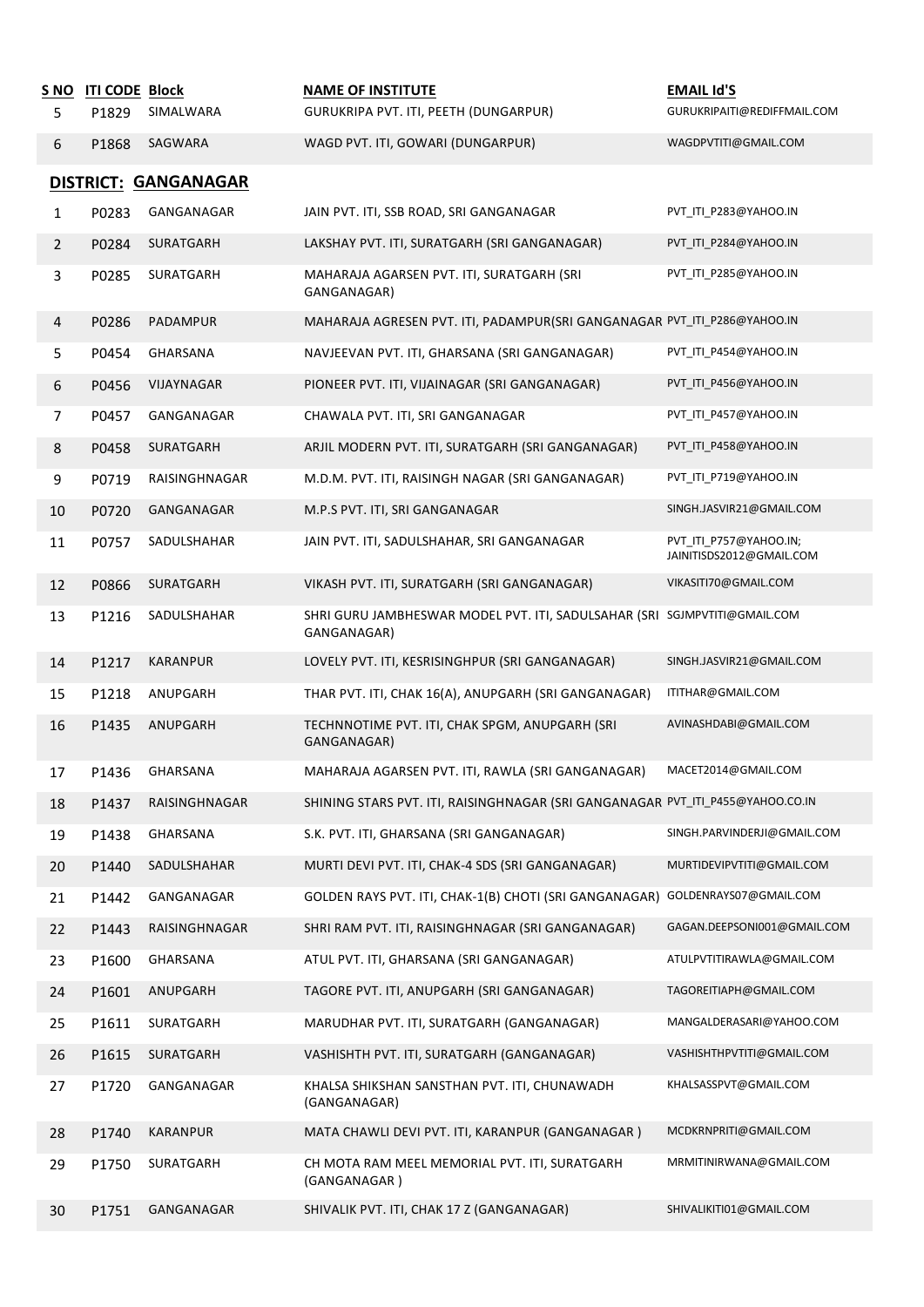| S NO | ITI CODE | Block | NAME OF INSTITUTE | EMAIL Id'S |
|---|---|---|---|---|
| 5 | P1829 | SIMALWARA | GURUKRIPA PVT. ITI, PEETH (DUNGARPUR) | GURUKRIPAITI@REDIFFMAIL.COM |
| 6 | P1868 | SAGWARA | WAGD PVT. ITI, GOWARI (DUNGARPUR) | WAGDPVTITI@GMAIL.COM |

**DISTRICT: GANGANAGAR**

| S NO | ITI CODE | Block | NAME OF INSTITUTE | EMAIL Id'S |
|---|---|---|---|---|
| 1 | P0283 | GANGANAGAR | JAIN PVT. ITI, SSB ROAD, SRI GANGANAGAR | PVT_ITI_P283@YAHOO.IN |
| 2 | P0284 | SURATGARH | LAKSHAY PVT. ITI, SURATGARH (SRI GANGANAGAR) | PVT_ITI_P284@YAHOO.IN |
| 3 | P0285 | SURATGARH | MAHARAJA AGARSEN PVT. ITI, SURATGARH (SRI GANGANAGAR) | PVT_ITI_P285@YAHOO.IN |
| 4 | P0286 | PADAMPUR | MAHARAJA AGRESEN PVT. ITI, PADAMPUR(SRI GANGANAGAR | PVT_ITI_P286@YAHOO.IN |
| 5 | P0454 | GHARSANA | NAVJEEVAN PVT. ITI, GHARSANA (SRI GANGANAGAR) | PVT_ITI_P454@YAHOO.IN |
| 6 | P0456 | VIJAYNAGAR | PIONEER PVT. ITI, VIJAINAGAR (SRI GANGANAGAR) | PVT_ITI_P456@YAHOO.IN |
| 7 | P0457 | GANGANAGAR | CHAWALA PVT. ITI, SRI GANGANAGAR | PVT_ITI_P457@YAHOO.IN |
| 8 | P0458 | SURATGARH | ARJIL MODERN PVT. ITI, SURATGARH (SRI GANGANAGAR) | PVT_ITI_P458@YAHOO.IN |
| 9 | P0719 | RAISINGHNAGAR | M.D.M. PVT. ITI, RAISINGH NAGAR (SRI GANGANAGAR) | PVT_ITI_P719@YAHOO.IN |
| 10 | P0720 | GANGANAGAR | M.P.S PVT. ITI, SRI GANGANAGAR | SINGH.JASVIR21@GMAIL.COM |
| 11 | P0757 | SADULSHAHAR | JAIN PVT. ITI, SADULSHAHAR, SRI GANGANAGAR | PVT_ITI_P757@YAHOO.IN; JAINITISDS2012@GMAIL.COM |
| 12 | P0866 | SURATGARH | VIKASH PVT. ITI, SURATGARH (SRI GANGANAGAR) | VIKASITI70@GMAIL.COM |
| 13 | P1216 | SADULSHAHAR | SHRI GURU JAMBHESWAR MODEL PVT. ITI, SADULSAHAR (SRI GANGANAGAR) | SGJMPVTITI@GMAIL.COM |
| 14 | P1217 | KARANPUR | LOVELY PVT. ITI, KESRISINGHPUR (SRI GANGANAGAR) | SINGH.JASVIR21@GMAIL.COM |
| 15 | P1218 | ANUPGARH | THAR PVT. ITI, CHAK 16(A), ANUPGARH (SRI GANGANAGAR) | ITITHAR@GMAIL.COM |
| 16 | P1435 | ANUPGARH | TECHNNOTIME PVT. ITI, CHAK SPGM, ANUPGARH (SRI GANGANAGAR) | AVINASHDABI@GMAIL.COM |
| 17 | P1436 | GHARSANA | MAHARAJA AGARSEN PVT. ITI, RAWLA (SRI GANGANAGAR) | MACET2014@GMAIL.COM |
| 18 | P1437 | RAISINGHNAGAR | SHINING STARS PVT. ITI, RAISINGHNAGAR (SRI GANGANAGAR | PVT_ITI_P455@YAHOO.CO.IN |
| 19 | P1438 | GHARSANA | S.K. PVT. ITI, GHARSANA (SRI GANGANAGAR) | SINGH.PARVINDERJI@GMAIL.COM |
| 20 | P1440 | SADULSHAHAR | MURTI DEVI PVT. ITI, CHAK-4 SDS (SRI GANGANAGAR) | MURTIDEVIPVTITI@GMAIL.COM |
| 21 | P1442 | GANGANAGAR | GOLDEN RAYS PVT. ITI, CHAK-1(B) CHOTI (SRI GANGANAGAR) | GOLDENRAYS07@GMAIL.COM |
| 22 | P1443 | RAISINGHNAGAR | SHRI RAM PVT. ITI, RAISINGHNAGAR (SRI GANGANAGAR) | GAGAN.DEEPSONI001@GMAIL.COM |
| 23 | P1600 | GHARSANA | ATUL PVT. ITI, GHARSANA (SRI GANGANAGAR) | ATULPVTITIRAWLA@GMAIL.COM |
| 24 | P1601 | ANUPGARH | TAGORE PVT. ITI, ANUPGARH (SRI GANGANAGAR) | TAGOREITIAPH@GMAIL.COM |
| 25 | P1611 | SURATGARH | MARUDHAR PVT. ITI, SURATGARH (GANGANAGAR) | MANGALDERASARI@YAHOO.COM |
| 26 | P1615 | SURATGARH | VASHISHTH PVT. ITI, SURATGARH (GANGANAGAR) | VASHISHTHPVTITI@GMAIL.COM |
| 27 | P1720 | GANGANAGAR | KHALSA SHIKSHAN SANSTHAN PVT. ITI, CHUNAWADH (GANGANAGAR) | KHALSASSPVT@GMAIL.COM |
| 28 | P1740 | KARANPUR | MATA CHAWLI DEVI PVT. ITI, KARANPUR (GANGANAGAR ) | MCDKRNPRITI@GMAIL.COM |
| 29 | P1750 | SURATGARH | CH MOTA RAM MEEL MEMORIAL PVT. ITI, SURATGARH (GANGANAGAR ) | MRMITINIRWANA@GMAIL.COM |
| 30 | P1751 | GANGANAGAR | SHIVALIK PVT. ITI, CHAK 17 Z (GANGANAGAR) | SHIVALIKITI01@GMAIL.COM |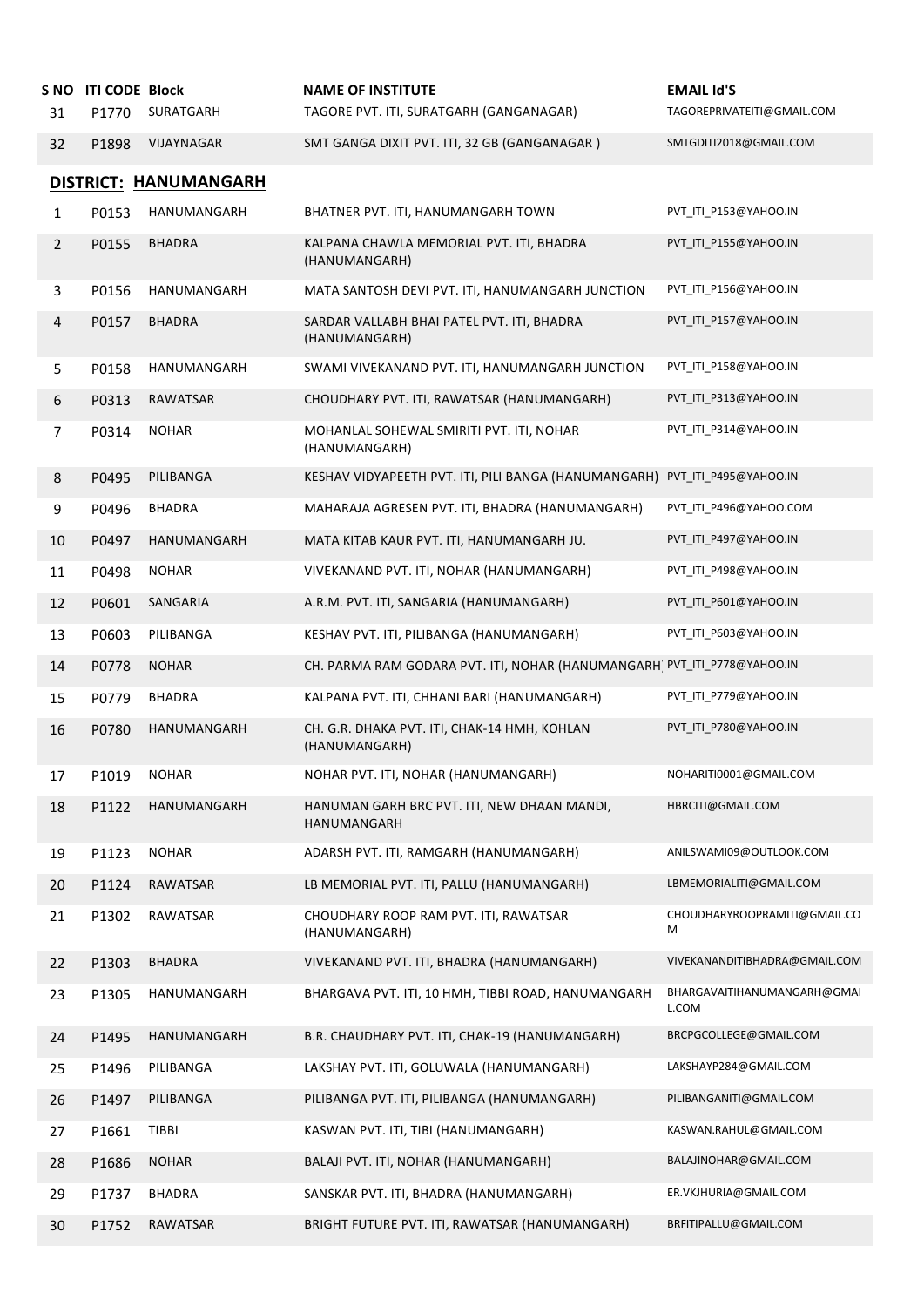| S NO | ITI CODE | Block | NAME OF INSTITUTE | EMAIL Id'S |
|---|---|---|---|---|
| 31 | P1770 | SURATGARH | TAGORE PVT. ITI, SURATGARH (GANGANAGAR) | TAGOREPRIVATEITI@GMAIL.COM |
| 32 | P1898 | VIJAYNAGAR | SMT GANGA DIXIT PVT. ITI, 32 GB (GANGANAGAR ) | SMTGDITI2018@GMAIL.COM |

## DISTRICT: HANUMANGARH

| S NO | ITI CODE | Block | NAME OF INSTITUTE | EMAIL Id'S |
|---|---|---|---|---|
| 1 | P0153 | HANUMANGARH | BHATNER PVT. ITI, HANUMANGARH TOWN | PVT_ITI_P153@YAHOO.IN |
| 2 | P0155 | BHADRA | KALPANA CHAWLA MEMORIAL PVT. ITI, BHADRA (HANUMANGARH) | PVT_ITI_P155@YAHOO.IN |
| 3 | P0156 | HANUMANGARH | MATA SANTOSH DEVI PVT. ITI, HANUMANGARH JUNCTION | PVT_ITI_P156@YAHOO.IN |
| 4 | P0157 | BHADRA | SARDAR VALLABH BHAI PATEL PVT. ITI, BHADRA (HANUMANGARH) | PVT_ITI_P157@YAHOO.IN |
| 5 | P0158 | HANUMANGARH | SWAMI VIVEKANAND PVT. ITI, HANUMANGARH JUNCTION | PVT_ITI_P158@YAHOO.IN |
| 6 | P0313 | RAWATSAR | CHOUDHARY PVT. ITI, RAWATSAR (HANUMANGARH) | PVT_ITI_P313@YAHOO.IN |
| 7 | P0314 | NOHAR | MOHANLAL SOHEWAL SMIRITI PVT. ITI, NOHAR (HANUMANGARH) | PVT_ITI_P314@YAHOO.IN |
| 8 | P0495 | PILIBANGA | KESHAV VIDYAPEETH PVT. ITI, PILI BANGA (HANUMANGARH) | PVT_ITI_P495@YAHOO.IN |
| 9 | P0496 | BHADRA | MAHARAJA AGRESEN PVT. ITI, BHADRA (HANUMANGARH) | PVT_ITI_P496@YAHOO.COM |
| 10 | P0497 | HANUMANGARH | MATA KITAB KAUR PVT. ITI, HANUMANGARH JU. | PVT_ITI_P497@YAHOO.IN |
| 11 | P0498 | NOHAR | VIVEKANAND PVT. ITI, NOHAR (HANUMANGARH) | PVT_ITI_P498@YAHOO.IN |
| 12 | P0601 | SANGARIA | A.R.M. PVT. ITI, SANGARIA (HANUMANGARH) | PVT_ITI_P601@YAHOO.IN |
| 13 | P0603 | PILIBANGA | KESHAV PVT. ITI, PILIBANGA (HANUMANGARH) | PVT_ITI_P603@YAHOO.IN |
| 14 | P0778 | NOHAR | CH. PARMA RAM GODARA PVT. ITI, NOHAR (HANUMANGARH | PVT_ITI_P778@YAHOO.IN |
| 15 | P0779 | BHADRA | KALPANA PVT. ITI, CHHANI BARI (HANUMANGARH) | PVT_ITI_P779@YAHOO.IN |
| 16 | P0780 | HANUMANGARH | CH. G.R. DHAKA PVT. ITI, CHAK-14 HMH, KOHLAN (HANUMANGARH) | PVT_ITI_P780@YAHOO.IN |
| 17 | P1019 | NOHAR | NOHAR PVT. ITI, NOHAR (HANUMANGARH) | NOHARITI0001@GMAIL.COM |
| 18 | P1122 | HANUMANGARH | HANUMAN GARH BRC PVT. ITI, NEW DHAAN MANDI, HANUMANGARH | HBRCITI@GMAIL.COM |
| 19 | P1123 | NOHAR | ADARSH PVT. ITI, RAMGARH (HANUMANGARH) | ANILSWAMI09@OUTLOOK.COM |
| 20 | P1124 | RAWATSAR | LB MEMORIAL PVT. ITI, PALLU (HANUMANGARH) | LBMEMORIALITI@GMAIL.COM |
| 21 | P1302 | RAWATSAR | CHOUDHARY ROOP RAM PVT. ITI, RAWATSAR (HANUMANGARH) | CHOUDHARYROOPRAMITI@GMAIL.COM |
| 22 | P1303 | BHADRA | VIVEKANAND PVT. ITI, BHADRA (HANUMANGARH) | VIVEKANANDITIBHADRA@GMAIL.COM |
| 23 | P1305 | HANUMANGARH | BHARGAVA PVT. ITI, 10 HMH, TIBBI ROAD, HANUMANGARH | BHARGAVAITIHANUMANGARH@GMAIL.COM |
| 24 | P1495 | HANUMANGARH | B.R. CHAUDHARY PVT. ITI, CHAK-19 (HANUMANGARH) | BRCPGCOLLEGE@GMAIL.COM |
| 25 | P1496 | PILIBANGA | LAKSHAY PVT. ITI, GOLUWALA (HANUMANGARH) | LAKSHAYP284@GMAIL.COM |
| 26 | P1497 | PILIBANGA | PILIBANGA PVT. ITI, PILIBANGA (HANUMANGARH) | PILIBANGANITI@GMAIL.COM |
| 27 | P1661 | TIBBI | KASWAN PVT. ITI, TIBI (HANUMANGARH) | KASWAN.RAHUL@GMAIL.COM |
| 28 | P1686 | NOHAR | BALAJI PVT. ITI, NOHAR (HANUMANGARH) | BALAJINOHAR@GMAIL.COM |
| 29 | P1737 | BHADRA | SANSKAR PVT. ITI, BHADRA (HANUMANGARH) | ER.VKJHURIA@GMAIL.COM |
| 30 | P1752 | RAWATSAR | BRIGHT FUTURE PVT. ITI, RAWATSAR (HANUMANGARH) | BRFITIPALLU@GMAIL.COM |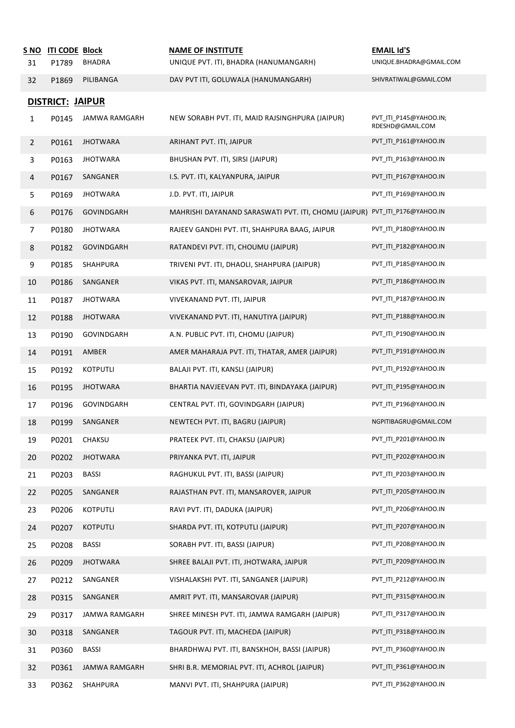| S NO | ITI CODE | Block | NAME OF INSTITUTE | EMAIL Id'S |
|---|---|---|---|---|
| 31 | P1789 | BHADRA | UNIQUE PVT. ITI, BHADRA (HANUMANGARH) | UNIQUE.BHADRA@GMAIL.COM |
| 32 | P1869 | PILIBANGA | DAV PVT ITI, GOLUWALA (HANUMANGARH) | SHIVRATIWAL@GMAIL.COM |

**DISTRICT: JAIPUR**

| S NO | ITI CODE | Block | NAME OF INSTITUTE | EMAIL Id'S |
|---|---|---|---|---|
| 1 | P0145 | JAMWA RAMGARH | NEW SORABH PVT. ITI, MAID RAJSINGHPURA (JAIPUR) | PVT_ITI_P145@YAHOO.IN; RDESHD@GMAIL.COM |
| 2 | P0161 | JHOTWARA | ARIHANT PVT. ITI, JAIPUR | PVT_ITI_P161@YAHOO.IN |
| 3 | P0163 | JHOTWARA | BHUSHAN PVT. ITI, SIRSI (JAIPUR) | PVT_ITI_P163@YAHOO.IN |
| 4 | P0167 | SANGANER | I.S. PVT. ITI, KALYANPURA, JAIPUR | PVT_ITI_P167@YAHOO.IN |
| 5 | P0169 | JHOTWARA | J.D. PVT. ITI, JAIPUR | PVT_ITI_P169@YAHOO.IN |
| 6 | P0176 | GOVINDGARH | MAHRISHI DAYANAND SARASWATI PVT. ITI, CHOMU (JAIPUR) | PVT_ITI_P176@YAHOO.IN |
| 7 | P0180 | JHOTWARA | RAJEEV GANDHI PVT. ITI, SHAHPURA BAAG, JAIPUR | PVT_ITI_P180@YAHOO.IN |
| 8 | P0182 | GOVINDGARH | RATANDEVI PVT. ITI, CHOUMU (JAIPUR) | PVT_ITI_P182@YAHOO.IN |
| 9 | P0185 | SHAHPURA | TRIVENI PVT. ITI, DHAOLI, SHAHPURA (JAIPUR) | PVT_ITI_P185@YAHOO.IN |
| 10 | P0186 | SANGANER | VIKAS PVT. ITI, MANSAROVAR, JAIPUR | PVT_ITI_P186@YAHOO.IN |
| 11 | P0187 | JHOTWARA | VIVEKANAND PVT. ITI, JAIPUR | PVT_ITI_P187@YAHOO.IN |
| 12 | P0188 | JHOTWARA | VIVEKANAND PVT. ITI, HANUTIYA (JAIPUR) | PVT_ITI_P188@YAHOO.IN |
| 13 | P0190 | GOVINDGARH | A.N. PUBLIC PVT. ITI, CHOMU (JAIPUR) | PVT_ITI_P190@YAHOO.IN |
| 14 | P0191 | AMBER | AMER MAHARAJA PVT. ITI, THATAR, AMER (JAIPUR) | PVT_ITI_P191@YAHOO.IN |
| 15 | P0192 | KOTPUTLI | BALAJI PVT. ITI, KANSLI (JAIPUR) | PVT_ITI_P192@YAHOO.IN |
| 16 | P0195 | JHOTWARA | BHARTIA NAVJEEVAN PVT. ITI, BINDAYAKA (JAIPUR) | PVT_ITI_P195@YAHOO.IN |
| 17 | P0196 | GOVINDGARH | CENTRAL PVT. ITI, GOVINDGARH (JAIPUR) | PVT_ITI_P196@YAHOO.IN |
| 18 | P0199 | SANGANER | NEWTECH PVT. ITI, BAGRU (JAIPUR) | NGPITIBAGRU@GMAIL.COM |
| 19 | P0201 | CHAKSU | PRATEEK PVT. ITI, CHAKSU (JAIPUR) | PVT_ITI_P201@YAHOO.IN |
| 20 | P0202 | JHOTWARA | PRIYANKA PVT. ITI, JAIPUR | PVT_ITI_P202@YAHOO.IN |
| 21 | P0203 | BASSI | RAGHUKUL PVT. ITI, BASSI (JAIPUR) | PVT_ITI_P203@YAHOO.IN |
| 22 | P0205 | SANGANER | RAJASTHAN PVT. ITI, MANSAROVER, JAIPUR | PVT_ITI_P205@YAHOO.IN |
| 23 | P0206 | KOTPUTLI | RAVI PVT. ITI, DADUKA (JAIPUR) | PVT_ITI_P206@YAHOO.IN |
| 24 | P0207 | KOTPUTLI | SHARDA PVT. ITI, KOTPUTLI (JAIPUR) | PVT_ITI_P207@YAHOO.IN |
| 25 | P0208 | BASSI | SORABH PVT. ITI, BASSI (JAIPUR) | PVT_ITI_P208@YAHOO.IN |
| 26 | P0209 | JHOTWARA | SHREE BALAJI PVT. ITI, JHOTWARA, JAIPUR | PVT_ITI_P209@YAHOO.IN |
| 27 | P0212 | SANGANER | VISHALAKSHI PVT. ITI, SANGANER (JAIPUR) | PVT_ITI_P212@YAHOO.IN |
| 28 | P0315 | SANGANER | AMRIT PVT. ITI, MANSAROVAR (JAIPUR) | PVT_ITI_P315@YAHOO.IN |
| 29 | P0317 | JAMWA RAMGARH | SHREE MINESH PVT. ITI, JAMWA RAMGARH (JAIPUR) | PVT_ITI_P317@YAHOO.IN |
| 30 | P0318 | SANGANER | TAGOUR PVT. ITI, MACHEDA (JAIPUR) | PVT_ITI_P318@YAHOO.IN |
| 31 | P0360 | BASSI | BHARDHWAJ PVT. ITI, BANSKHOH, BASSI (JAIPUR) | PVT_ITI_P360@YAHOO.IN |
| 32 | P0361 | JAMWA RAMGARH | SHRI B.R. MEMORIAL PVT. ITI, ACHROL (JAIPUR) | PVT_ITI_P361@YAHOO.IN |
| 33 | P0362 | SHAHPURA | MANVI PVT. ITI, SHAHPURA (JAIPUR) | PVT_ITI_P362@YAHOO.IN |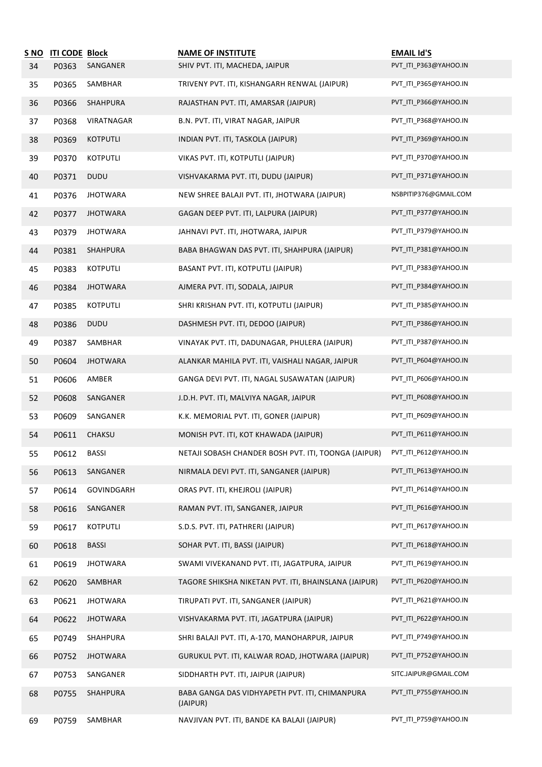| S NO | ITI CODE | Block | NAME OF INSTITUTE | EMAIL Id'S |
|---|---|---|---|---|
| 34 | P0363 | SANGANER | SHIV PVT. ITI, MACHEDA, JAIPUR | PVT_ITI_P363@YAHOO.IN |
| 35 | P0365 | SAMBHAR | TRIVENY PVT. ITI, KISHANGARH RENWAL (JAIPUR) | PVT_ITI_P365@YAHOO.IN |
| 36 | P0366 | SHAHPURA | RAJASTHAN PVT. ITI, AMARSAR (JAIPUR) | PVT_ITI_P366@YAHOO.IN |
| 37 | P0368 | VIRATNAGAR | B.N. PVT. ITI, VIRAT NAGAR, JAIPUR | PVT_ITI_P368@YAHOO.IN |
| 38 | P0369 | KOTPUTLI | INDIAN PVT. ITI, TASKOLA (JAIPUR) | PVT_ITI_P369@YAHOO.IN |
| 39 | P0370 | KOTPUTLI | VIKAS PVT. ITI, KOTPUTLI (JAIPUR) | PVT_ITI_P370@YAHOO.IN |
| 40 | P0371 | DUDU | VISHVAKARMA PVT. ITI, DUDU (JAIPUR) | PVT_ITI_P371@YAHOO.IN |
| 41 | P0376 | JHOTWARA | NEW SHREE BALAJI PVT. ITI, JHOTWARA (JAIPUR) | NSBPITIP376@GMAIL.COM |
| 42 | P0377 | JHOTWARA | GAGAN DEEP PVT. ITI, LALPURA (JAIPUR) | PVT_ITI_P377@YAHOO.IN |
| 43 | P0379 | JHOTWARA | JAHNAVI PVT. ITI, JHOTWARA, JAIPUR | PVT_ITI_P379@YAHOO.IN |
| 44 | P0381 | SHAHPURA | BABA BHAGWAN DAS PVT. ITI, SHAHPURA (JAIPUR) | PVT_ITI_P381@YAHOO.IN |
| 45 | P0383 | KOTPUTLI | BASANT PVT. ITI, KOTPUTLI (JAIPUR) | PVT_ITI_P383@YAHOO.IN |
| 46 | P0384 | JHOTWARA | AJMERA PVT. ITI, SODALA, JAIPUR | PVT_ITI_P384@YAHOO.IN |
| 47 | P0385 | KOTPUTLI | SHRI KRISHAN PVT. ITI, KOTPUTLI (JAIPUR) | PVT_ITI_P385@YAHOO.IN |
| 48 | P0386 | DUDU | DASHMESH PVT. ITI, DEDOO (JAIPUR) | PVT_ITI_P386@YAHOO.IN |
| 49 | P0387 | SAMBHAR | VINAYAK PVT. ITI, DADUNAGAR, PHULERA (JAIPUR) | PVT_ITI_P387@YAHOO.IN |
| 50 | P0604 | JHOTWARA | ALANKAR MAHILA PVT. ITI, VAISHALI NAGAR, JAIPUR | PVT_ITI_P604@YAHOO.IN |
| 51 | P0606 | AMBER | GANGA DEVI PVT. ITI, NAGAL SUSAWATAN (JAIPUR) | PVT_ITI_P606@YAHOO.IN |
| 52 | P0608 | SANGANER | J.D.H. PVT. ITI, MALVIYA NAGAR, JAIPUR | PVT_ITI_P608@YAHOO.IN |
| 53 | P0609 | SANGANER | K.K. MEMORIAL PVT. ITI, GONER (JAIPUR) | PVT_ITI_P609@YAHOO.IN |
| 54 | P0611 | CHAKSU | MONISH PVT. ITI, KOT KHAWADA (JAIPUR) | PVT_ITI_P611@YAHOO.IN |
| 55 | P0612 | BASSI | NETAJI SOBASH CHANDER BOSH PVT. ITI, TOONGA (JAIPUR) | PVT_ITI_P612@YAHOO.IN |
| 56 | P0613 | SANGANER | NIRMALA DEVI PVT. ITI, SANGANER (JAIPUR) | PVT_ITI_P613@YAHOO.IN |
| 57 | P0614 | GOVINDGARH | ORAS PVT. ITI, KHEJROLI (JAIPUR) | PVT_ITI_P614@YAHOO.IN |
| 58 | P0616 | SANGANER | RAMAN PVT. ITI, SANGANER, JAIPUR | PVT_ITI_P616@YAHOO.IN |
| 59 | P0617 | KOTPUTLI | S.D.S. PVT. ITI, PATHRERI (JAIPUR) | PVT_ITI_P617@YAHOO.IN |
| 60 | P0618 | BASSI | SOHAR PVT. ITI, BASSI (JAIPUR) | PVT_ITI_P618@YAHOO.IN |
| 61 | P0619 | JHOTWARA | SWAMI VIVEKANAND PVT. ITI, JAGATPURA, JAIPUR | PVT_ITI_P619@YAHOO.IN |
| 62 | P0620 | SAMBHAR | TAGORE SHIKSHA NIKETAN PVT. ITI, BHAINSLANA (JAIPUR) | PVT_ITI_P620@YAHOO.IN |
| 63 | P0621 | JHOTWARA | TIRUPATI PVT. ITI, SANGANER (JAIPUR) | PVT_ITI_P621@YAHOO.IN |
| 64 | P0622 | JHOTWARA | VISHVAKARMA PVT. ITI, JAGATPURA (JAIPUR) | PVT_ITI_P622@YAHOO.IN |
| 65 | P0749 | SHAHPURA | SHRI BALAJI PVT. ITI, A-170, MANOHARPUR, JAIPUR | PVT_ITI_P749@YAHOO.IN |
| 66 | P0752 | JHOTWARA | GURUKUL PVT. ITI, KALWAR ROAD, JHOTWARA (JAIPUR) | PVT_ITI_P752@YAHOO.IN |
| 67 | P0753 | SANGANER | SIDDHARTH PVT. ITI, JAIPUR (JAIPUR) | SITC.JAIPUR@GMAIL.COM |
| 68 | P0755 | SHAHPURA | BABA GANGA DAS VIDHYAPETH PVT. ITI, CHIMANPURA (JAIPUR) | PVT_ITI_P755@YAHOO.IN |
| 69 | P0759 | SAMBHAR | NAVJIVAN PVT. ITI, BANDE KA BALAJI (JAIPUR) | PVT_ITI_P759@YAHOO.IN |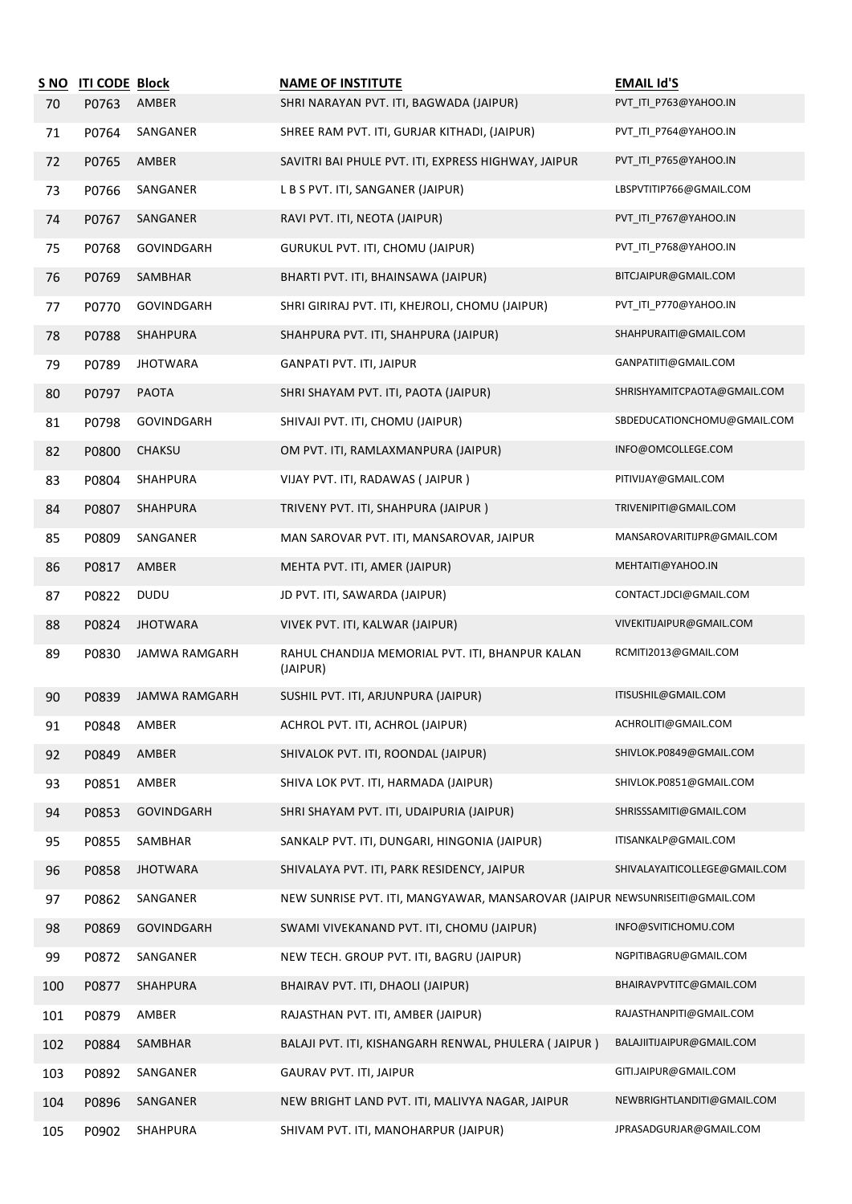| S NO | ITI CODE | Block | NAME OF INSTITUTE | EMAIL Id'S |
|---|---|---|---|---|
| 70 | P0763 | AMBER | SHRI NARAYAN PVT. ITI, BAGWADA (JAIPUR) | PVT_ITI_P763@YAHOO.IN |
| 71 | P0764 | SANGANER | SHREE RAM PVT. ITI, GURJAR KITHADI, (JAIPUR) | PVT_ITI_P764@YAHOO.IN |
| 72 | P0765 | AMBER | SAVITRI BAI PHULE PVT. ITI, EXPRESS HIGHWAY, JAIPUR | PVT_ITI_P765@YAHOO.IN |
| 73 | P0766 | SANGANER | L B S PVT. ITI, SANGANER (JAIPUR) | LBSPVTITIP766@GMAIL.COM |
| 74 | P0767 | SANGANER | RAVI PVT. ITI, NEOTA (JAIPUR) | PVT_ITI_P767@YAHOO.IN |
| 75 | P0768 | GOVINDGARH | GURUKUL PVT. ITI, CHOMU (JAIPUR) | PVT_ITI_P768@YAHOO.IN |
| 76 | P0769 | SAMBHAR | BHARTI PVT. ITI, BHAINSAWA (JAIPUR) | BITCJAIPUR@GMAIL.COM |
| 77 | P0770 | GOVINDGARH | SHRI GIRIRAJ PVT. ITI, KHEJROLI, CHOMU (JAIPUR) | PVT_ITI_P770@YAHOO.IN |
| 78 | P0788 | SHAHPURA | SHAHPURA PVT. ITI, SHAHPURA (JAIPUR) | SHAHPURAITI@GMAIL.COM |
| 79 | P0789 | JHOTWARA | GANPATI PVT. ITI, JAIPUR | GANPATIITI@GMAIL.COM |
| 80 | P0797 | PAOTA | SHRI SHAYAM PVT. ITI, PAOTA (JAIPUR) | SHRISHYAMITCPAOTA@GMAIL.COM |
| 81 | P0798 | GOVINDGARH | SHIVAJI PVT. ITI, CHOMU (JAIPUR) | SBDEDUCATIONCHOMU@GMAIL.COM |
| 82 | P0800 | CHAKSU | OM PVT. ITI, RAMLAXMANPURA (JAIPUR) | INFO@OMCOLLEGE.COM |
| 83 | P0804 | SHAHPURA | VIJAY PVT. ITI, RADAWAS ( JAIPUR ) | PITIVIJAY@GMAIL.COM |
| 84 | P0807 | SHAHPURA | TRIVENY PVT. ITI, SHAHPURA (JAIPUR ) | TRIVENIPITI@GMAIL.COM |
| 85 | P0809 | SANGANER | MAN SAROVAR PVT. ITI, MANSAROVAR, JAIPUR | MANSAROVARITIJPR@GMAIL.COM |
| 86 | P0817 | AMBER | MEHTA PVT. ITI, AMER (JAIPUR) | MEHTAITI@YAHOO.IN |
| 87 | P0822 | DUDU | JD PVT. ITI, SAWARDA (JAIPUR) | CONTACT.JDCI@GMAIL.COM |
| 88 | P0824 | JHOTWARA | VIVEK PVT. ITI, KALWAR (JAIPUR) | VIVEKITIJAIPUR@GMAIL.COM |
| 89 | P0830 | JAMWA RAMGARH | RAHUL CHANDIJA MEMORIAL PVT. ITI, BHANPUR KALAN (JAIPUR) | RCMITI2013@GMAIL.COM |
| 90 | P0839 | JAMWA RAMGARH | SUSHIL PVT. ITI, ARJUNPURA (JAIPUR) | ITISUSHIL@GMAIL.COM |
| 91 | P0848 | AMBER | ACHROL PVT. ITI, ACHROL (JAIPUR) | ACHROLITI@GMAIL.COM |
| 92 | P0849 | AMBER | SHIVALOK PVT. ITI, ROONDAL (JAIPUR) | SHIVLOK.P0849@GMAIL.COM |
| 93 | P0851 | AMBER | SHIVA LOK PVT. ITI, HARMADA (JAIPUR) | SHIVLOK.P0851@GMAIL.COM |
| 94 | P0853 | GOVINDGARH | SHRI SHAYAM PVT. ITI, UDAIPURIA (JAIPUR) | SHRISSSAMITI@GMAIL.COM |
| 95 | P0855 | SAMBHAR | SANKALP PVT. ITI, DUNGARI, HINGONIA (JAIPUR) | ITISANKALP@GMAIL.COM |
| 96 | P0858 | JHOTWARA | SHIVALAYA PVT. ITI, PARK RESIDENCY, JAIPUR | SHIVALAYAITICOLLEGE@GMAIL.COM |
| 97 | P0862 | SANGANER | NEW SUNRISE PVT. ITI, MANGYAWAR, MANSAROVAR (JAIPUR | NEWSUNRISEITI@GMAIL.COM |
| 98 | P0869 | GOVINDGARH | SWAMI VIVEKANAND PVT. ITI, CHOMU (JAIPUR) | INFO@SVITICHOMU.COM |
| 99 | P0872 | SANGANER | NEW TECH. GROUP PVT. ITI, BAGRU (JAIPUR) | NGPITIBAGRU@GMAIL.COM |
| 100 | P0877 | SHAHPURA | BHAIRAV PVT. ITI, DHAOLI (JAIPUR) | BHAIRAVPVTITC@GMAIL.COM |
| 101 | P0879 | AMBER | RAJASTHAN PVT. ITI, AMBER (JAIPUR) | RAJASTHANPITI@GMAIL.COM |
| 102 | P0884 | SAMBHAR | BALAJI PVT. ITI, KISHANGARH RENWAL, PHULERA ( JAIPUR ) | BALAJIITIJAIPUR@GMAIL.COM |
| 103 | P0892 | SANGANER | GAURAV PVT. ITI, JAIPUR | GITI.JAIPUR@GMAIL.COM |
| 104 | P0896 | SANGANER | NEW BRIGHT LAND PVT. ITI, MALIVYA NAGAR, JAIPUR | NEWBRIGHTLANDITI@GMAIL.COM |
| 105 | P0902 | SHAHPURA | SHIVAM PVT. ITI, MANOHARPUR (JAIPUR) | JPRASADGURJAR@GMAIL.COM |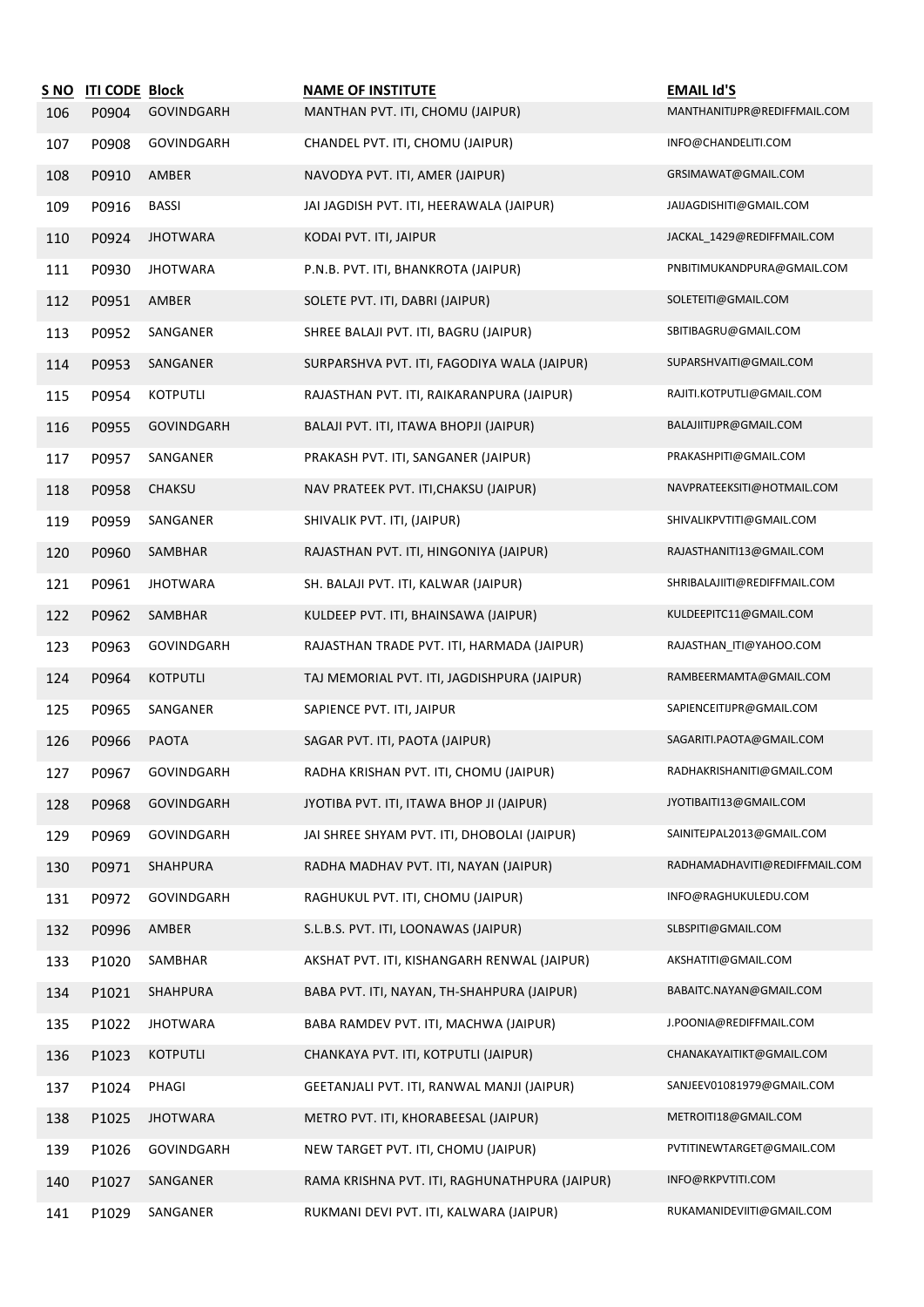| S NO | ITI CODE | Block | NAME OF INSTITUTE | EMAIL Id'S |
|---|---|---|---|---|
| 106 | P0904 | GOVINDGARH | MANTHAN PVT. ITI, CHOMU (JAIPUR) | MANTHANITIJPR@REDIFFMAIL.COM |
| 107 | P0908 | GOVINDGARH | CHANDEL PVT. ITI, CHOMU (JAIPUR) | INFO@CHANDELITI.COM |
| 108 | P0910 | AMBER | NAVODYA PVT. ITI, AMER (JAIPUR) | GRSIMAWAT@GMAIL.COM |
| 109 | P0916 | BASSI | JAI JAGDISH PVT. ITI, HEERAWALA (JAIPUR) | JAIJAGDISHITI@GMAIL.COM |
| 110 | P0924 | JHOTWARA | KODAI PVT. ITI, JAIPUR | JACKAL_1429@REDIFFMAIL.COM |
| 111 | P0930 | JHOTWARA | P.N.B. PVT. ITI, BHANKROTA (JAIPUR) | PNBITIMUKANDPURA@GMAIL.COM |
| 112 | P0951 | AMBER | SOLETE PVT. ITI, DABRI (JAIPUR) | SOLETEITI@GMAIL.COM |
| 113 | P0952 | SANGANER | SHREE BALAJI PVT. ITI, BAGRU (JAIPUR) | SBITIBAGRU@GMAIL.COM |
| 114 | P0953 | SANGANER | SURPARSHVA PVT. ITI, FAGODIYA WALA (JAIPUR) | SUPARSHVAITI@GMAIL.COM |
| 115 | P0954 | KOTPUTLI | RAJASTHAN PVT. ITI, RAIKARANPURA (JAIPUR) | RAJITI.KOTPUTLI@GMAIL.COM |
| 116 | P0955 | GOVINDGARH | BALAJI PVT. ITI, ITAWA BHOPJI (JAIPUR) | BALAJIITIJPR@GMAIL.COM |
| 117 | P0957 | SANGANER | PRAKASH PVT. ITI, SANGANER (JAIPUR) | PRAKASHPITI@GMAIL.COM |
| 118 | P0958 | CHAKSU | NAV PRATEEK PVT. ITI,CHAKSU (JAIPUR) | NAVPRATEEKSITI@HOTMAIL.COM |
| 119 | P0959 | SANGANER | SHIVALIK PVT. ITI, (JAIPUR) | SHIVALIKPVTITI@GMAIL.COM |
| 120 | P0960 | SAMBHAR | RAJASTHAN PVT. ITI, HINGONIYA (JAIPUR) | RAJASTHANITI13@GMAIL.COM |
| 121 | P0961 | JHOTWARA | SH. BALAJI PVT. ITI, KALWAR (JAIPUR) | SHRIBALAJIITI@REDIFFMAIL.COM |
| 122 | P0962 | SAMBHAR | KULDEEP PVT. ITI, BHAINSAWA (JAIPUR) | KULDEEPITC11@GMAIL.COM |
| 123 | P0963 | GOVINDGARH | RAJASTHAN TRADE PVT. ITI, HARMADA (JAIPUR) | RAJASTHAN_ITI@YAHOO.COM |
| 124 | P0964 | KOTPUTLI | TAJ MEMORIAL PVT. ITI, JAGDISHPURA (JAIPUR) | RAMBEERMAMTA@GMAIL.COM |
| 125 | P0965 | SANGANER | SAPIENCE PVT. ITI, JAIPUR | SAPIENCEITIJPR@GMAIL.COM |
| 126 | P0966 | PAOTA | SAGAR PVT. ITI, PAOTA (JAIPUR) | SAGARITI.PAOTA@GMAIL.COM |
| 127 | P0967 | GOVINDGARH | RADHA KRISHAN PVT. ITI, CHOMU (JAIPUR) | RADHAKRISHANITI@GMAIL.COM |
| 128 | P0968 | GOVINDGARH | JYOTIBA PVT. ITI, ITAWA BHOP JI (JAIPUR) | JYOTIBAITI13@GMAIL.COM |
| 129 | P0969 | GOVINDGARH | JAI SHREE SHYAM PVT. ITI, DHOBOLAI (JAIPUR) | SAINITEJPAL2013@GMAIL.COM |
| 130 | P0971 | SHAHPURA | RADHA MADHAV PVT. ITI, NAYAN (JAIPUR) | RADHAMADHAVITI@REDIFFMAIL.COM |
| 131 | P0972 | GOVINDGARH | RAGHUKUL PVT. ITI, CHOMU (JAIPUR) | INFO@RAGHUKULEDU.COM |
| 132 | P0996 | AMBER | S.L.B.S. PVT. ITI, LOONAWAS (JAIPUR) | SLBSPITI@GMAIL.COM |
| 133 | P1020 | SAMBHAR | AKSHAT PVT. ITI, KISHANGARH RENWAL (JAIPUR) | AKSHATITI@GMAIL.COM |
| 134 | P1021 | SHAHPURA | BABA PVT. ITI, NAYAN, TH-SHAHPURA (JAIPUR) | BABAITC.NAYAN@GMAIL.COM |
| 135 | P1022 | JHOTWARA | BABA RAMDEV PVT. ITI, MACHWA (JAIPUR) | J.POONIA@REDIFFMAIL.COM |
| 136 | P1023 | KOTPUTLI | CHANKAYA PVT. ITI, KOTPUTLI (JAIPUR) | CHANAKAYAITIKT@GMAIL.COM |
| 137 | P1024 | PHAGI | GEETANJALI PVT. ITI, RANWAL MANJI (JAIPUR) | SANJEEV01081979@GMAIL.COM |
| 138 | P1025 | JHOTWARA | METRO PVT. ITI, KHORABEESAL (JAIPUR) | METROITI18@GMAIL.COM |
| 139 | P1026 | GOVINDGARH | NEW TARGET PVT. ITI, CHOMU (JAIPUR) | PVTITINEWTARGET@GMAIL.COM |
| 140 | P1027 | SANGANER | RAMA KRISHNA PVT. ITI, RAGHUNATHPURA (JAIPUR) | INFO@RKPVTITI.COM |
| 141 | P1029 | SANGANER | RUKMANI DEVI PVT. ITI, KALWARA (JAIPUR) | RUKAMANIDEVIITI@GMAIL.COM |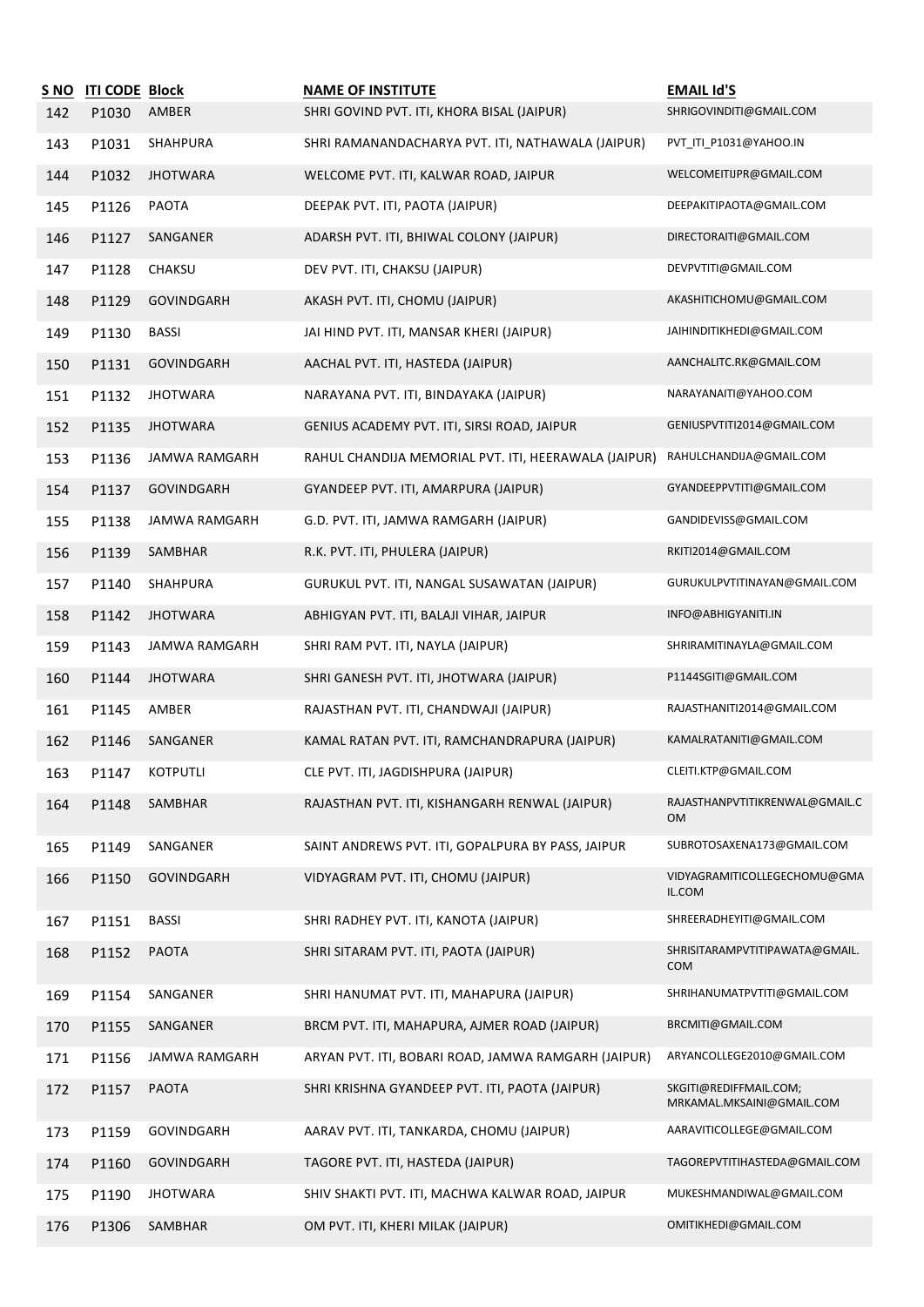| S NO | ITI CODE | Block | NAME OF INSTITUTE | EMAIL Id'S |
|---|---|---|---|---|
| 142 | P1030 | AMBER | SHRI GOVIND PVT. ITI, KHORA BISAL (JAIPUR) | SHRIGOVINDITI@GMAIL.COM |
| 143 | P1031 | SHAHPURA | SHRI RAMANANDACHARYA PVT. ITI, NATHAWALA (JAIPUR) | PVT_ITI_P1031@YAHOO.IN |
| 144 | P1032 | JHOTWARA | WELCOME PVT. ITI, KALWAR ROAD, JAIPUR | WELCOMEITIJPR@GMAIL.COM |
| 145 | P1126 | PAOTA | DEEPAK PVT. ITI, PAOTA (JAIPUR) | DEEPAKITIPAOTA@GMAIL.COM |
| 146 | P1127 | SANGANER | ADARSH PVT. ITI, BHIWAL COLONY (JAIPUR) | DIRECTORAITI@GMAIL.COM |
| 147 | P1128 | CHAKSU | DEV PVT. ITI, CHAKSU (JAIPUR) | DEVPVTITI@GMAIL.COM |
| 148 | P1129 | GOVINDGARH | AKASH PVT. ITI, CHOMU (JAIPUR) | AKASHITICHOMU@GMAIL.COM |
| 149 | P1130 | BASSI | JAI HIND PVT. ITI, MANSAR KHERI (JAIPUR) | JAIHINDITIKHEDI@GMAIL.COM |
| 150 | P1131 | GOVINDGARH | AACHAL PVT. ITI, HASTEDA (JAIPUR) | AANCHALITC.RK@GMAIL.COM |
| 151 | P1132 | JHOTWARA | NARAYANA PVT. ITI, BINDAYAKA (JAIPUR) | NARAYANAITI@YAHOO.COM |
| 152 | P1135 | JHOTWARA | GENIUS ACADEMY PVT. ITI, SIRSI ROAD, JAIPUR | GENIUSPVTITI2014@GMAIL.COM |
| 153 | P1136 | JAMWA RAMGARH | RAHUL CHANDIJA MEMORIAL PVT. ITI, HEERAWALA (JAIPUR) | RAHULCHANDIJA@GMAIL.COM |
| 154 | P1137 | GOVINDGARH | GYANDEEP PVT. ITI, AMARPURA (JAIPUR) | GYANDEEPPVTITI@GMAIL.COM |
| 155 | P1138 | JAMWA RAMGARH | G.D. PVT. ITI, JAMWA RAMGARH (JAIPUR) | GANDIDEVISS@GMAIL.COM |
| 156 | P1139 | SAMBHAR | R.K. PVT. ITI, PHULERA (JAIPUR) | RKITI2014@GMAIL.COM |
| 157 | P1140 | SHAHPURA | GURUKUL PVT. ITI, NANGAL SUSAWATAN (JAIPUR) | GURUKULPVTITINAYAN@GMAIL.COM |
| 158 | P1142 | JHOTWARA | ABHIGYAN PVT. ITI, BALAJI VIHAR, JAIPUR | INFO@ABHIGYANITI.IN |
| 159 | P1143 | JAMWA RAMGARH | SHRI RAM PVT. ITI, NAYLA (JAIPUR) | SHRIRAMITINAYLA@GMAIL.COM |
| 160 | P1144 | JHOTWARA | SHRI GANESH PVT. ITI, JHOTWARA (JAIPUR) | P1144SGITI@GMAIL.COM |
| 161 | P1145 | AMBER | RAJASTHAN PVT. ITI, CHANDWAJI (JAIPUR) | RAJASTHANITI2014@GMAIL.COM |
| 162 | P1146 | SANGANER | KAMAL RATAN PVT. ITI, RAMCHANDRAPURA (JAIPUR) | KAMALRATANITI@GMAIL.COM |
| 163 | P1147 | KOTPUTLI | CLE PVT. ITI, JAGDISHPURA (JAIPUR) | CLEITI.KTP@GMAIL.COM |
| 164 | P1148 | SAMBHAR | RAJASTHAN PVT. ITI, KISHANGARH RENWAL (JAIPUR) | RAJASTHANPVTITIKRENWAL@GMAIL.COM |
| 165 | P1149 | SANGANER | SAINT ANDREWS PVT. ITI, GOPALPURA BY PASS, JAIPUR | SUBROTOSAXENA173@GMAIL.COM |
| 166 | P1150 | GOVINDGARH | VIDYAGRAM PVT. ITI, CHOMU (JAIPUR) | VIDYAGRAMITICOLLEGECHOMU@GMAIL.COM |
| 167 | P1151 | BASSI | SHRI RADHEY PVT. ITI, KANOTA (JAIPUR) | SHREERADHEYITI@GMAIL.COM |
| 168 | P1152 | PAOTA | SHRI SITARAM PVT. ITI, PAOTA (JAIPUR) | SHRISITARAMPVTITIPAWATA@GMAIL.COM |
| 169 | P1154 | SANGANER | SHRI HANUMAT PVT. ITI, MAHAPURA (JAIPUR) | SHRIHANUMATPVTITI@GMAIL.COM |
| 170 | P1155 | SANGANER | BRCM PVT. ITI, MAHAPURA, AJMER ROAD (JAIPUR) | BRCMITI@GMAIL.COM |
| 171 | P1156 | JAMWA RAMGARH | ARYAN PVT. ITI, BOBARI ROAD, JAMWA RAMGARH (JAIPUR) | ARYANCOLLEGE2010@GMAIL.COM |
| 172 | P1157 | PAOTA | SHRI KRISHNA GYANDEEP PVT. ITI, PAOTA (JAIPUR) | SKGITI@REDIFFMAIL.COM; MRKAMAL.MKSAINI@GMAIL.COM |
| 173 | P1159 | GOVINDGARH | AARAV PVT. ITI, TANKARDA, CHOMU (JAIPUR) | AARAVITICOLLEGE@GMAIL.COM |
| 174 | P1160 | GOVINDGARH | TAGORE PVT. ITI, HASTEDA (JAIPUR) | TAGOREPVTITIHASTEDA@GMAIL.COM |
| 175 | P1190 | JHOTWARA | SHIV SHAKTI PVT. ITI, MACHWA KALWAR ROAD, JAIPUR | MUKESHMANDIWAL@GMAIL.COM |
| 176 | P1306 | SAMBHAR | OM PVT. ITI, KHERI MILAK (JAIPUR) | OMITIKHEDI@GMAIL.COM |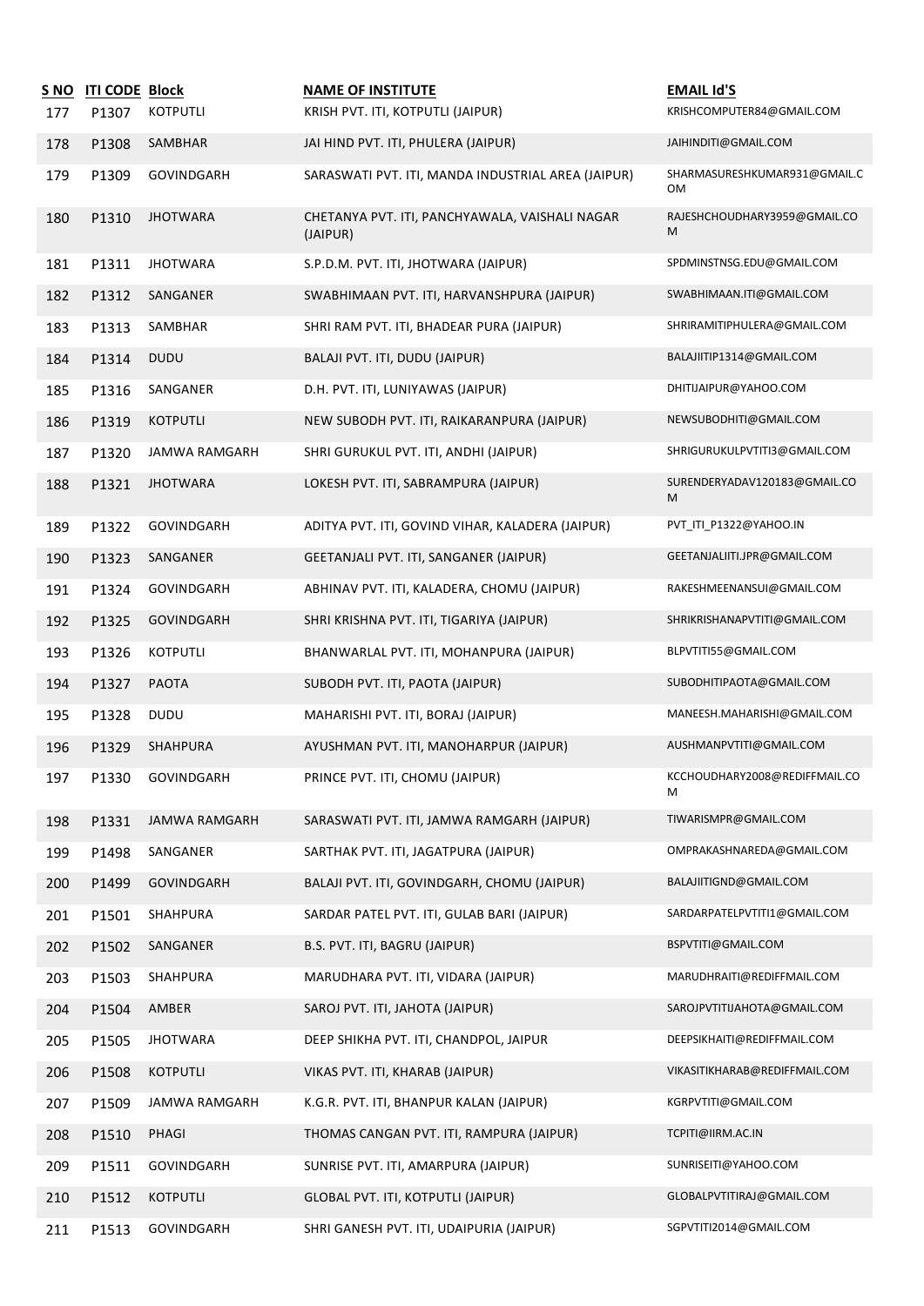| S NO | ITI CODE | Block | NAME OF INSTITUTE | EMAIL Id'S |
|---|---|---|---|---|
| 177 | P1307 | KOTPUTLI | KRISH PVT. ITI, KOTPUTLI (JAIPUR) | KRISHCOMPUTER84@GMAIL.COM |
| 178 | P1308 | SAMBHAR | JAI HIND PVT. ITI, PHULERA (JAIPUR) | JAIHINDITI@GMAIL.COM |
| 179 | P1309 | GOVINDGARH | SARASWATI PVT. ITI, MANDA INDUSTRIAL AREA (JAIPUR) | SHARMASURESHKUMAR931@GMAIL.COM |
| 180 | P1310 | JHOTWARA | CHETANYA PVT. ITI, PANCHYAWALA, VAISHALI NAGAR (JAIPUR) | RAJESHCHOUDHARY3959@GMAIL.COM |
| 181 | P1311 | JHOTWARA | S.P.D.M. PVT. ITI, JHOTWARA (JAIPUR) | SPDMINSTNSG.EDU@GMAIL.COM |
| 182 | P1312 | SANGANER | SWABHIMAAN PVT. ITI, HARVANSHPURA (JAIPUR) | SWABHIMAAN.ITI@GMAIL.COM |
| 183 | P1313 | SAMBHAR | SHRI RAM PVT. ITI, BHADEAR PURA (JAIPUR) | SHRIRAMITIPHULERA@GMAIL.COM |
| 184 | P1314 | DUDU | BALAJI PVT. ITI, DUDU (JAIPUR) | BALAJIITIP1314@GMAIL.COM |
| 185 | P1316 | SANGANER | D.H. PVT. ITI, LUNIYAWAS (JAIPUR) | DHITIJAIPUR@YAHOO.COM |
| 186 | P1319 | KOTPUTLI | NEW SUBODH PVT. ITI, RAIKARANPURA (JAIPUR) | NEWSUBODHITI@GMAIL.COM |
| 187 | P1320 | JAMWA RAMGARH | SHRI GURUKUL PVT. ITI, ANDHI (JAIPUR) | SHRIGURUKULPVTITI3@GMAIL.COM |
| 188 | P1321 | JHOTWARA | LOKESH PVT. ITI, SABRAMPURA (JAIPUR) | SURENDERYADAV120183@GMAIL.COM |
| 189 | P1322 | GOVINDGARH | ADITYA PVT. ITI, GOVIND VIHAR, KALADERA (JAIPUR) | PVT_ITI_P1322@YAHOO.IN |
| 190 | P1323 | SANGANER | GEETANJALI PVT. ITI, SANGANER (JAIPUR) | GEETANJALIITI.JPR@GMAIL.COM |
| 191 | P1324 | GOVINDGARH | ABHINAV PVT. ITI, KALADERA, CHOMU (JAIPUR) | RAKESHMEENANSUI@GMAIL.COM |
| 192 | P1325 | GOVINDGARH | SHRI KRISHNA PVT. ITI, TIGARIYA (JAIPUR) | SHRIKRISHANAPVTITI@GMAIL.COM |
| 193 | P1326 | KOTPUTLI | BHANWARLAL PVT. ITI, MOHANPURA (JAIPUR) | BLPVTITI55@GMAIL.COM |
| 194 | P1327 | PAOTA | SUBODH PVT. ITI, PAOTA (JAIPUR) | SUBODHITIPAOTA@GMAIL.COM |
| 195 | P1328 | DUDU | MAHARISHI PVT. ITI, BORAJ (JAIPUR) | MANEESH.MAHARISHI@GMAIL.COM |
| 196 | P1329 | SHAHPURA | AYUSHMAN PVT. ITI, MANOHARPUR (JAIPUR) | AUSHMANPVTITI@GMAIL.COM |
| 197 | P1330 | GOVINDGARH | PRINCE PVT. ITI, CHOMU (JAIPUR) | KCCHOUDHARY2008@REDIFFMAIL.COM |
| 198 | P1331 | JAMWA RAMGARH | SARASWATI PVT. ITI, JAMWA RAMGARH (JAIPUR) | TIWARISMPR@GMAIL.COM |
| 199 | P1498 | SANGANER | SARTHAK PVT. ITI, JAGATPURA (JAIPUR) | OMPRAKASHNAREDA@GMAIL.COM |
| 200 | P1499 | GOVINDGARH | BALAJI PVT. ITI, GOVINDGARH, CHOMU (JAIPUR) | BALAJIITIGND@GMAIL.COM |
| 201 | P1501 | SHAHPURA | SARDAR PATEL PVT. ITI, GULAB BARI (JAIPUR) | SARDARPATELPVTITI1@GMAIL.COM |
| 202 | P1502 | SANGANER | B.S. PVT. ITI, BAGRU (JAIPUR) | BSPVTITI@GMAIL.COM |
| 203 | P1503 | SHAHPURA | MARUDHARA PVT. ITI, VIDARA (JAIPUR) | MARUDHRAITI@REDIFFMAIL.COM |
| 204 | P1504 | AMBER | SAROJ PVT. ITI, JAHOTA (JAIPUR) | SAROJPVTITIJAHOTA@GMAIL.COM |
| 205 | P1505 | JHOTWARA | DEEP SHIKHA PVT. ITI, CHANDPOL, JAIPUR | DEEPSIKHAITI@REDIFFMAIL.COM |
| 206 | P1508 | KOTPUTLI | VIKAS PVT. ITI, KHARAB (JAIPUR) | VIKASITIKHARAB@REDIFFMAIL.COM |
| 207 | P1509 | JAMWA RAMGARH | K.G.R. PVT. ITI, BHANPUR KALAN (JAIPUR) | KGRPVTITI@GMAIL.COM |
| 208 | P1510 | PHAGI | THOMAS CANGAN PVT. ITI, RAMPURA (JAIPUR) | TCPITI@IIRM.AC.IN |
| 209 | P1511 | GOVINDGARH | SUNRISE PVT. ITI, AMARPURA (JAIPUR) | SUNRISEITI@YAHOO.COM |
| 210 | P1512 | KOTPUTLI | GLOBAL PVT. ITI, KOTPUTLI (JAIPUR) | GLOBALPVTITIRAJ@GMAIL.COM |
| 211 | P1513 | GOVINDGARH | SHRI GANESH PVT. ITI, UDAIPURIA (JAIPUR) | SGPVTITI2014@GMAIL.COM |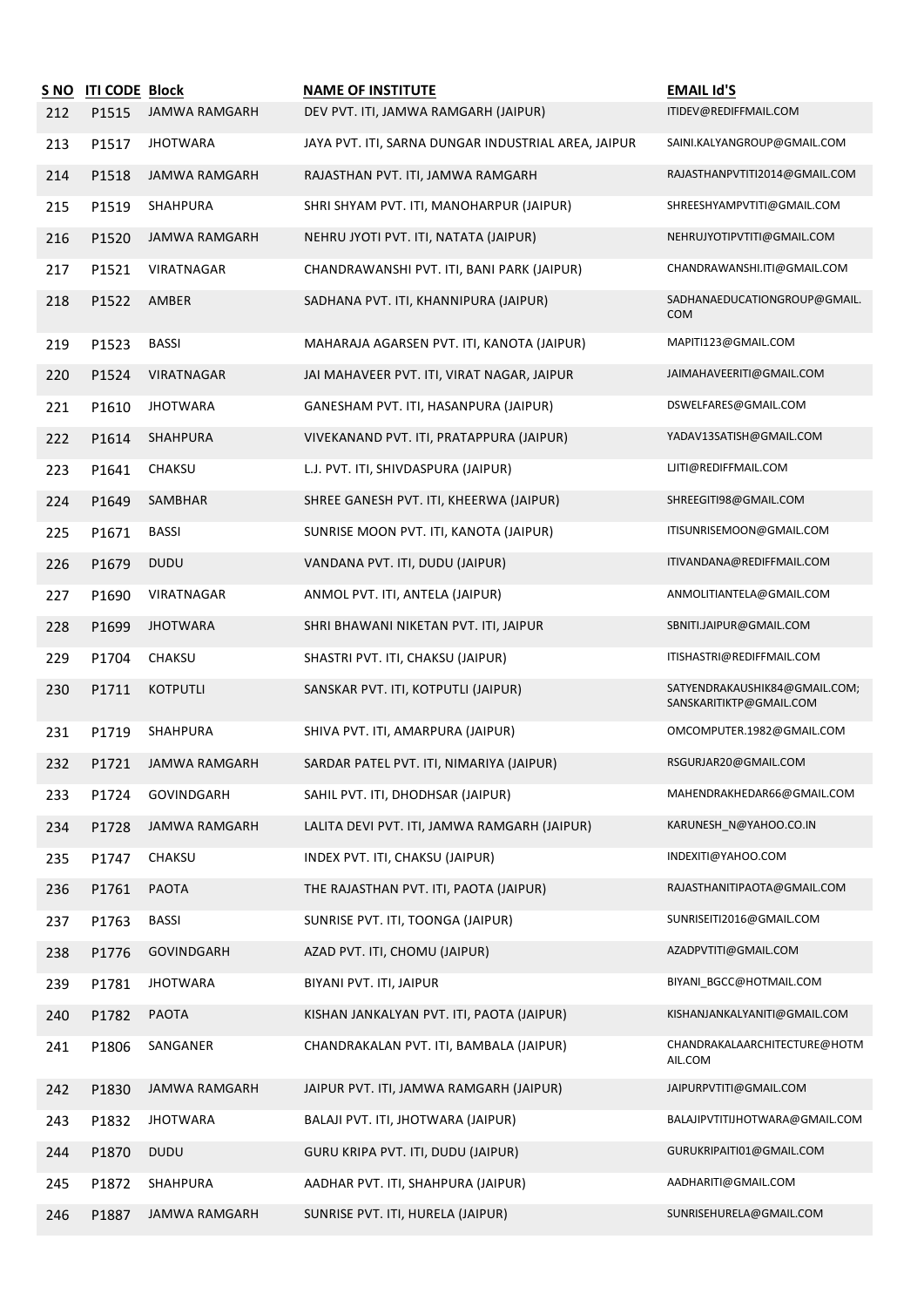| S NO | ITI CODE | Block | NAME OF INSTITUTE | EMAIL Id'S |
|---|---|---|---|---|
| 212 | P1515 | JAMWA RAMGARH | DEV PVT. ITI, JAMWA RAMGARH (JAIPUR) | ITIDEV@REDIFFMAIL.COM |
| 213 | P1517 | JHOTWARA | JAYA PVT. ITI, SARNA DUNGAR INDUSTRIAL AREA, JAIPUR | SAINI.KALYANGROUP@GMAIL.COM |
| 214 | P1518 | JAMWA RAMGARH | RAJASTHAN PVT. ITI, JAMWA RAMGARH | RAJASTHANPVTITI2014@GMAIL.COM |
| 215 | P1519 | SHAHPURA | SHRI SHYAM PVT. ITI, MANOHARPUR (JAIPUR) | SHREESHYAMPVTITI@GMAIL.COM |
| 216 | P1520 | JAMWA RAMGARH | NEHRU JYOTI PVT. ITI, NATATA (JAIPUR) | NEHRUJYOTIPVTITI@GMAIL.COM |
| 217 | P1521 | VIRATNAGAR | CHANDRAWANSHI PVT. ITI, BANI PARK (JAIPUR) | CHANDRAWANSHI.ITI@GMAIL.COM |
| 218 | P1522 | AMBER | SADHANA PVT. ITI, KHANNIPURA (JAIPUR) | SADHANAEDUCATIONGROUP@GMAIL.COM |
| 219 | P1523 | BASSI | MAHARAJA AGARSEN PVT. ITI, KANOTA (JAIPUR) | MAPITI123@GMAIL.COM |
| 220 | P1524 | VIRATNAGAR | JAI MAHAVEER PVT. ITI, VIRAT NAGAR, JAIPUR | JAIMAHAVEERITI@GMAIL.COM |
| 221 | P1610 | JHOTWARA | GANESHAM PVT. ITI, HASANPURA (JAIPUR) | DSWELFARES@GMAIL.COM |
| 222 | P1614 | SHAHPURA | VIVEKANAND PVT. ITI, PRATAPPURA (JAIPUR) | YADAV13SATISH@GMAIL.COM |
| 223 | P1641 | CHAKSU | L.J. PVT. ITI, SHIVDASPURA (JAIPUR) | LJITI@REDIFFMAIL.COM |
| 224 | P1649 | SAMBHAR | SHREE GANESH PVT. ITI, KHEERWA (JAIPUR) | SHREEGITI98@GMAIL.COM |
| 225 | P1671 | BASSI | SUNRISE MOON PVT. ITI, KANOTA (JAIPUR) | ITISUNRISEMOON@GMAIL.COM |
| 226 | P1679 | DUDU | VANDANA PVT. ITI, DUDU (JAIPUR) | ITIVANDANA@REDIFFMAIL.COM |
| 227 | P1690 | VIRATNAGAR | ANMOL PVT. ITI, ANTELA (JAIPUR) | ANMOLITIANTELA@GMAIL.COM |
| 228 | P1699 | JHOTWARA | SHRI BHAWANI NIKETAN PVT. ITI, JAIPUR | SBNITI.JAIPUR@GMAIL.COM |
| 229 | P1704 | CHAKSU | SHASTRI PVT. ITI, CHAKSU (JAIPUR) | ITISHASTRI@REDIFFMAIL.COM |
| 230 | P1711 | KOTPUTLI | SANSKAR PVT. ITI, KOTPUTLI (JAIPUR) | SATYENDRAKAUSHIK84@GMAIL.COM; SANSKARITIKTP@GMAIL.COM |
| 231 | P1719 | SHAHPURA | SHIVA PVT. ITI, AMARPURA (JAIPUR) | OMCOMPUTER.1982@GMAIL.COM |
| 232 | P1721 | JAMWA RAMGARH | SARDAR PATEL PVT. ITI, NIMARIYA (JAIPUR) | RSGURJAR20@GMAIL.COM |
| 233 | P1724 | GOVINDGARH | SAHIL PVT. ITI, DHODHSAR (JAIPUR) | MAHENDRAKHEDAR66@GMAIL.COM |
| 234 | P1728 | JAMWA RAMGARH | LALITA DEVI PVT. ITI, JAMWA RAMGARH (JAIPUR) | KARUNESH_N@YAHOO.CO.IN |
| 235 | P1747 | CHAKSU | INDEX PVT. ITI, CHAKSU (JAIPUR) | INDEXITI@YAHOO.COM |
| 236 | P1761 | PAOTA | THE RAJASTHAN PVT. ITI, PAOTA (JAIPUR) | RAJASTHANITIPAOTA@GMAIL.COM |
| 237 | P1763 | BASSI | SUNRISE PVT. ITI, TOONGA (JAIPUR) | SUNRISEITI2016@GMAIL.COM |
| 238 | P1776 | GOVINDGARH | AZAD PVT. ITI, CHOMU (JAIPUR) | AZADPVTITI@GMAIL.COM |
| 239 | P1781 | JHOTWARA | BIYANI PVT. ITI, JAIPUR | BIYANI_BGCC@HOTMAIL.COM |
| 240 | P1782 | PAOTA | KISHAN JANKALYAN PVT. ITI, PAOTA (JAIPUR) | KISHANJANKALYANITI@GMAIL.COM |
| 241 | P1806 | SANGANER | CHANDRAKALAN PVT. ITI, BAMBALA (JAIPUR) | CHANDRAKALAARCHITECTURE@HOTMAIL.COM |
| 242 | P1830 | JAMWA RAMGARH | JAIPUR PVT. ITI, JAMWA RAMGARH (JAIPUR) | JAIPURPVTITI@GMAIL.COM |
| 243 | P1832 | JHOTWARA | BALAJI PVT. ITI, JHOTWARA (JAIPUR) | BALAJIPVTITIJHOTWARA@GMAIL.COM |
| 244 | P1870 | DUDU | GURU KRIPA PVT. ITI, DUDU (JAIPUR) | GURUKRIPAITI01@GMAIL.COM |
| 245 | P1872 | SHAHPURA | AADHAR PVT. ITI, SHAHPURA (JAIPUR) | AADHARITI@GMAIL.COM |
| 246 | P1887 | JAMWA RAMGARH | SUNRISE PVT. ITI, HURELA (JAIPUR) | SUNRISEHURELA@GMAIL.COM |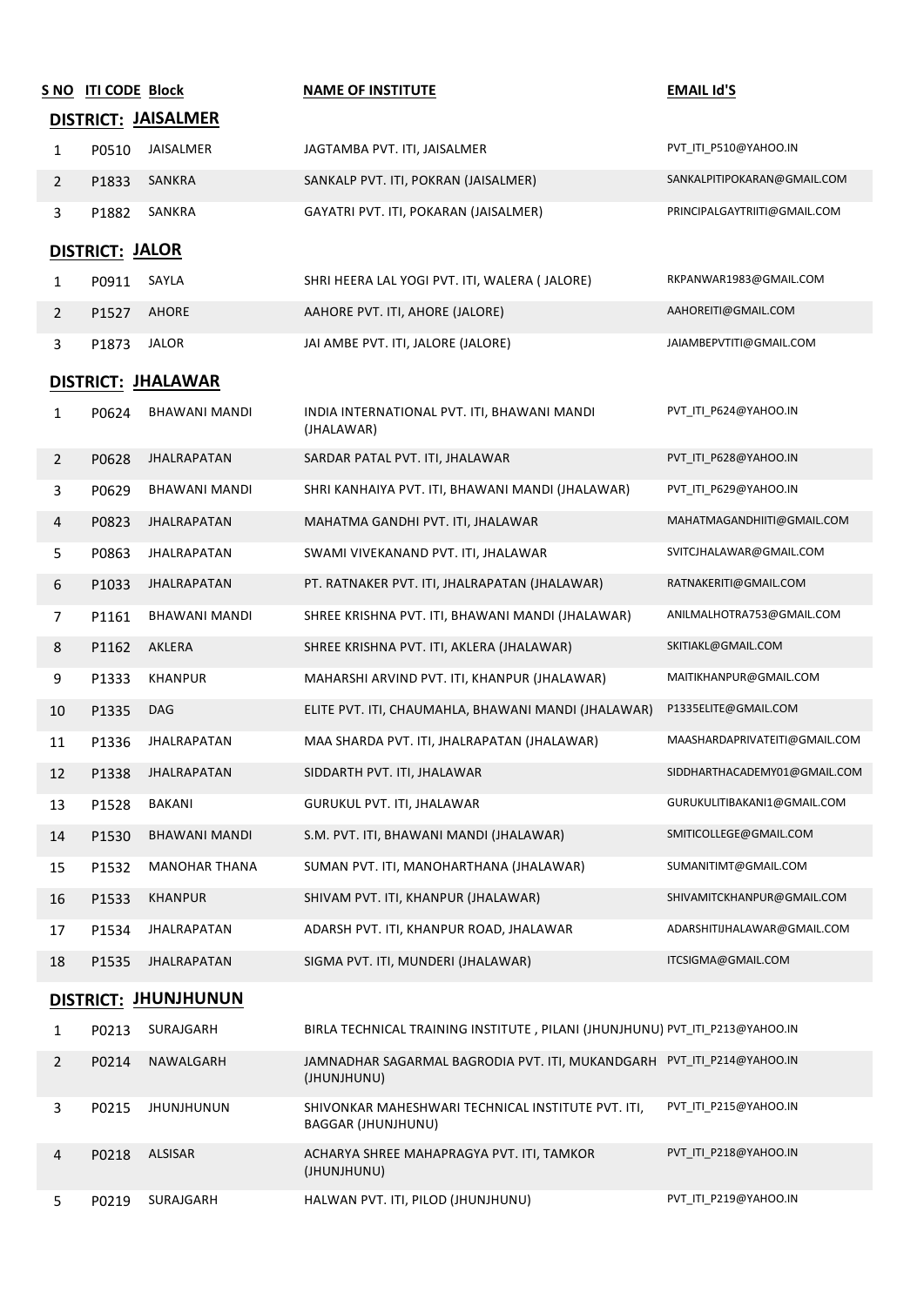| S NO | ITI CODE | Block | NAME OF INSTITUTE | EMAIL Id'S |
|---|---|---|---|---|
| **DISTRICT: JAISALMER** | | | | |
| 1 | P0510 | JAISALMER | JAGTAMBA PVT. ITI, JAISALMER | PVT_ITI_P510@YAHOO.IN |
| 2 | P1833 | SANKRA | SANKALP PVT. ITI, POKRAN (JAISALMER) | SANKALPITIPOKARAN@GMAIL.COM |
| 3 | P1882 | SANKRA | GAYATRI PVT. ITI, POKARAN (JAISALMER) | PRINCIPALGAYTRIITI@GMAIL.COM |
| **DISTRICT: JALOR** | | | | |
| 1 | P0911 | SAYLA | SHRI HEERA LAL YOGI PVT. ITI, WALERA ( JALORE) | RKPANWAR1983@GMAIL.COM |
| 2 | P1527 | AHORE | AAHORE PVT. ITI, AHORE (JALORE) | AAHOREITI@GMAIL.COM |
| 3 | P1873 | JALOR | JAI AMBE PVT. ITI, JALORE (JALORE) | JAIAMBEPVTITI@GMAIL.COM |
| **DISTRICT: JHALAWAR** | | | | |
| 1 | P0624 | BHAWANI MANDI | INDIA INTERNATIONAL PVT. ITI, BHAWANI MANDI (JHALAWAR) | PVT_ITI_P624@YAHOO.IN |
| 2 | P0628 | JHALRAPATAN | SARDAR PATAL PVT. ITI, JHALAWAR | PVT_ITI_P628@YAHOO.IN |
| 3 | P0629 | BHAWANI MANDI | SHRI KANHAIYA PVT. ITI, BHAWANI MANDI (JHALAWAR) | PVT_ITI_P629@YAHOO.IN |
| 4 | P0823 | JHALRAPATAN | MAHATMA GANDHI PVT. ITI, JHALAWAR | MAHATMAGANDHIITI@GMAIL.COM |
| 5 | P0863 | JHALRAPATAN | SWAMI VIVEKANAND PVT. ITI, JHALAWAR | SVITCJHALAWAR@GMAIL.COM |
| 6 | P1033 | JHALRAPATAN | PT. RATNAKER PVT. ITI, JHALRAPATAN (JHALAWAR) | RATNAKERITI@GMAIL.COM |
| 7 | P1161 | BHAWANI MANDI | SHREE KRISHNA PVT. ITI, BHAWANI MANDI (JHALAWAR) | ANILMALHOTRA753@GMAIL.COM |
| 8 | P1162 | AKLERA | SHREE KRISHNA PVT. ITI, AKLERA (JHALAWAR) | SKITIAKL@GMAIL.COM |
| 9 | P1333 | KHANPUR | MAHARSHI ARVIND PVT. ITI, KHANPUR (JHALAWAR) | MAITIKHANPUR@GMAIL.COM |
| 10 | P1335 | DAG | ELITE PVT. ITI, CHAUMAHLA, BHAWANI MANDI (JHALAWAR) | P1335ELITE@GMAIL.COM |
| 11 | P1336 | JHALRAPATAN | MAA SHARDA PVT. ITI, JHALRAPATAN (JHALAWAR) | MAASHARDAPRIVATEITI@GMAIL.COM |
| 12 | P1338 | JHALRAPATAN | SIDDARTH PVT. ITI, JHALAWAR | SIDDHARTHACADEMY01@GMAIL.COM |
| 13 | P1528 | BAKANI | GURUKUL PVT. ITI, JHALAWAR | GURUKULITIBAKANI1@GMAIL.COM |
| 14 | P1530 | BHAWANI MANDI | S.M. PVT. ITI, BHAWANI MANDI (JHALAWAR) | SMITICOLLEGE@GMAIL.COM |
| 15 | P1532 | MANOHAR THANA | SUMAN PVT. ITI, MANOHARTHANA (JHALAWAR) | SUMANITIMT@GMAIL.COM |
| 16 | P1533 | KHANPUR | SHIVAM PVT. ITI, KHANPUR (JHALAWAR) | SHIVAMITCKHANPUR@GMAIL.COM |
| 17 | P1534 | JHALRAPATAN | ADARSH PVT. ITI, KHANPUR ROAD, JHALAWAR | ADARSHITIJHALAWAR@GMAIL.COM |
| 18 | P1535 | JHALRAPATAN | SIGMA PVT. ITI, MUNDERI (JHALAWAR) | ITCSIGMA@GMAIL.COM |
| **DISTRICT: JHUNJHUNUN** | | | | |
| 1 | P0213 | SURAJGARH | BIRLA TECHNICAL TRAINING INSTITUTE , PILANI (JHUNJHUNU) | PVT_ITI_P213@YAHOO.IN |
| 2 | P0214 | NAWALGARH | JAMNADHAR SAGARMAL BAGRODIA PVT. ITI, MUKANDGARH (JHUNJHUNU) | PVT_ITI_P214@YAHOO.IN |
| 3 | P0215 | JHUNJHUNUN | SHIVONKAR MAHESHWARI TECHNICAL INSTITUTE PVT. ITI, BAGGAR (JHUNJHUNU) | PVT_ITI_P215@YAHOO.IN |
| 4 | P0218 | ALSISAR | ACHARYA SHREE MAHAPRAGYA PVT. ITI, TAMKOR (JHUNJHUNU) | PVT_ITI_P218@YAHOO.IN |
| 5 | P0219 | SURAJGARH | HALWAN PVT. ITI, PILOD (JHUNJHUNU) | PVT_ITI_P219@YAHOO.IN |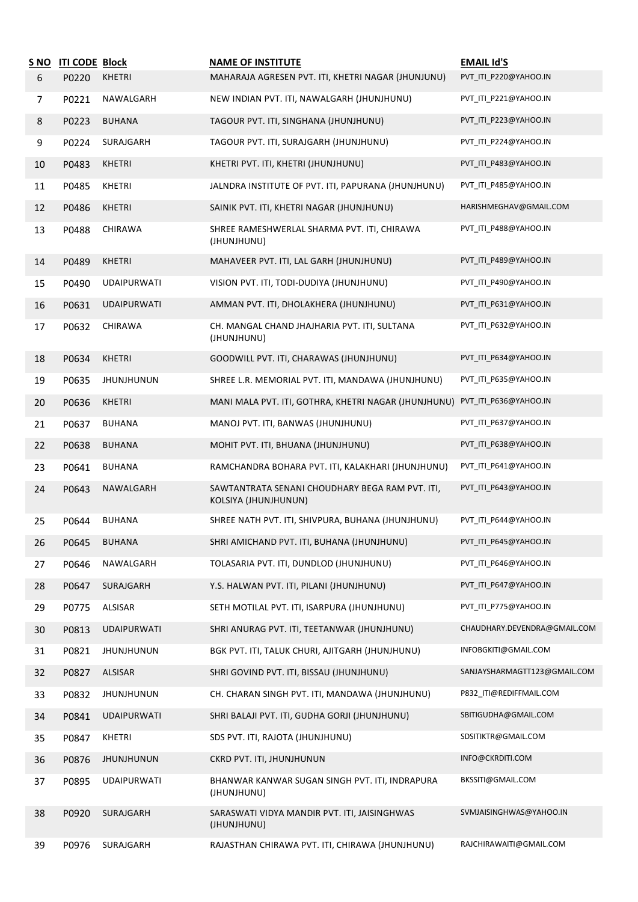| S NO | ITI CODE | Block | NAME OF INSTITUTE | EMAIL Id'S |
|---|---|---|---|---|
| 6 | P0220 | KHETRI | MAHARAJA AGRESEN PVT. ITI, KHETRI NAGAR (JHUNJUNU) | PVT_ITI_P220@YAHOO.IN |
| 7 | P0221 | NAWALGARH | NEW INDIAN PVT. ITI, NAWALGARH (JHUNJHUNU) | PVT_ITI_P221@YAHOO.IN |
| 8 | P0223 | BUHANA | TAGOUR PVT. ITI, SINGHANA (JHUNJHUNU) | PVT_ITI_P223@YAHOO.IN |
| 9 | P0224 | SURAJGARH | TAGOUR PVT. ITI, SURAJGARH (JHUNJHUNU) | PVT_ITI_P224@YAHOO.IN |
| 10 | P0483 | KHETRI | KHETRI PVT. ITI, KHETRI (JHUNJHUNU) | PVT_ITI_P483@YAHOO.IN |
| 11 | P0485 | KHETRI | JALNDRA INSTITUTE OF PVT. ITI, PAPURANA (JHUNJHUNU) | PVT_ITI_P485@YAHOO.IN |
| 12 | P0486 | KHETRI | SAINIK PVT. ITI, KHETRI NAGAR (JHUNJHUNU) | HARISHMEGHAV@GMAIL.COM |
| 13 | P0488 | CHIRAWA | SHREE RAMESHWERLAL SHARMA PVT. ITI, CHIRAWA (JHUNJHUNU) | PVT_ITI_P488@YAHOO.IN |
| 14 | P0489 | KHETRI | MAHAVEER PVT. ITI, LAL GARH (JHUNJHUNU) | PVT_ITI_P489@YAHOO.IN |
| 15 | P0490 | UDAIPURWATI | VISION PVT. ITI, TODI-DUDIYA (JHUNJHUNU) | PVT_ITI_P490@YAHOO.IN |
| 16 | P0631 | UDAIPURWATI | AMMAN PVT. ITI, DHOLAKHERA (JHUNJHUNU) | PVT_ITI_P631@YAHOO.IN |
| 17 | P0632 | CHIRAWA | CH. MANGAL CHAND JHAJHARIA PVT. ITI, SULTANA (JHUNJHUNU) | PVT_ITI_P632@YAHOO.IN |
| 18 | P0634 | KHETRI | GOODWILL PVT. ITI, CHARAWAS (JHUNJHUNU) | PVT_ITI_P634@YAHOO.IN |
| 19 | P0635 | JHUNJHUNUN | SHREE L.R. MEMORIAL PVT. ITI, MANDAWA (JHUNJHUNU) | PVT_ITI_P635@YAHOO.IN |
| 20 | P0636 | KHETRI | MANI MALA PVT. ITI, GOTHRA, KHETRI NAGAR (JHUNJHUNU) | PVT_ITI_P636@YAHOO.IN |
| 21 | P0637 | BUHANA | MANOJ PVT. ITI, BANWAS (JHUNJHUNU) | PVT_ITI_P637@YAHOO.IN |
| 22 | P0638 | BUHANA | MOHIT PVT. ITI, BHUANA (JHUNJHUNU) | PVT_ITI_P638@YAHOO.IN |
| 23 | P0641 | BUHANA | RAMCHANDRA BOHARA PVT. ITI, KALAKHARI (JHUNJHUNU) | PVT_ITI_P641@YAHOO.IN |
| 24 | P0643 | NAWALGARH | SAWTANTRATA SENANI CHOUDHARY BEGA RAM PVT. ITI, KOLSIYA (JHUNJHUNUN) | PVT_ITI_P643@YAHOO.IN |
| 25 | P0644 | BUHANA | SHREE NATH PVT. ITI, SHIVPURA, BUHANA (JHUNJHUNU) | PVT_ITI_P644@YAHOO.IN |
| 26 | P0645 | BUHANA | SHRI AMICHAND PVT. ITI, BUHANA (JHUNJHUNU) | PVT_ITI_P645@YAHOO.IN |
| 27 | P0646 | NAWALGARH | TOLASARIA PVT. ITI, DUNDLOD (JHUNJHUNU) | PVT_ITI_P646@YAHOO.IN |
| 28 | P0647 | SURAJGARH | Y.S. HALWAN PVT. ITI, PILANI (JHUNJHUNU) | PVT_ITI_P647@YAHOO.IN |
| 29 | P0775 | ALSISAR | SETH MOTILAL PVT. ITI, ISARPURA (JHUNJHUNU) | PVT_ITI_P775@YAHOO.IN |
| 30 | P0813 | UDAIPURWATI | SHRI ANURAG PVT. ITI, TEETANWAR (JHUNJHUNU) | CHAUDHARY.DEVENDRA@GMAIL.COM |
| 31 | P0821 | JHUNJHUNUN | BGK PVT. ITI, TALUK CHURI, AJITGARH (JHUNJHUNU) | INFOBGKITI@GMAIL.COM |
| 32 | P0827 | ALSISAR | SHRI GOVIND PVT. ITI, BISSAU (JHUNJHUNU) | SANJAYSHARMAGTT123@GMAIL.COM |
| 33 | P0832 | JHUNJHUNUN | CH. CHARAN SINGH PVT. ITI, MANDAWA (JHUNJHUNU) | P832_ITI@REDIFFMAIL.COM |
| 34 | P0841 | UDAIPURWATI | SHRI BALAJI PVT. ITI, GUDHA GORJI (JHUNJHUNU) | SBITIGUDHA@GMAIL.COM |
| 35 | P0847 | KHETRI | SDS PVT. ITI, RAJOTA (JHUNJHUNU) | SDSITIKTR@GMAIL.COM |
| 36 | P0876 | JHUNJHUNUN | CKRD PVT. ITI, JHUNJHUNUN | INFO@CKRDITI.COM |
| 37 | P0895 | UDAIPURWATI | BHANWAR KANWAR SUGAN SINGH PVT. ITI, INDRAPURA (JHUNJHUNU) | BKSSITI@GMAIL.COM |
| 38 | P0920 | SURAJGARH | SARASWATI VIDYA MANDIR PVT. ITI, JAISINGHWAS (JHUNJHUNU) | SVMJAISINGHWAS@YAHOO.IN |
| 39 | P0976 | SURAJGARH | RAJASTHAN CHIRAWA PVT. ITI, CHIRAWA (JHUNJHUNU) | RAJCHIRAWAITI@GMAIL.COM |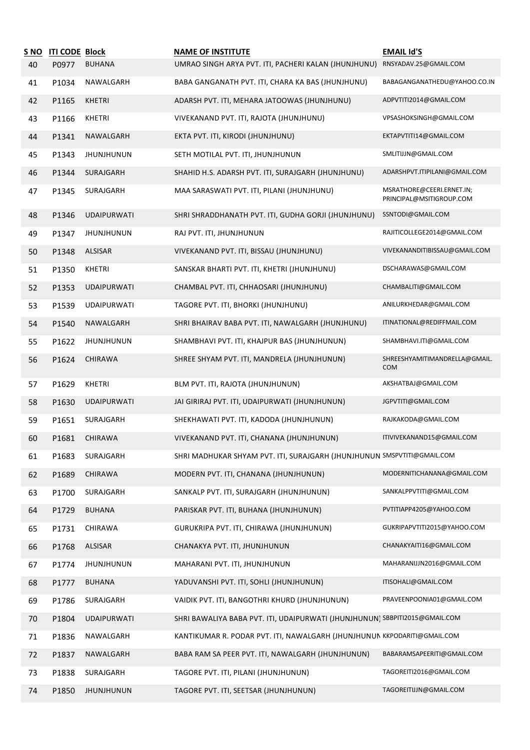| S NO | ITI CODE | Block | NAME OF INSTITUTE | EMAIL Id'S |
|---|---|---|---|---|
| 40 | P0977 | BUHANA | UMRAO SINGH ARYA PVT. ITI, PACHERI KALAN (JHUNJHUNU) | RNSYADAV.25@GMAIL.COM |
| 41 | P1034 | NAWALGARH | BABA GANGANATH PVT. ITI, CHARA KA BAS (JHUNJHUNU) | BABAGANGANATHEDU@YAHOO.CO.IN |
| 42 | P1165 | KHETRI | ADARSH PVT. ITI, MEHARA JATOOWAS (JHUNJHUNU) | ADPVTITI2014@GMAIL.COM |
| 43 | P1166 | KHETRI | VIVEKANAND PVT. ITI, RAJOTA (JHUNJHUNU) | VPSASHOKSINGH@GMAIL.COM |
| 44 | P1341 | NAWALGARH | EKTA PVT. ITI, KIRODI (JHUNJHUNU) | EKTAPVTITI14@GMAIL.COM |
| 45 | P1343 | JHUNJHUNUN | SETH MOTILAL PVT. ITI, JHUNJHUNUN | SMLITIJJN@GMAIL.COM |
| 46 | P1344 | SURAJGARH | SHAHID H.S. ADARSH PVT. ITI, SURAJGARH (JHUNJHUNU) | ADARSHPVT.ITIPILANI@GMAIL.COM |
| 47 | P1345 | SURAJGARH | MAA SARASWATI PVT. ITI, PILANI (JHUNJHUNU) | MSRATHORE@CEERI.ERNET.IN; PRINCIPAL@MSITIGROUP.COM |
| 48 | P1346 | UDAIPURWATI | SHRI SHRADDHANATH PVT. ITI, GUDHA GORJI (JHUNJHUNU) | SSNTODI@GMAIL.COM |
| 49 | P1347 | JHUNJHUNUN | RAJ PVT. ITI, JHUNJHUNUN | RAJITICOLLEGE2014@GMAIL.COM |
| 50 | P1348 | ALSISAR | VIVEKANAND PVT. ITI, BISSAU (JHUNJHUNU) | VIVEKANANDITIBISSAU@GMAIL.COM |
| 51 | P1350 | KHETRI | SANSKAR BHARTI PVT. ITI, KHETRI (JHUNJHUNU) | DSCHARAWAS@GMAIL.COM |
| 52 | P1353 | UDAIPURWATI | CHAMBAL PVT. ITI, CHHAOSARI (JHUNJHUNU) | CHAMBALITI@GMAIL.COM |
| 53 | P1539 | UDAIPURWATI | TAGORE PVT. ITI, BHORKI (JHUNJHUNU) | ANILURKHEDAR@GMAIL.COM |
| 54 | P1540 | NAWALGARH | SHRI BHAIRAV BABA PVT. ITI, NAWALGARH (JHUNJHUNU) | ITINATIONAL@REDIFFMAIL.COM |
| 55 | P1622 | JHUNJHUNUN | SHAMBHAVI PVT. ITI, KHAJPUR BAS (JHUNJHUNUN) | SHAMBHAVI.ITI@GMAIL.COM |
| 56 | P1624 | CHIRAWA | SHREE SHYAM PVT. ITI, MANDRELA (JHUNJHUNUN) | SHREESHYAMITIMANDRELLA@GMAIL.COM |
| 57 | P1629 | KHETRI | BLM PVT. ITI, RAJOTA (JHUNJHUNUN) | AKSHATBAJ@GMAIL.COM |
| 58 | P1630 | UDAIPURWATI | JAI GIRIRAJ PVT. ITI, UDAIPURWATI (JHUNJHUNUN) | JGPVTITI@GMAIL.COM |
| 59 | P1651 | SURAJGARH | SHEKHAWATI PVT. ITI, KADODA (JHUNJHUNUN) | RAJKAKODA@GMAIL.COM |
| 60 | P1681 | CHIRAWA | VIVEKANAND PVT. ITI, CHANANA (JHUNJHUNUN) | ITIVIVEKANAND15@GMAIL.COM |
| 61 | P1683 | SURAJGARH | SHRI MADHUKAR SHYAM PVT. ITI, SURAJGARH (JHUNJHUNUN | SMSPVTITI@GMAIL.COM |
| 62 | P1689 | CHIRAWA | MODERN PVT. ITI, CHANANA (JHUNJHUNUN) | MODERNITICHANANA@GMAIL.COM |
| 63 | P1700 | SURAJGARH | SANKALP PVT. ITI, SURAJGARH (JHUNJHUNUN) | SANKALPPVTITI@GMAIL.COM |
| 64 | P1729 | BUHANA | PARISKAR PVT. ITI, BUHANA (JHUNJHUNUN) | PVTITIAPP4205@YAHOO.COM |
| 65 | P1731 | CHIRAWA | GURUKRIPA PVT. ITI, CHIRAWA (JHUNJHUNUN) | GUKRIPAPVTITI2015@YAHOO.COM |
| 66 | P1768 | ALSISAR | CHANAKYA PVT. ITI, JHUNJHUNUN | CHANAKYAITI16@GMAIL.COM |
| 67 | P1774 | JHUNJHUNUN | MAHARANI PVT. ITI, JHUNJHUNUN | MAHARANIJJN2016@GMAIL.COM |
| 68 | P1777 | BUHANA | YADUVANSHI PVT. ITI, SOHLI (JHUNJHUNUN) | ITISOHALI@GMAIL.COM |
| 69 | P1786 | SURAJGARH | VAIDIK PVT. ITI, BANGOTHRI KHURD (JHUNJHUNUN) | PRAVEENPOONIA01@GMAIL.COM |
| 70 | P1804 | UDAIPURWATI | SHRI BAWALIYA BABA PVT. ITI, UDAIPURWATI (JHUNJHUNUN) | SBBPITI2015@GMAIL.COM |
| 71 | P1836 | NAWALGARH | KANTIKUMAR R. PODAR PVT. ITI, NAWALGARH (JHUNJHUNUN | KKPODARITI@GMAIL.COM |
| 72 | P1837 | NAWALGARH | BABA RAM SA PEER PVT. ITI, NAWALGARH (JHUNJHUNUN) | BABARAMSAPEERITI@GMAIL.COM |
| 73 | P1838 | SURAJGARH | TAGORE PVT. ITI, PILANI (JHUNJHUNUN) | TAGOREITI2016@GMAIL.COM |
| 74 | P1850 | JHUNJHUNUN | TAGORE PVT. ITI, SEETSAR (JHUNJHUNUN) | TAGOREITIJJN@GMAIL.COM |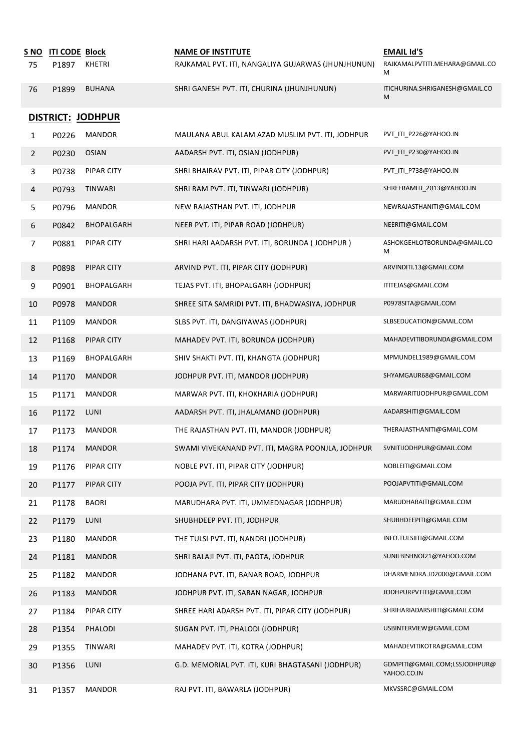| S NO | ITI CODE | Block | NAME OF INSTITUTE | EMAIL Id'S |
|---|---|---|---|---|
| 75 | P1897 | KHETRI | RAJKAMAL PVT. ITI, NANGALIYA GUJARWAS (JHUNJHUNUN) | RAJKAMALPVTITI.MEHARA@GMAIL.COM |
| 76 | P1899 | BUHANA | SHRI GANESH PVT. ITI, CHURINA (JHUNJHUNUN) | ITICHURINA.SHRIGANESH@GMAIL.COM |

## DISTRICT: JODHPUR

| S NO | ITI CODE | Block | NAME OF INSTITUTE | EMAIL Id'S |
|---|---|---|---|---|
| 1 | P0226 | MANDOR | MAULANA ABUL KALAM AZAD MUSLIM PVT. ITI, JODHPUR | PVT_ITI_P226@YAHOO.IN |
| 2 | P0230 | OSIAN | AADARSH PVT. ITI, OSIAN (JODHPUR) | PVT_ITI_P230@YAHOO.IN |
| 3 | P0738 | PIPAR CITY | SHRI BHAIRAV PVT. ITI, PIPAR CITY (JODHPUR) | PVT_ITI_P738@YAHOO.IN |
| 4 | P0793 | TINWARI | SHRI RAM PVT. ITI, TINWARI (JODHPUR) | SHREERAMITI_2013@YAHOO.IN |
| 5 | P0796 | MANDOR | NEW RAJASTHAN PVT. ITI, JODHPUR | NEWRAJASTHANITI@GMAIL.COM |
| 6 | P0842 | BHOPALGARH | NEER PVT. ITI, PIPAR ROAD (JODHPUR) | NEERITI@GMAIL.COM |
| 7 | P0881 | PIPAR CITY | SHRI HARI AADARSH PVT. ITI, BORUNDA ( JODHPUR ) | ASHOKGEHLOTBORUNDA@GMAIL.COM |
| 8 | P0898 | PIPAR CITY | ARVIND PVT. ITI, PIPAR CITY (JODHPUR) | ARVINDITI.13@GMAIL.COM |
| 9 | P0901 | BHOPALGARH | TEJAS PVT. ITI, BHOPALGARH (JODHPUR) | ITITEJAS@GMAIL.COM |
| 10 | P0978 | MANDOR | SHREE SITA SAMRIDI PVT. ITI, BHADWASIYA, JODHPUR | P0978SITA@GMAIL.COM |
| 11 | P1109 | MANDOR | SLBS PVT. ITI, DANGIYAWAS (JODHPUR) | SLBSEDUCATION@GMAIL.COM |
| 12 | P1168 | PIPAR CITY | MAHADEV PVT. ITI, BORUNDA (JODHPUR) | MAHADEVITIBORUNDA@GMAIL.COM |
| 13 | P1169 | BHOPALGARH | SHIV SHAKTI PVT. ITI, KHANGTA (JODHPUR) | MPMUNDEL1989@GMAIL.COM |
| 14 | P1170 | MANDOR | JODHPUR PVT. ITI, MANDOR (JODHPUR) | SHYAMGAUR68@GMAIL.COM |
| 15 | P1171 | MANDOR | MARWAR PVT. ITI, KHOKHARIA (JODHPUR) | MARWARITIJODHPUR@GMAIL.COM |
| 16 | P1172 | LUNI | AADARSH PVT. ITI, JHALAMAND (JODHPUR) | AADARSHITI@GMAIL.COM |
| 17 | P1173 | MANDOR | THE RAJASTHAN PVT. ITI, MANDOR (JODHPUR) | THERAJASTHANITI@GMAIL.COM |
| 18 | P1174 | MANDOR | SWAMI VIVEKANAND PVT. ITI, MAGRA POONJLA, JODHPUR | SVNITIJODHPUR@GMAIL.COM |
| 19 | P1176 | PIPAR CITY | NOBLE PVT. ITI, PIPAR CITY (JODHPUR) | NOBLEITI@GMAIL.COM |
| 20 | P1177 | PIPAR CITY | POOJA PVT. ITI, PIPAR CITY (JODHPUR) | POOJAPVTITI@GMAIL.COM |
| 21 | P1178 | BAORI | MARUDHARA PVT. ITI, UMMEDNAGAR (JODHPUR) | MARUDHARAITI@GMAIL.COM |
| 22 | P1179 | LUNI | SHUBHDEEP PVT. ITI, JODHPUR | SHUBHDEEPITI@GMAIL.COM |
| 23 | P1180 | MANDOR | THE TULSI PVT. ITI, NANDRI (JODHPUR) | INFO.TULSIITI@GMAIL.COM |
| 24 | P1181 | MANDOR | SHRI BALAJI PVT. ITI, PAOTA, JODHPUR | SUNILBISHNOI21@YAHOO.COM |
| 25 | P1182 | MANDOR | JODHANA PVT. ITI, BANAR ROAD, JODHPUR | DHARMENDRA.JD2000@GMAIL.COM |
| 26 | P1183 | MANDOR | JODHPUR PVT. ITI, SARAN NAGAR, JODHPUR | JODHPURPVTITI@GMAIL.COM |
| 27 | P1184 | PIPAR CITY | SHREE HARI ADARSH PVT. ITI, PIPAR CITY (JODHPUR) | SHRIHARIADARSHITI@GMAIL.COM |
| 28 | P1354 | PHALODI | SUGAN PVT. ITI, PHALODI (JODHPUR) | USBINTERVIEW@GMAIL.COM |
| 29 | P1355 | TINWARI | MAHADEV PVT. ITI, KOTRA (JODHPUR) | MAHADEVITIKOTRA@GMAIL.COM |
| 30 | P1356 | LUNI | G.D. MEMORIAL PVT. ITI, KURI BHAGTASANI (JODHPUR) | GDMPITI@GMAIL.COM;LSSJODHPUR@YAHOO.CO.IN |
| 31 | P1357 | MANDOR | RAJ PVT. ITI, BAWARLA (JODHPUR) | MKVSSRC@GMAIL.COM |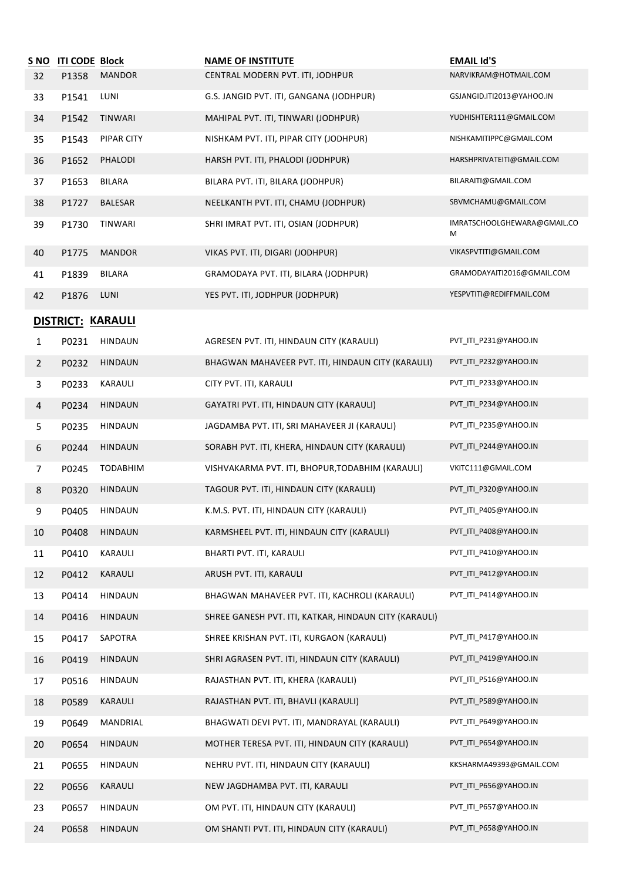| S NO | ITI CODE | Block | NAME OF INSTITUTE | EMAIL Id'S |
|---|---|---|---|---|
| 32 | P1358 | MANDOR | CENTRAL MODERN PVT. ITI, JODHPUR | NARVIKRAM@HOTMAIL.COM |
| 33 | P1541 | LUNI | G.S. JANGID PVT. ITI, GANGANA (JODHPUR) | GSJANGID.ITI2013@YAHOO.IN |
| 34 | P1542 | TINWARI | MAHIPAL PVT. ITI, TINWARI (JODHPUR) | YUDHISHTER111@GMAIL.COM |
| 35 | P1543 | PIPAR CITY | NISHKAM PVT. ITI, PIPAR CITY (JODHPUR) | NISHKAMITIPPC@GMAIL.COM |
| 36 | P1652 | PHALODI | HARSH PVT. ITI, PHALODI (JODHPUR) | HARSHPRIVATEITI@GMAIL.COM |
| 37 | P1653 | BILARA | BILARA PVT. ITI, BILARA (JODHPUR) | BILARAITI@GMAIL.COM |
| 38 | P1727 | BALESAR | NEELKANTH PVT. ITI, CHAMU (JODHPUR) | SBVMCHAMU@GMAIL.COM |
| 39 | P1730 | TINWARI | SHRI IMRAT PVT. ITI, OSIAN (JODHPUR) | IMRATSCHOOLGHEWARA@GMAIL.COM |
| 40 | P1775 | MANDOR | VIKAS PVT. ITI, DIGARI (JODHPUR) | VIKASPVTITI@GMAIL.COM |
| 41 | P1839 | BILARA | GRAMODAYA PVT. ITI, BILARA (JODHPUR) | GRAMODAYAITI2016@GMAIL.COM |
| 42 | P1876 | LUNI | YES PVT. ITI, JODHPUR (JODHPUR) | YESPVTITI@REDIFFMAIL.COM |

## DISTRICT: KARAULI

| S NO | ITI CODE | Block | NAME OF INSTITUTE | EMAIL Id'S |
|---|---|---|---|---|
| 1 | P0231 | HINDAUN | AGRESEN PVT. ITI, HINDAUN CITY (KARAULI) | PVT_ITI_P231@YAHOO.IN |
| 2 | P0232 | HINDAUN | BHAGWAN MAHAVEER PVT. ITI, HINDAUN CITY (KARAULI) | PVT_ITI_P232@YAHOO.IN |
| 3 | P0233 | KARAULI | CITY PVT. ITI, KARAULI | PVT_ITI_P233@YAHOO.IN |
| 4 | P0234 | HINDAUN | GAYATRI PVT. ITI, HINDAUN CITY (KARAULI) | PVT_ITI_P234@YAHOO.IN |
| 5 | P0235 | HINDAUN | JAGDAMBA PVT. ITI, SRI MAHAVEER JI (KARAULI) | PVT_ITI_P235@YAHOO.IN |
| 6 | P0244 | HINDAUN | SORABH PVT. ITI, KHERA, HINDAUN CITY (KARAULI) | PVT_ITI_P244@YAHOO.IN |
| 7 | P0245 | TODABHIM | VISHVAKARMA PVT. ITI, BHOPUR,TODABHIM (KARAULI) | VKITC111@GMAIL.COM |
| 8 | P0320 | HINDAUN | TAGOUR PVT. ITI, HINDAUN CITY (KARAULI) | PVT_ITI_P320@YAHOO.IN |
| 9 | P0405 | HINDAUN | K.M.S. PVT. ITI, HINDAUN CITY (KARAULI) | PVT_ITI_P405@YAHOO.IN |
| 10 | P0408 | HINDAUN | KARMSHEEL PVT. ITI, HINDAUN CITY (KARAULI) | PVT_ITI_P408@YAHOO.IN |
| 11 | P0410 | KARAULI | BHARTI PVT. ITI, KARAULI | PVT_ITI_P410@YAHOO.IN |
| 12 | P0412 | KARAULI | ARUSH PVT. ITI, KARAULI | PVT_ITI_P412@YAHOO.IN |
| 13 | P0414 | HINDAUN | BHAGWAN MAHAVEER PVT. ITI, KACHROLI (KARAULI) | PVT_ITI_P414@YAHOO.IN |
| 14 | P0416 | HINDAUN | SHREE GANESH PVT. ITI, KATKAR, HINDAUN CITY (KARAULI) | |
| 15 | P0417 | SAPOTRA | SHREE KRISHAN PVT. ITI, KURGAON (KARAULI) | PVT_ITI_P417@YAHOO.IN |
| 16 | P0419 | HINDAUN | SHRI AGRASEN PVT. ITI, HINDAUN CITY (KARAULI) | PVT_ITI_P419@YAHOO.IN |
| 17 | P0516 | HINDAUN | RAJASTHAN PVT. ITI, KHERA (KARAULI) | PVT_ITI_P516@YAHOO.IN |
| 18 | P0589 | KARAULI | RAJASTHAN PVT. ITI, BHAVLI (KARAULI) | PVT_ITI_P589@YAHOO.IN |
| 19 | P0649 | MANDRIAL | BHAGWATI DEVI PVT. ITI, MANDRAYAL (KARAULI) | PVT_ITI_P649@YAHOO.IN |
| 20 | P0654 | HINDAUN | MOTHER TERESA PVT. ITI, HINDAUN CITY (KARAULI) | PVT_ITI_P654@YAHOO.IN |
| 21 | P0655 | HINDAUN | NEHRU PVT. ITI, HINDAUN CITY (KARAULI) | KKSHARMA49393@GMAIL.COM |
| 22 | P0656 | KARAULI | NEW JAGDHAMBA PVT. ITI, KARAULI | PVT_ITI_P656@YAHOO.IN |
| 23 | P0657 | HINDAUN | OM PVT. ITI, HINDAUN CITY (KARAULI) | PVT_ITI_P657@YAHOO.IN |
| 24 | P0658 | HINDAUN | OM SHANTI PVT. ITI, HINDAUN CITY (KARAULI) | PVT_ITI_P658@YAHOO.IN |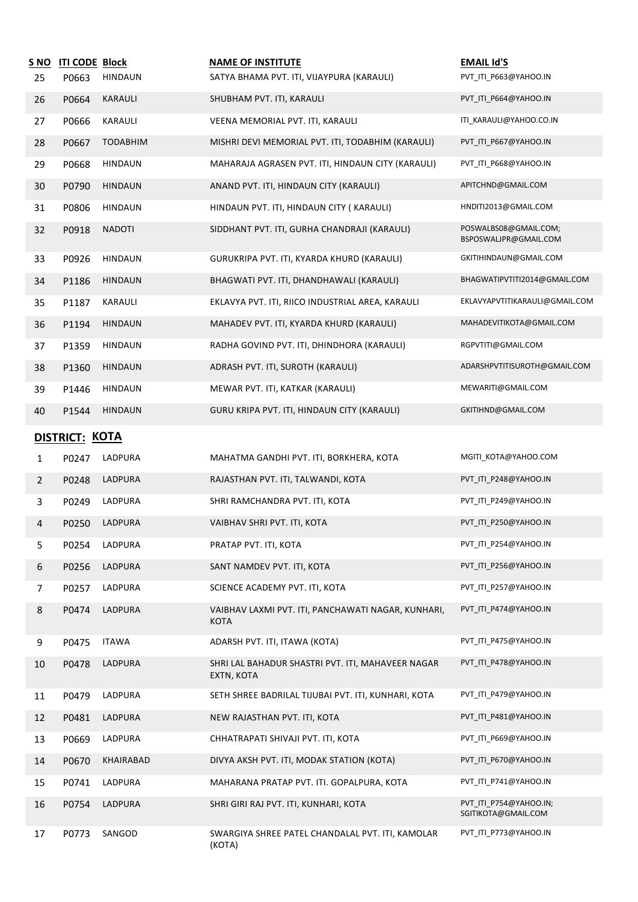| S NO | ITI CODE | Block | NAME OF INSTITUTE | EMAIL Id'S |
|---|---|---|---|---|
| 25 | P0663 | HINDAUN | SATYA BHAMA PVT. ITI, VIJAYPURA (KARAULI) | PVT_ITI_P663@YAHOO.IN |
| 26 | P0664 | KARAULI | SHUBHAM PVT. ITI, KARAULI | PVT_ITI_P664@YAHOO.IN |
| 27 | P0666 | KARAULI | VEENA MEMORIAL PVT. ITI, KARAULI | ITI_KARAULI@YAHOO.CO.IN |
| 28 | P0667 | TODABHIM | MISHRI DEVI MEMORIAL PVT. ITI, TODABHIM (KARAULI) | PVT_ITI_P667@YAHOO.IN |
| 29 | P0668 | HINDAUN | MAHARAJA AGRASEN PVT. ITI, HINDAUN CITY (KARAULI) | PVT_ITI_P668@YAHOO.IN |
| 30 | P0790 | HINDAUN | ANAND PVT. ITI, HINDAUN CITY (KARAULI) | APITCHND@GMAIL.COM |
| 31 | P0806 | HINDAUN | HINDAUN PVT. ITI, HINDAUN CITY ( KARAULI) | HNDITI2013@GMAIL.COM |
| 32 | P0918 | NADOTI | SIDDHANT PVT. ITI, GURHA CHANDRAJI (KARAULI) | POSWALBS08@GMAIL.COM; BSPOSWALJPR@GMAIL.COM |
| 33 | P0926 | HINDAUN | GURUKRIPA PVT. ITI, KYARDA KHURD (KARAULI) | GKITIHINDAUN@GMAIL.COM |
| 34 | P1186 | HINDAUN | BHAGWATI PVT. ITI, DHANDHAWALI (KARAULI) | BHAGWATIPVTITI2014@GMAIL.COM |
| 35 | P1187 | KARAULI | EKLAVYA PVT. ITI, RIICO INDUSTRIAL AREA, KARAULI | EKLAVYAPVTITIKARAULI@GMAIL.COM |
| 36 | P1194 | HINDAUN | MAHADEV PVT. ITI, KYARDA KHURD (KARAULI) | MAHADEVITIKOTA@GMAIL.COM |
| 37 | P1359 | HINDAUN | RADHA GOVIND PVT. ITI, DHINDHORA (KARAULI) | RGPVTITI@GMAIL.COM |
| 38 | P1360 | HINDAUN | ADRASH PVT. ITI, SUROTH (KARAULI) | ADARSHPVTITISUROTH@GMAIL.COM |
| 39 | P1446 | HINDAUN | MEWAR PVT. ITI, KATKAR (KARAULI) | MEWARITI@GMAIL.COM |
| 40 | P1544 | HINDAUN | GURU KRIPA PVT. ITI, HINDAUN CITY (KARAULI) | GKITIHND@GMAIL.COM |

## DISTRICT: KOTA

| S NO | ITI CODE | Block | NAME OF INSTITUTE | EMAIL Id'S |
|---|---|---|---|---|
| 1 | P0247 | LADPURA | MAHATMA GANDHI PVT. ITI, BORKHERA, KOTA | MGITI_KOTA@YAHOO.COM |
| 2 | P0248 | LADPURA | RAJASTHAN PVT. ITI, TALWANDI, KOTA | PVT_ITI_P248@YAHOO.IN |
| 3 | P0249 | LADPURA | SHRI RAMCHANDRA PVT. ITI, KOTA | PVT_ITI_P249@YAHOO.IN |
| 4 | P0250 | LADPURA | VAIBHAV SHRI PVT. ITI, KOTA | PVT_ITI_P250@YAHOO.IN |
| 5 | P0254 | LADPURA | PRATAP PVT. ITI, KOTA | PVT_ITI_P254@YAHOO.IN |
| 6 | P0256 | LADPURA | SANT NAMDEV PVT. ITI, KOTA | PVT_ITI_P256@YAHOO.IN |
| 7 | P0257 | LADPURA | SCIENCE ACADEMY PVT. ITI, KOTA | PVT_ITI_P257@YAHOO.IN |
| 8 | P0474 | LADPURA | VAIBHAV LAXMI PVT. ITI, PANCHAWATI NAGAR, KUNHARI, KOTA | PVT_ITI_P474@YAHOO.IN |
| 9 | P0475 | ITAWA | ADARSH PVT. ITI, ITAWA (KOTA) | PVT_ITI_P475@YAHOO.IN |
| 10 | P0478 | LADPURA | SHRI LAL BAHADUR SHASTRI PVT. ITI, MAHAVEER NAGAR EXTN, KOTA | PVT_ITI_P478@YAHOO.IN |
| 11 | P0479 | LADPURA | SETH SHREE BADRILAL TIJUBAI PVT. ITI, KUNHARI, KOTA | PVT_ITI_P479@YAHOO.IN |
| 12 | P0481 | LADPURA | NEW RAJASTHAN PVT. ITI, KOTA | PVT_ITI_P481@YAHOO.IN |
| 13 | P0669 | LADPURA | CHHATRAPATI SHIVAJI PVT. ITI, KOTA | PVT_ITI_P669@YAHOO.IN |
| 14 | P0670 | KHAIRABAD | DIVYA AKSH PVT. ITI, MODAK STATION (KOTA) | PVT_ITI_P670@YAHOO.IN |
| 15 | P0741 | LADPURA | MAHARANA PRATAP PVT. ITI. GOPALPURA, KOTA | PVT_ITI_P741@YAHOO.IN |
| 16 | P0754 | LADPURA | SHRI GIRI RAJ PVT. ITI, KUNHARI, KOTA | PVT_ITI_P754@YAHOO.IN; SGITIKOTA@GMAIL.COM |
| 17 | P0773 | SANGOD | SWARGIYA SHREE PATEL CHANDALAL PVT. ITI, KAMOLAR (KOTA) | PVT_ITI_P773@YAHOO.IN |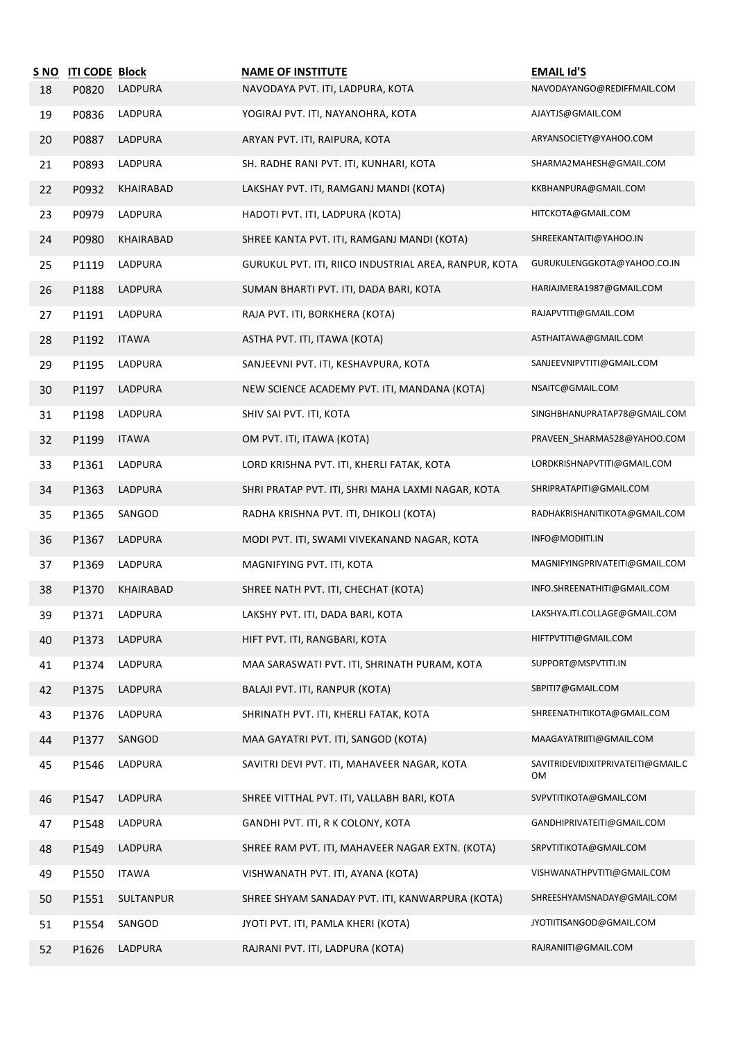| S NO | ITI CODE | Block | NAME OF INSTITUTE | EMAIL Id'S |
|---|---|---|---|---|
| 18 | P0820 | LADPURA | NAVODAYA PVT. ITI, LADPURA, KOTA | NAVODAYANGO@REDIFFMAIL.COM |
| 19 | P0836 | LADPURA | YOGIRAJ PVT. ITI, NAYANOHRA, KOTA | AJAYTJS@GMAIL.COM |
| 20 | P0887 | LADPURA | ARYAN PVT. ITI, RAIPURA, KOTA | ARYANSOCIETY@YAHOO.COM |
| 21 | P0893 | LADPURA | SH. RADHE RANI PVT. ITI, KUNHARI, KOTA | SHARMA2MAHESH@GMAIL.COM |
| 22 | P0932 | KHAIRABAD | LAKSHAY PVT. ITI, RAMGANJ MANDI (KOTA) | KKBHANPURA@GMAIL.COM |
| 23 | P0979 | LADPURA | HADOTI PVT. ITI, LADPURA (KOTA) | HITCKOTA@GMAIL.COM |
| 24 | P0980 | KHAIRABAD | SHREE KANTA PVT. ITI, RAMGANJ MANDI (KOTA) | SHREEKANTAITI@YAHOO.IN |
| 25 | P1119 | LADPURA | GURUKUL PVT. ITI, RIICO INDUSTRIAL AREA, RANPUR, KOTA | GURUKULENGGKOTA@YAHOO.CO.IN |
| 26 | P1188 | LADPURA | SUMAN BHARTI PVT. ITI, DADA BARI, KOTA | HARIAJMERA1987@GMAIL.COM |
| 27 | P1191 | LADPURA | RAJA PVT. ITI, BORKHERA (KOTA) | RAJAPVTITI@GMAIL.COM |
| 28 | P1192 | ITAWA | ASTHA PVT. ITI, ITAWA (KOTA) | ASTHAITAWA@GMAIL.COM |
| 29 | P1195 | LADPURA | SANJEEVNI PVT. ITI, KESHAVPURA, KOTA | SANJEEVNIPVTITI@GMAIL.COM |
| 30 | P1197 | LADPURA | NEW SCIENCE ACADEMY PVT. ITI, MANDANA (KOTA) | NSAITC@GMAIL.COM |
| 31 | P1198 | LADPURA | SHIV SAI PVT. ITI, KOTA | SINGHBHANUPRATAP78@GMAIL.COM |
| 32 | P1199 | ITAWA | OM PVT. ITI, ITAWA (KOTA) | PRAVEEN_SHARMA528@YAHOO.COM |
| 33 | P1361 | LADPURA | LORD KRISHNA PVT. ITI, KHERLI FATAK, KOTA | LORDKRISHNAPVTITI@GMAIL.COM |
| 34 | P1363 | LADPURA | SHRI PRATAP PVT. ITI, SHRI MAHA LAXMI NAGAR, KOTA | SHRIPRATAPITI@GMAIL.COM |
| 35 | P1365 | SANGOD | RADHA KRISHNA PVT. ITI, DHIKOLI (KOTA) | RADHAKRISHANITIKOTA@GMAIL.COM |
| 36 | P1367 | LADPURA | MODI PVT. ITI, SWAMI VIVEKANAND NAGAR, KOTA | INFO@MODIITI.IN |
| 37 | P1369 | LADPURA | MAGNIFYING PVT. ITI, KOTA | MAGNIFYINGPRIVATEITI@GMAIL.COM |
| 38 | P1370 | KHAIRABAD | SHREE NATH PVT. ITI, CHECHAT (KOTA) | INFO.SHREENATHITI@GMAIL.COM |
| 39 | P1371 | LADPURA | LAKSHY PVT. ITI, DADA BARI, KOTA | LAKSHYA.ITI.COLLAGE@GMAIL.COM |
| 40 | P1373 | LADPURA | HIFT PVT. ITI, RANGBARI, KOTA | HIFTPVTITI@GMAIL.COM |
| 41 | P1374 | LADPURA | MAA SARASWATI PVT. ITI, SHRINATH PURAM, KOTA | SUPPORT@MSPVTITI.IN |
| 42 | P1375 | LADPURA | BALAJI PVT. ITI, RANPUR (KOTA) | SBPITI7@GMAIL.COM |
| 43 | P1376 | LADPURA | SHRINATH PVT. ITI, KHERLI FATAK, KOTA | SHREENATHITIKOTA@GMAIL.COM |
| 44 | P1377 | SANGOD | MAA GAYATRI PVT. ITI, SANGOD (KOTA) | MAAGAYATRIITI@GMAIL.COM |
| 45 | P1546 | LADPURA | SAVITRI DEVI PVT. ITI, MAHAVEER NAGAR, KOTA | SAVITRIDEVIDIXITPRIVATEITI@GMAIL.COM |
| 46 | P1547 | LADPURA | SHREE VITTHAL PVT. ITI, VALLABH BARI, KOTA | SVPVTITIKOTA@GMAIL.COM |
| 47 | P1548 | LADPURA | GANDHI PVT. ITI, R K COLONY, KOTA | GANDHIPRIVATEITI@GMAIL.COM |
| 48 | P1549 | LADPURA | SHREE RAM PVT. ITI, MAHAVEER NAGAR EXTN. (KOTA) | SRPVTITIKOTA@GMAIL.COM |
| 49 | P1550 | ITAWA | VISHWANATH PVT. ITI, AYANA (KOTA) | VISHWANATHPVTITI@GMAIL.COM |
| 50 | P1551 | SULTANPUR | SHREE SHYAM SANADAY PVT. ITI, KANWARPURA (KOTA) | SHREESHYAMSNADAY@GMAIL.COM |
| 51 | P1554 | SANGOD | JYOTI PVT. ITI, PAMLA KHERI (KOTA) | JYOTIITISANGOD@GMAIL.COM |
| 52 | P1626 | LADPURA | RAJRANI PVT. ITI, LADPURA (KOTA) | RAJRANIITI@GMAIL.COM |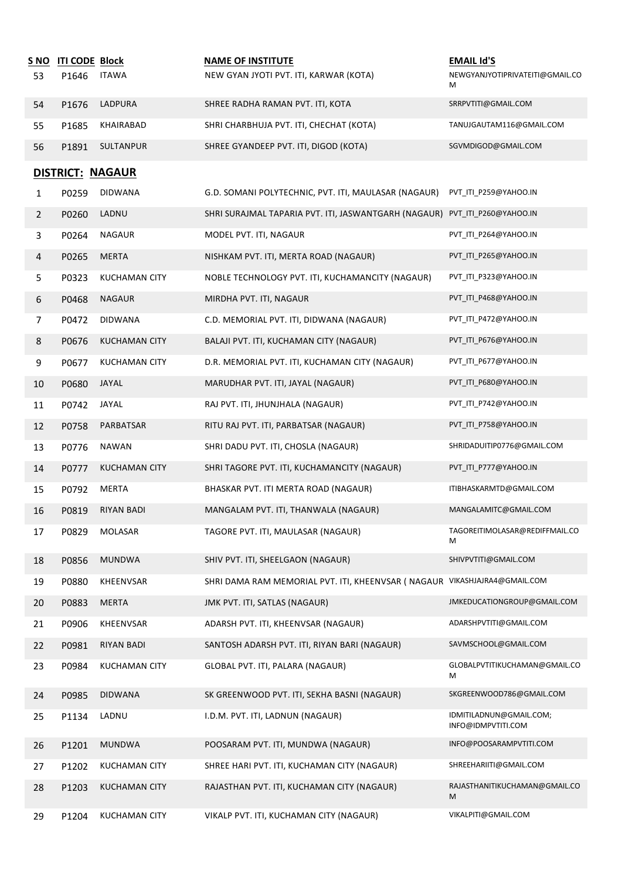| S NO | ITI CODE | Block | NAME OF INSTITUTE | EMAIL Id'S |
|---|---|---|---|---|
| 53 | P1646 | ITAWA | NEW GYAN JYOTI PVT. ITI, KARWAR (KOTA) | NEWGYANJYOTIPRIVATEITI@GMAIL.COM |
| 54 | P1676 | LADPURA | SHREE RADHA RAMAN PVT. ITI, KOTA | SRRPVTITI@GMAIL.COM |
| 55 | P1685 | KHAIRABAD | SHRI CHARBHUJA PVT. ITI, CHECHAT (KOTA) | TANUJGAUTAM116@GMAIL.COM |
| 56 | P1891 | SULTANPUR | SHREE GYANDEEP PVT. ITI, DIGOD (KOTA) | SGVMDIGOD@GMAIL.COM |

## DISTRICT: NAGAUR

| S NO | ITI CODE | Block | NAME OF INSTITUTE | EMAIL Id'S |
|---|---|---|---|---|
| 1 | P0259 | DIDWANA | G.D. SOMANI POLYTECHNIC, PVT. ITI, MAULASAR (NAGAUR) | PVT_ITI_P259@YAHOO.IN |
| 2 | P0260 | LADNU | SHRI SURAJMAL TAPARIA PVT. ITI, JASWANTGARH (NAGAUR) | PVT_ITI_P260@YAHOO.IN |
| 3 | P0264 | NAGAUR | MODEL PVT. ITI, NAGAUR | PVT_ITI_P264@YAHOO.IN |
| 4 | P0265 | MERTA | NISHKAM PVT. ITI, MERTA ROAD (NAGAUR) | PVT_ITI_P265@YAHOO.IN |
| 5 | P0323 | KUCHAMAN CITY | NOBLE TECHNOLOGY PVT. ITI, KUCHAMANCITY (NAGAUR) | PVT_ITI_P323@YAHOO.IN |
| 6 | P0468 | NAGAUR | MIRDHA PVT. ITI, NAGAUR | PVT_ITI_P468@YAHOO.IN |
| 7 | P0472 | DIDWANA | C.D. MEMORIAL PVT. ITI, DIDWANA (NAGAUR) | PVT_ITI_P472@YAHOO.IN |
| 8 | P0676 | KUCHAMAN CITY | BALAJI PVT. ITI, KUCHAMAN CITY (NAGAUR) | PVT_ITI_P676@YAHOO.IN |
| 9 | P0677 | KUCHAMAN CITY | D.R. MEMORIAL PVT. ITI, KUCHAMAN CITY (NAGAUR) | PVT_ITI_P677@YAHOO.IN |
| 10 | P0680 | JAYAL | MARUDHAR PVT. ITI, JAYAL (NAGAUR) | PVT_ITI_P680@YAHOO.IN |
| 11 | P0742 | JAYAL | RAJ PVT. ITI, JHUNJHALA (NAGAUR) | PVT_ITI_P742@YAHOO.IN |
| 12 | P0758 | PARBATSAR | RITU RAJ PVT. ITI, PARBATSAR (NAGAUR) | PVT_ITI_P758@YAHOO.IN |
| 13 | P0776 | NAWAN | SHRI DADU PVT. ITI, CHOSLA (NAGAUR) | SHRIDADUITIP0776@GMAIL.COM |
| 14 | P0777 | KUCHAMAN CITY | SHRI TAGORE PVT. ITI, KUCHAMANCITY (NAGAUR) | PVT_ITI_P777@YAHOO.IN |
| 15 | P0792 | MERTA | BHASKAR PVT. ITI MERTA ROAD (NAGAUR) | ITIBHASKARMTD@GMAIL.COM |
| 16 | P0819 | RIYAN BADI | MANGALAM PVT. ITI, THANWALA (NAGAUR) | MANGALAMITC@GMAIL.COM |
| 17 | P0829 | MOLASAR | TAGORE PVT. ITI, MAULASAR (NAGAUR) | TAGOREITIMOLASAR@REDIFFMAIL.COM |
| 18 | P0856 | MUNDWA | SHIV PVT. ITI, SHEELGAON (NAGAUR) | SHIVPVTITI@GMAIL.COM |
| 19 | P0880 | KHEENVSAR | SHRI DAMA RAM MEMORIAL PVT. ITI, KHEENVSAR ( NAGAUR | VIKASHJAJRA4@GMAIL.COM |
| 20 | P0883 | MERTA | JMK PVT. ITI, SATLAS (NAGAUR) | JMKEDUCATIONGROUP@GMAIL.COM |
| 21 | P0906 | KHEENVSAR | ADARSH PVT. ITI, KHEENVSAR (NAGAUR) | ADARSHPVTITI@GMAIL.COM |
| 22 | P0981 | RIYAN BADI | SANTOSH ADARSH PVT. ITI, RIYAN BARI (NAGAUR) | SAVMSCHOOL@GMAIL.COM |
| 23 | P0984 | KUCHAMAN CITY | GLOBAL PVT. ITI, PALARA (NAGAUR) | GLOBALPVTITIKUCHAMAN@GMAIL.COM |
| 24 | P0985 | DIDWANA | SK GREENWOOD PVT. ITI, SEKHA BASNI (NAGAUR) | SKGREENWOOD786@GMAIL.COM |
| 25 | P1134 | LADNU | I.D.M. PVT. ITI, LADNUN (NAGAUR) | IDMITILADNUN@GMAIL.COM; INFO@IDMPVTITI.COM |
| 26 | P1201 | MUNDWA | POOSARAM PVT. ITI, MUNDWA (NAGAUR) | INFO@POOSARAMPVTITI.COM |
| 27 | P1202 | KUCHAMAN CITY | SHREE HARI PVT. ITI, KUCHAMAN CITY (NAGAUR) | SHREEHARIITI@GMAIL.COM |
| 28 | P1203 | KUCHAMAN CITY | RAJASTHAN PVT. ITI, KUCHAMAN CITY (NAGAUR) | RAJASTHANITIKUCHAMAN@GMAIL.COM |
| 29 | P1204 | KUCHAMAN CITY | VIKALP PVT. ITI, KUCHAMAN CITY (NAGAUR) | VIKALPITI@GMAIL.COM |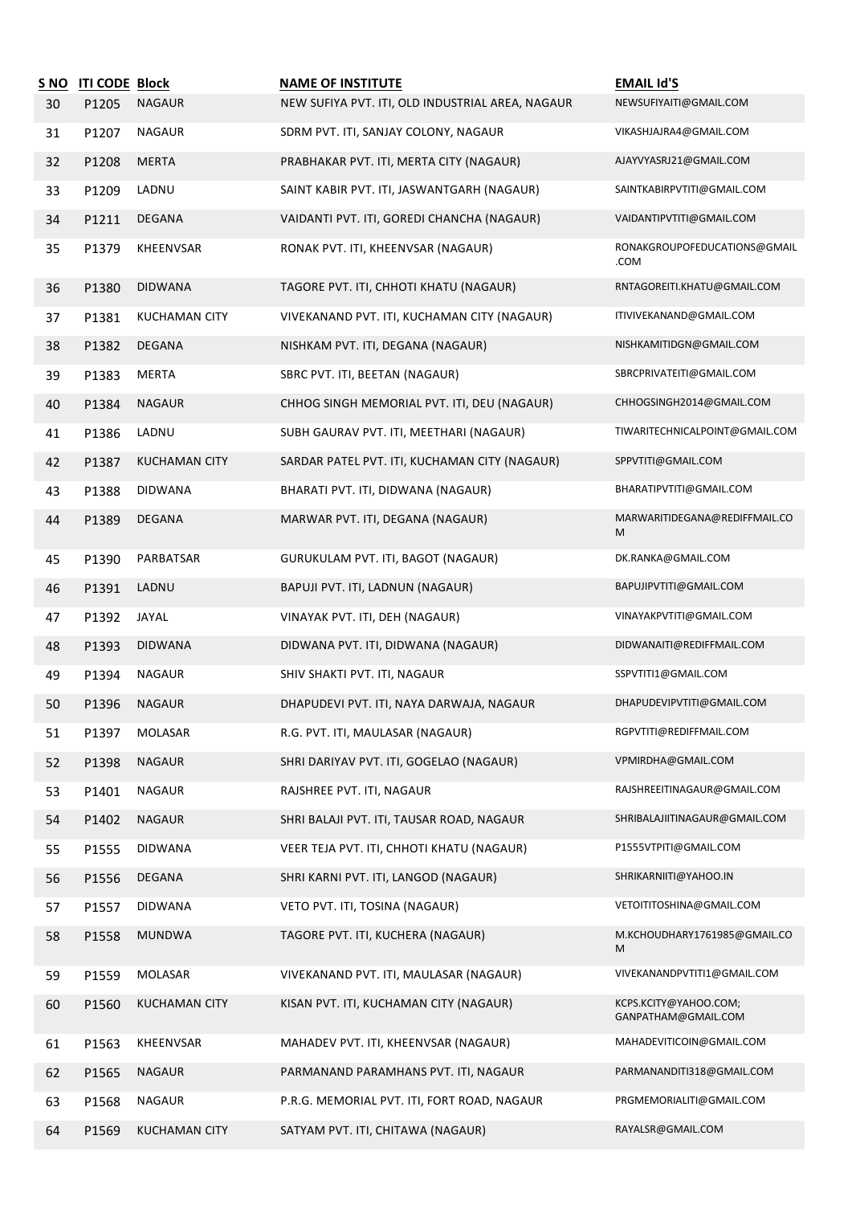| S NO | ITI CODE | Block | NAME OF INSTITUTE | EMAIL Id'S |
|---|---|---|---|---|
| 30 | P1205 | NAGAUR | NEW SUFIYA PVT. ITI, OLD INDUSTRIAL AREA, NAGAUR | NEWSUFIYAITI@GMAIL.COM |
| 31 | P1207 | NAGAUR | SDRM PVT. ITI, SANJAY COLONY, NAGAUR | VIKASHJAJRA4@GMAIL.COM |
| 32 | P1208 | MERTA | PRABHAKAR PVT. ITI, MERTA CITY (NAGAUR) | AJAYVYASRJ21@GMAIL.COM |
| 33 | P1209 | LADNU | SAINT KABIR PVT. ITI, JASWANTGARH (NAGAUR) | SAINTKABIRPVTITI@GMAIL.COM |
| 34 | P1211 | DEGANA | VAIDANTI PVT. ITI, GOREDI CHANCHA (NAGAUR) | VAIDANTIPVTITI@GMAIL.COM |
| 35 | P1379 | KHEENVSAR | RONAK PVT. ITI, KHEENVSAR (NAGAUR) | RONAKGROUPOFEDUCATIONS@GMAIL.COM |
| 36 | P1380 | DIDWANA | TAGORE PVT. ITI, CHHOTI KHATU (NAGAUR) | RNTAGOREITI.KHATU@GMAIL.COM |
| 37 | P1381 | KUCHAMAN CITY | VIVEKANAND PVT. ITI, KUCHAMAN CITY (NAGAUR) | ITIVIVEKANAND@GMAIL.COM |
| 38 | P1382 | DEGANA | NISHKAM PVT. ITI, DEGANA (NAGAUR) | NISHKAMITIDGN@GMAIL.COM |
| 39 | P1383 | MERTA | SBRC PVT. ITI, BEETAN (NAGAUR) | SBRCPRIVATEITI@GMAIL.COM |
| 40 | P1384 | NAGAUR | CHHOG SINGH MEMORIAL PVT. ITI, DEU (NAGAUR) | CHHOGSINGH2014@GMAIL.COM |
| 41 | P1386 | LADNU | SUBH GAURAV PVT. ITI, MEETHARI (NAGAUR) | TIWARITECHNICALPOINT@GMAIL.COM |
| 42 | P1387 | KUCHAMAN CITY | SARDAR PATEL PVT. ITI, KUCHAMAN CITY (NAGAUR) | SPPVTITI@GMAIL.COM |
| 43 | P1388 | DIDWANA | BHARATI PVT. ITI, DIDWANA (NAGAUR) | BHARATIPVTITI@GMAIL.COM |
| 44 | P1389 | DEGANA | MARWAR PVT. ITI, DEGANA (NAGAUR) | MARWARITIDEGANA@REDIFFMAIL.COM |
| 45 | P1390 | PARBATSAR | GURUKULAM PVT. ITI, BAGOT (NAGAUR) | DK.RANKA@GMAIL.COM |
| 46 | P1391 | LADNU | BAPUJI PVT. ITI, LADNUN (NAGAUR) | BAPUJIPVTITI@GMAIL.COM |
| 47 | P1392 | JAYAL | VINAYAK PVT. ITI, DEH (NAGAUR) | VINAYAKPVTITI@GMAIL.COM |
| 48 | P1393 | DIDWANA | DIDWANA PVT. ITI, DIDWANA (NAGAUR) | DIDWANAITI@REDIFFMAIL.COM |
| 49 | P1394 | NAGAUR | SHIV SHAKTI PVT. ITI, NAGAUR | SSPVTITI1@GMAIL.COM |
| 50 | P1396 | NAGAUR | DHAPUDEVI PVT. ITI, NAYA DARWAJA, NAGAUR | DHAPUDEVIPVTITI@GMAIL.COM |
| 51 | P1397 | MOLASAR | R.G. PVT. ITI, MAULASAR (NAGAUR) | RGPVTITI@REDIFFMAIL.COM |
| 52 | P1398 | NAGAUR | SHRI DARIYAV PVT. ITI, GOGELAO (NAGAUR) | VPMIRDHA@GMAIL.COM |
| 53 | P1401 | NAGAUR | RAJSHREE PVT. ITI, NAGAUR | RAJSHREEITINAGAUR@GMAIL.COM |
| 54 | P1402 | NAGAUR | SHRI BALAJI PVT. ITI, TAUSAR ROAD, NAGAUR | SHRIBALAJIITINAGAUR@GMAIL.COM |
| 55 | P1555 | DIDWANA | VEER TEJA PVT. ITI, CHHOTI KHATU (NAGAUR) | P1555VTPITI@GMAIL.COM |
| 56 | P1556 | DEGANA | SHRI KARNI PVT. ITI, LANGOD (NAGAUR) | SHRIKARNIITI@YAHOO.IN |
| 57 | P1557 | DIDWANA | VETO PVT. ITI, TOSINA (NAGAUR) | VETOITITOSHINA@GMAIL.COM |
| 58 | P1558 | MUNDWA | TAGORE PVT. ITI, KUCHERA (NAGAUR) | M.KCHOUDHARY1761985@GMAIL.COM |
| 59 | P1559 | MOLASAR | VIVEKANAND PVT. ITI, MAULASAR (NAGAUR) | VIVEKANANDPVTITI1@GMAIL.COM |
| 60 | P1560 | KUCHAMAN CITY | KISAN PVT. ITI, KUCHAMAN CITY (NAGAUR) | KCPS.KCITY@YAHOO.COM; GANPATHAM@GMAIL.COM |
| 61 | P1563 | KHEENVSAR | MAHADEV PVT. ITI, KHEENVSAR (NAGAUR) | MAHADEVITICOIN@GMAIL.COM |
| 62 | P1565 | NAGAUR | PARMANAND PARAMHANS PVT. ITI, NAGAUR | PARMANANDITI318@GMAIL.COM |
| 63 | P1568 | NAGAUR | P.R.G. MEMORIAL PVT. ITI, FORT ROAD, NAGAUR | PRGMEMORIALITI@GMAIL.COM |
| 64 | P1569 | KUCHAMAN CITY | SATYAM PVT. ITI, CHITAWA (NAGAUR) | RAYALSR@GMAIL.COM |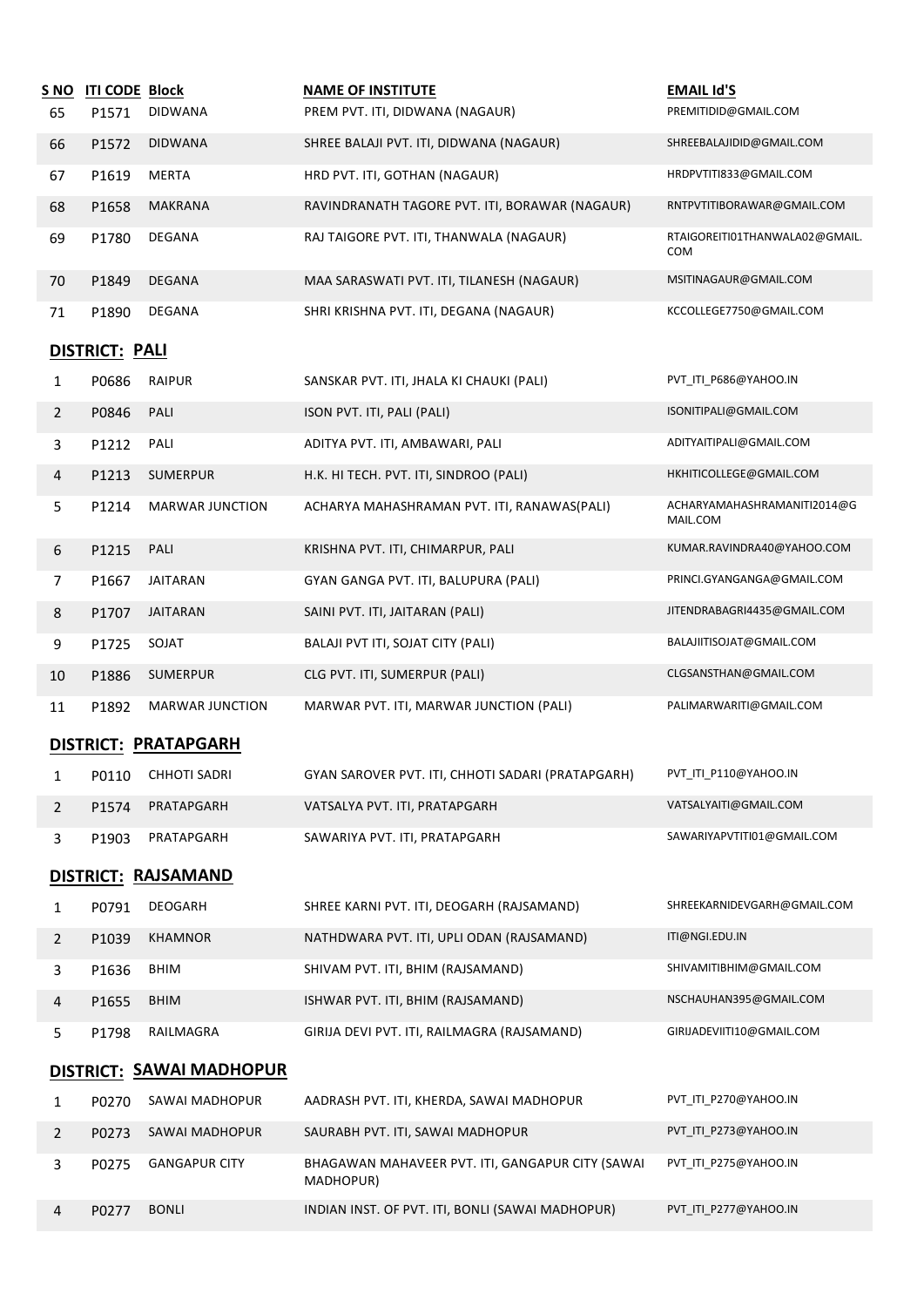| S NO | ITI CODE | Block | NAME OF INSTITUTE | EMAIL Id'S |
|---|---|---|---|---|
| 65 | P1571 | DIDWANA | PREM PVT. ITI, DIDWANA (NAGAUR) | PREMITIDID@GMAIL.COM |
| 66 | P1572 | DIDWANA | SHREE BALAJI PVT. ITI, DIDWANA (NAGAUR) | SHREEBALAJIDID@GMAIL.COM |
| 67 | P1619 | MERTA | HRD PVT. ITI, GOTHAN (NAGAUR) | HRDPVTITI833@GMAIL.COM |
| 68 | P1658 | MAKRANA | RAVINDRANATH TAGORE PVT. ITI, BORAWAR (NAGAUR) | RNTPVTITIBORAWAR@GMAIL.COM |
| 69 | P1780 | DEGANA | RAJ TAIGORE PVT. ITI, THANWALA (NAGAUR) | RTAIGOREITI01THANWALA02@GMAIL.COM |
| 70 | P1849 | DEGANA | MAA SARASWATI PVT. ITI, TILANESH (NAGAUR) | MSITINAGAUR@GMAIL.COM |
| 71 | P1890 | DEGANA | SHRI KRISHNA PVT. ITI, DEGANA (NAGAUR) | KCCOLLEGE7750@GMAIL.COM |

## DISTRICT: PALI

| S NO | ITI CODE | Block | NAME OF INSTITUTE | EMAIL Id'S |
|---|---|---|---|---|
| 1 | P0686 | RAIPUR | SANSKAR PVT. ITI, JHALA KI CHAUKI (PALI) | PVT_ITI_P686@YAHOO.IN |
| 2 | P0846 | PALI | ISON PVT. ITI, PALI (PALI) | ISONITIPALI@GMAIL.COM |
| 3 | P1212 | PALI | ADITYA PVT. ITI, AMBAWARI, PALI | ADITYAITIPALI@GMAIL.COM |
| 4 | P1213 | SUMERPUR | H.K. HI TECH. PVT. ITI, SINDROO (PALI) | HKHITICOLLEGE@GMAIL.COM |
| 5 | P1214 | MARWAR JUNCTION | ACHARYA MAHASHRAMAN PVT. ITI, RANAWAS(PALI) | ACHARYAMAHASHRAMANITI2014@GMAIL.COM |
| 6 | P1215 | PALI | KRISHNA PVT. ITI, CHIMARPUR, PALI | KUMAR.RAVINDRA40@YAHOO.COM |
| 7 | P1667 | JAITARAN | GYAN GANGA PVT. ITI, BALUPURA (PALI) | PRINCI.GYANGANGA@GMAIL.COM |
| 8 | P1707 | JAITARAN | SAINI PVT. ITI, JAITARAN (PALI) | JITENDRABAGRI4435@GMAIL.COM |
| 9 | P1725 | SOJAT | BALAJI PVT ITI, SOJAT CITY (PALI) | BALAJIITISOJAT@GMAIL.COM |
| 10 | P1886 | SUMERPUR | CLG PVT. ITI, SUMERPUR (PALI) | CLGSANSTHAN@GMAIL.COM |
| 11 | P1892 | MARWAR JUNCTION | MARWAR PVT. ITI, MARWAR JUNCTION (PALI) | PALIMARWARITI@GMAIL.COM |

## DISTRICT: PRATAPGARH

| S NO | ITI CODE | Block | NAME OF INSTITUTE | EMAIL Id'S |
|---|---|---|---|---|
| 1 | P0110 | CHHOTI SADRI | GYAN SAROVER PVT. ITI, CHHOTI SADARI (PRATAPGARH) | PVT_ITI_P110@YAHOO.IN |
| 2 | P1574 | PRATAPGARH | VATSALYA PVT. ITI, PRATAPGARH | VATSALYAITI@GMAIL.COM |
| 3 | P1903 | PRATAPGARH | SAWARIYA PVT. ITI, PRATAPGARH | SAWARIYAPVTITI01@GMAIL.COM |

## DISTRICT: RAJSAMAND

| S NO | ITI CODE | Block | NAME OF INSTITUTE | EMAIL Id'S |
|---|---|---|---|---|
| 1 | P0791 | DEOGARH | SHREE KARNI PVT. ITI, DEOGARH (RAJSAMAND) | SHREEKARNIDEVGARH@GMAIL.COM |
| 2 | P1039 | KHAMNOR | NATHDWARA PVT. ITI, UPLI ODAN (RAJSAMAND) | ITI@NGI.EDU.IN |
| 3 | P1636 | BHIM | SHIVAM PVT. ITI, BHIM (RAJSAMAND) | SHIVAMITIBHIM@GMAIL.COM |
| 4 | P1655 | BHIM | ISHWAR PVT. ITI, BHIM (RAJSAMAND) | NSCHAUHAN395@GMAIL.COM |
| 5 | P1798 | RAILMAGRA | GIRIJA DEVI PVT. ITI, RAILMAGRA (RAJSAMAND) | GIRIJADEVIITI10@GMAIL.COM |

## DISTRICT: SAWAI MADHOPUR

| S NO | ITI CODE | Block | NAME OF INSTITUTE | EMAIL Id'S |
|---|---|---|---|---|
| 1 | P0270 | SAWAI MADHOPUR | AADRASH PVT. ITI, KHERDA, SAWAI MADHOPUR | PVT_ITI_P270@YAHOO.IN |
| 2 | P0273 | SAWAI MADHOPUR | SAURABH PVT. ITI, SAWAI MADHOPUR | PVT_ITI_P273@YAHOO.IN |
| 3 | P0275 | GANGAPUR CITY | BHAGAWAN MAHAVEER PVT. ITI, GANGAPUR CITY (SAWAI MADHOPUR) | PVT_ITI_P275@YAHOO.IN |
| 4 | P0277 | BONLI | INDIAN INST. OF PVT. ITI, BONLI (SAWAI MADHOPUR) | PVT_ITI_P277@YAHOO.IN |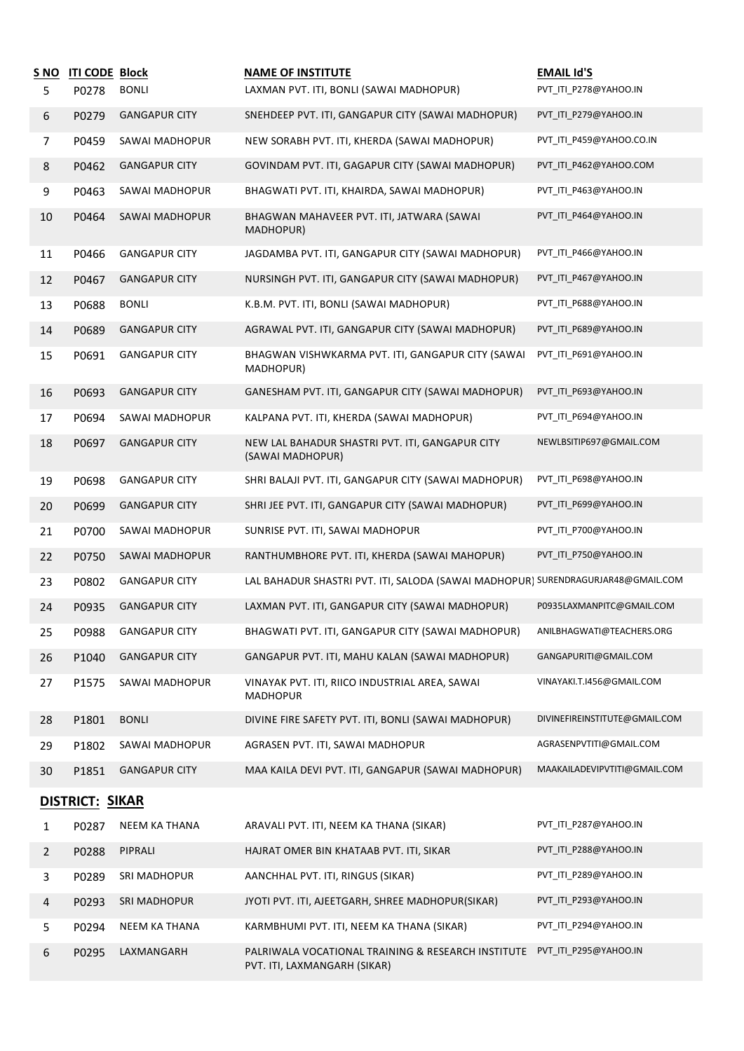| S NO | ITI CODE | Block | NAME OF INSTITUTE | EMAIL Id'S |
|---|---|---|---|---|
| 5 | P0278 | BONLI | LAXMAN PVT. ITI, BONLI (SAWAI MADHOPUR) | PVT_ITI_P278@YAHOO.IN |
| 6 | P0279 | GANGAPUR CITY | SNEHDEEP PVT. ITI, GANGAPUR CITY (SAWAI MADHOPUR) | PVT_ITI_P279@YAHOO.IN |
| 7 | P0459 | SAWAI MADHOPUR | NEW SORABH PVT. ITI, KHERDA (SAWAI MADHOPUR) | PVT_ITI_P459@YAHOO.CO.IN |
| 8 | P0462 | GANGAPUR CITY | GOVINDAM PVT. ITI, GAGAPUR CITY (SAWAI MADHOPUR) | PVT_ITI_P462@YAHOO.COM |
| 9 | P0463 | SAWAI MADHOPUR | BHAGWATI PVT. ITI, KHAIRDA, SAWAI MADHOPUR) | PVT_ITI_P463@YAHOO.IN |
| 10 | P0464 | SAWAI MADHOPUR | BHAGWAN MAHAVEER PVT. ITI, JATWARA (SAWAI MADHOPUR) | PVT_ITI_P464@YAHOO.IN |
| 11 | P0466 | GANGAPUR CITY | JAGDAMBA PVT. ITI, GANGAPUR CITY (SAWAI MADHOPUR) | PVT_ITI_P466@YAHOO.IN |
| 12 | P0467 | GANGAPUR CITY | NURSINGH PVT. ITI, GANGAPUR CITY (SAWAI MADHOPUR) | PVT_ITI_P467@YAHOO.IN |
| 13 | P0688 | BONLI | K.B.M. PVT. ITI, BONLI (SAWAI MADHOPUR) | PVT_ITI_P688@YAHOO.IN |
| 14 | P0689 | GANGAPUR CITY | AGRAWAL PVT. ITI, GANGAPUR CITY (SAWAI MADHOPUR) | PVT_ITI_P689@YAHOO.IN |
| 15 | P0691 | GANGAPUR CITY | BHAGWAN VISHWKARMA PVT. ITI, GANGAPUR CITY (SAWAI MADHOPUR) | PVT_ITI_P691@YAHOO.IN |
| 16 | P0693 | GANGAPUR CITY | GANESHAM PVT. ITI, GANGAPUR CITY (SAWAI MADHOPUR) | PVT_ITI_P693@YAHOO.IN |
| 17 | P0694 | SAWAI MADHOPUR | KALPANA PVT. ITI, KHERDA (SAWAI MADHOPUR) | PVT_ITI_P694@YAHOO.IN |
| 18 | P0697 | GANGAPUR CITY | NEW LAL BAHADUR SHASTRI PVT. ITI, GANGAPUR CITY (SAWAI MADHOPUR) | NEWLBSITIP697@GMAIL.COM |
| 19 | P0698 | GANGAPUR CITY | SHRI BALAJI PVT. ITI, GANGAPUR CITY (SAWAI MADHOPUR) | PVT_ITI_P698@YAHOO.IN |
| 20 | P0699 | GANGAPUR CITY | SHRI JEE PVT. ITI, GANGAPUR CITY (SAWAI MADHOPUR) | PVT_ITI_P699@YAHOO.IN |
| 21 | P0700 | SAWAI MADHOPUR | SUNRISE PVT. ITI, SAWAI MADHOPUR | PVT_ITI_P700@YAHOO.IN |
| 22 | P0750 | SAWAI MADHOPUR | RANTHUMBHORE PVT. ITI, KHERDA (SAWAI MAHOPUR) | PVT_ITI_P750@YAHOO.IN |
| 23 | P0802 | GANGAPUR CITY | LAL BAHADUR SHASTRI PVT. ITI, SALODA (SAWAI MADHOPUR) | SURENDRAGURJAR48@GMAIL.COM |
| 24 | P0935 | GANGAPUR CITY | LAXMAN PVT. ITI, GANGAPUR CITY (SAWAI MADHOPUR) | P0935LAXMANPITC@GMAIL.COM |
| 25 | P0988 | GANGAPUR CITY | BHAGWATI PVT. ITI, GANGAPUR CITY (SAWAI MADHOPUR) | ANILBHAGWATI@TEACHERS.ORG |
| 26 | P1040 | GANGAPUR CITY | GANGAPUR PVT. ITI, MAHU KALAN (SAWAI MADHOPUR) | GANGAPURITI@GMAIL.COM |
| 27 | P1575 | SAWAI MADHOPUR | VINAYAK PVT. ITI, RIICO INDUSTRIAL AREA, SAWAI MADHOPUR | VINAYAKI.T.I456@GMAIL.COM |
| 28 | P1801 | BONLI | DIVINE FIRE SAFETY PVT. ITI, BONLI (SAWAI MADHOPUR) | DIVINEFIREINSTITUTE@GMAIL.COM |
| 29 | P1802 | SAWAI MADHOPUR | AGRASEN PVT. ITI, SAWAI MADHOPUR | AGRASENPVTITI@GMAIL.COM |
| 30 | P1851 | GANGAPUR CITY | MAA KAILA DEVI PVT. ITI, GANGAPUR (SAWAI MADHOPUR) | MAAKAILADEVIPVTITI@GMAIL.COM |

## DISTRICT: SIKAR

| S NO | ITI CODE | Block | NAME OF INSTITUTE | EMAIL Id'S |
|---|---|---|---|---|
| 1 | P0287 | NEEM KA THANA | ARAVALI PVT. ITI, NEEM KA THANA (SIKAR) | PVT_ITI_P287@YAHOO.IN |
| 2 | P0288 | PIPRALI | HAJRAT OMER BIN KHATAAB PVT. ITI, SIKAR | PVT_ITI_P288@YAHOO.IN |
| 3 | P0289 | SRI MADHOPUR | AANCHHAL PVT. ITI, RINGUS (SIKAR) | PVT_ITI_P289@YAHOO.IN |
| 4 | P0293 | SRI MADHOPUR | JYOTI PVT. ITI, AJEETGARH, SHREE MADHOPUR(SIKAR) | PVT_ITI_P293@YAHOO.IN |
| 5 | P0294 | NEEM KA THANA | KARMBHUMI PVT. ITI, NEEM KA THANA (SIKAR) | PVT_ITI_P294@YAHOO.IN |
| 6 | P0295 | LAXMANGARH | PALRIWALA VOCATIONAL TRAINING & RESEARCH INSTITUTE PVT. ITI, LAXMANGARH (SIKAR) | PVT_ITI_P295@YAHOO.IN |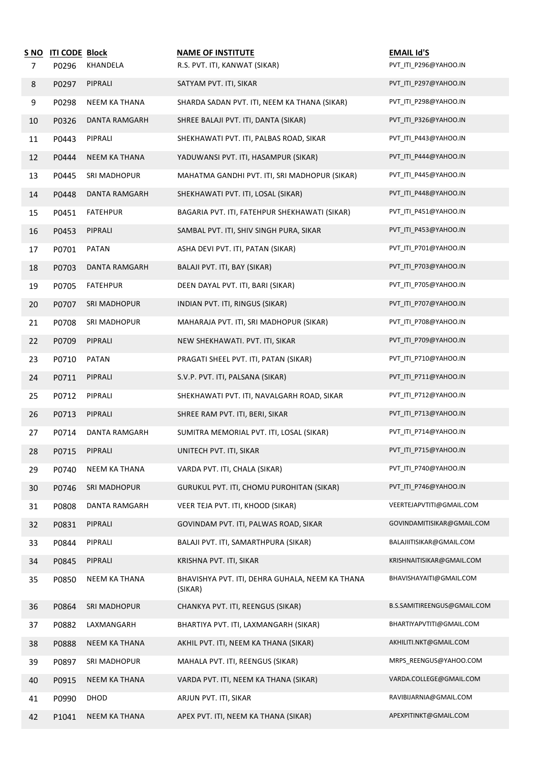| S NO | ITI CODE | Block | NAME OF INSTITUTE | EMAIL Id'S |
|---|---|---|---|---|
| 7 | P0296 | KHANDELA | R.S. PVT. ITI, KANWAT (SIKAR) | PVT_ITI_P296@YAHOO.IN |
| 8 | P0297 | PIPRALI | SATYAM PVT. ITI, SIKAR | PVT_ITI_P297@YAHOO.IN |
| 9 | P0298 | NEEM KA THANA | SHARDA SADAN PVT. ITI, NEEM KA THANA (SIKAR) | PVT_ITI_P298@YAHOO.IN |
| 10 | P0326 | DANTA RAMGARH | SHREE BALAJI PVT. ITI, DANTA (SIKAR) | PVT_ITI_P326@YAHOO.IN |
| 11 | P0443 | PIPRALI | SHEKHAWATI PVT. ITI, PALBAS ROAD, SIKAR | PVT_ITI_P443@YAHOO.IN |
| 12 | P0444 | NEEM KA THANA | YADUWANSI PVT. ITI, HASAMPUR (SIKAR) | PVT_ITI_P444@YAHOO.IN |
| 13 | P0445 | SRI MADHOPUR | MAHATMA GANDHI PVT. ITI, SRI MADHOPUR (SIKAR) | PVT_ITI_P445@YAHOO.IN |
| 14 | P0448 | DANTA RAMGARH | SHEKHAWATI PVT. ITI, LOSAL (SIKAR) | PVT_ITI_P448@YAHOO.IN |
| 15 | P0451 | FATEHPUR | BAGARIA PVT. ITI, FATEHPUR SHEKHAWATI (SIKAR) | PVT_ITI_P451@YAHOO.IN |
| 16 | P0453 | PIPRALI | SAMBAL PVT. ITI, SHIV SINGH PURA, SIKAR | PVT_ITI_P453@YAHOO.IN |
| 17 | P0701 | PATAN | ASHA DEVI PVT. ITI, PATAN (SIKAR) | PVT_ITI_P701@YAHOO.IN |
| 18 | P0703 | DANTA RAMGARH | BALAJI PVT. ITI, BAY (SIKAR) | PVT_ITI_P703@YAHOO.IN |
| 19 | P0705 | FATEHPUR | DEEN DAYAL PVT. ITI, BARI (SIKAR) | PVT_ITI_P705@YAHOO.IN |
| 20 | P0707 | SRI MADHOPUR | INDIAN PVT. ITI, RINGUS (SIKAR) | PVT_ITI_P707@YAHOO.IN |
| 21 | P0708 | SRI MADHOPUR | MAHARAJA PVT. ITI, SRI MADHOPUR (SIKAR) | PVT_ITI_P708@YAHOO.IN |
| 22 | P0709 | PIPRALI | NEW SHEKHAWATI. PVT. ITI, SIKAR | PVT_ITI_P709@YAHOO.IN |
| 23 | P0710 | PATAN | PRAGATI SHEEL PVT. ITI, PATAN (SIKAR) | PVT_ITI_P710@YAHOO.IN |
| 24 | P0711 | PIPRALI | S.V.P. PVT. ITI, PALSANA (SIKAR) | PVT_ITI_P711@YAHOO.IN |
| 25 | P0712 | PIPRALI | SHEKHAWATI PVT. ITI, NAVALGARH ROAD, SIKAR | PVT_ITI_P712@YAHOO.IN |
| 26 | P0713 | PIPRALI | SHREE RAM PVT. ITI, BERI, SIKAR | PVT_ITI_P713@YAHOO.IN |
| 27 | P0714 | DANTA RAMGARH | SUMITRA MEMORIAL PVT. ITI, LOSAL (SIKAR) | PVT_ITI_P714@YAHOO.IN |
| 28 | P0715 | PIPRALI | UNITECH PVT. ITI, SIKAR | PVT_ITI_P715@YAHOO.IN |
| 29 | P0740 | NEEM KA THANA | VARDA PVT. ITI, CHALA (SIKAR) | PVT_ITI_P740@YAHOO.IN |
| 30 | P0746 | SRI MADHOPUR | GURUKUL PVT. ITI, CHOMU PUROHITAN (SIKAR) | PVT_ITI_P746@YAHOO.IN |
| 31 | P0808 | DANTA RAMGARH | VEER TEJA PVT. ITI, KHOOD (SIKAR) | VEERTEJAPVTITI@GMAIL.COM |
| 32 | P0831 | PIPRALI | GOVINDAM PVT. ITI, PALWAS ROAD, SIKAR | GOVINDAMITISIKAR@GMAIL.COM |
| 33 | P0844 | PIPRALI | BALAJI PVT. ITI, SAMARTHPURA (SIKAR) | BALAJIITISIKAR@GMAIL.COM |
| 34 | P0845 | PIPRALI | KRISHNA PVT. ITI, SIKAR | KRISHNAITISIKAR@GMAIL.COM |
| 35 | P0850 | NEEM KA THANA | BHAVISHYA PVT. ITI, DEHRA GUHALA, NEEM KA THANA (SIKAR) | BHAVISHAYAITI@GMAIL.COM |
| 36 | P0864 | SRI MADHOPUR | CHANKYA PVT. ITI, REENGUS (SIKAR) | B.S.SAMITIREENGUS@GMAIL.COM |
| 37 | P0882 | LAXMANGARH | BHARTIYA PVT. ITI, LAXMANGARH (SIKAR) | BHARTIYAPVTITI@GMAIL.COM |
| 38 | P0888 | NEEM KA THANA | AKHIL PVT. ITI, NEEM KA THANA (SIKAR) | AKHILITI.NKT@GMAIL.COM |
| 39 | P0897 | SRI MADHOPUR | MAHALA PVT. ITI, REENGUS (SIKAR) | MRPS_REENGUS@YAHOO.COM |
| 40 | P0915 | NEEM KA THANA | VARDA PVT. ITI, NEEM KA THANA (SIKAR) | VARDA.COLLEGE@GMAIL.COM |
| 41 | P0990 | DHOD | ARJUN PVT. ITI, SIKAR | RAVIBIJARNIA@GMAIL.COM |
| 42 | P1041 | NEEM KA THANA | APEX PVT. ITI, NEEM KA THANA (SIKAR) | APEXPITINKT@GMAIL.COM |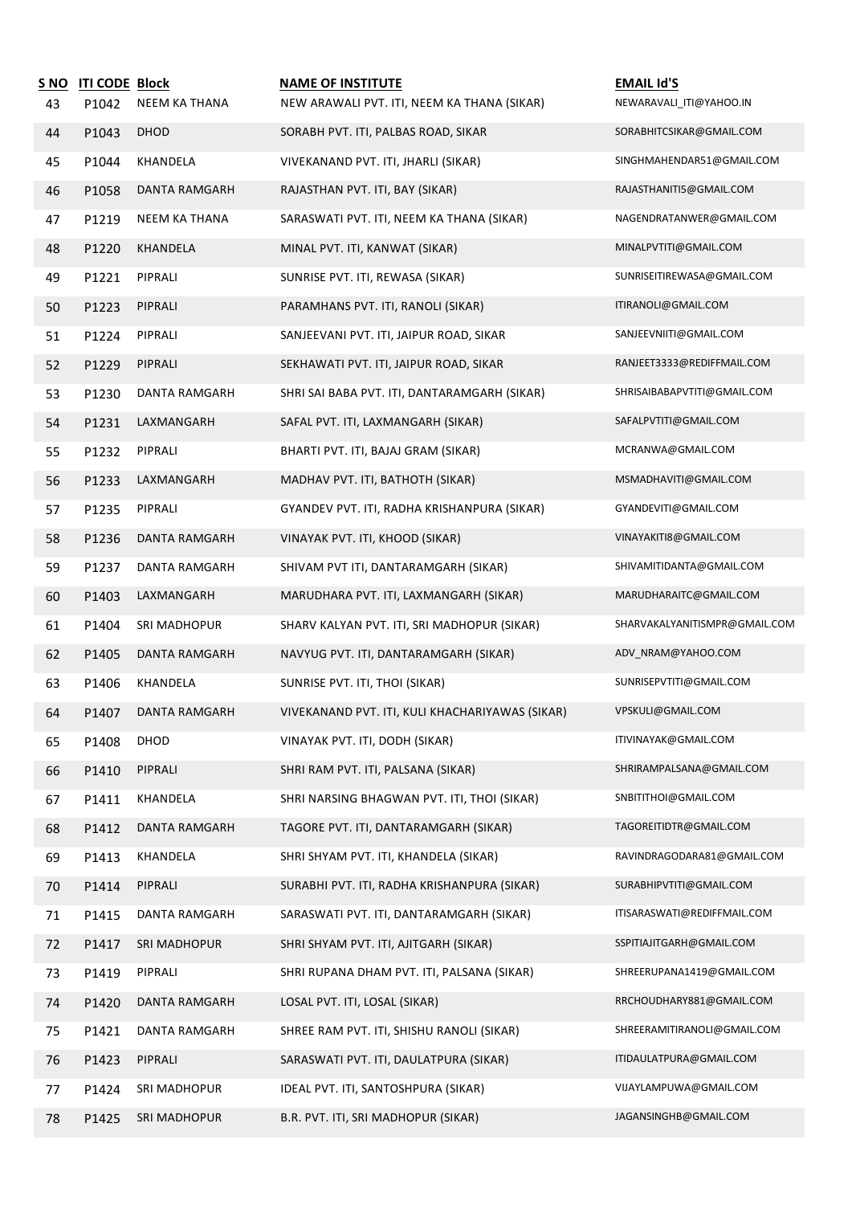| S NO | ITI CODE | Block | NAME OF INSTITUTE | EMAIL Id'S |
|---|---|---|---|---|
| 43 | P1042 | NEEM KA THANA | NEW ARAWALI PVT. ITI, NEEM KA THANA (SIKAR) | NEWARAVALI_ITI@YAHOO.IN |
| 44 | P1043 | DHOD | SORABH PVT. ITI, PALBAS ROAD, SIKAR | SORABHITCSIKAR@GMAIL.COM |
| 45 | P1044 | KHANDELA | VIVEKANAND PVT. ITI, JHARLI (SIKAR) | SINGHMAHENDAR51@GMAIL.COM |
| 46 | P1058 | DANTA RAMGARH | RAJASTHAN PVT. ITI, BAY (SIKAR) | RAJASTHANITI5@GMAIL.COM |
| 47 | P1219 | NEEM KA THANA | SARASWATI PVT. ITI, NEEM KA THANA (SIKAR) | NAGENDRATANWER@GMAIL.COM |
| 48 | P1220 | KHANDELA | MINAL PVT. ITI, KANWAT (SIKAR) | MINALPVTITI@GMAIL.COM |
| 49 | P1221 | PIPRALI | SUNRISE PVT. ITI, REWASA (SIKAR) | SUNRISEITIREWASA@GMAIL.COM |
| 50 | P1223 | PIPRALI | PARAMHANS PVT. ITI, RANOLI (SIKAR) | ITIRANOLI@GMAIL.COM |
| 51 | P1224 | PIPRALI | SANJEEVANI PVT. ITI, JAIPUR ROAD, SIKAR | SANJEEVNIITI@GMAIL.COM |
| 52 | P1229 | PIPRALI | SEKHAWATI PVT. ITI, JAIPUR ROAD, SIKAR | RANJEET3333@REDIFFMAIL.COM |
| 53 | P1230 | DANTA RAMGARH | SHRI SAI BABA PVT. ITI, DANTARAMGARH (SIKAR) | SHRISAIBABAPVTITI@GMAIL.COM |
| 54 | P1231 | LAXMANGARH | SAFAL PVT. ITI, LAXMANGARH (SIKAR) | SAFALPVTITI@GMAIL.COM |
| 55 | P1232 | PIPRALI | BHARTI PVT. ITI, BAJAJ GRAM (SIKAR) | MCRANWA@GMAIL.COM |
| 56 | P1233 | LAXMANGARH | MADHAV PVT. ITI, BATHOTH (SIKAR) | MSMADHAVITI@GMAIL.COM |
| 57 | P1235 | PIPRALI | GYANDEV PVT. ITI, RADHA KRISHANPURA (SIKAR) | GYANDEVITI@GMAIL.COM |
| 58 | P1236 | DANTA RAMGARH | VINAYAK PVT. ITI, KHOOD (SIKAR) | VINAYAKITI8@GMAIL.COM |
| 59 | P1237 | DANTA RAMGARH | SHIVAM PVT ITI, DANTARAMGARH (SIKAR) | SHIVAMITIDANTA@GMAIL.COM |
| 60 | P1403 | LAXMANGARH | MARUDHARA PVT. ITI, LAXMANGARH (SIKAR) | MARUDHARAITC@GMAIL.COM |
| 61 | P1404 | SRI MADHOPUR | SHARV KALYAN PVT. ITI, SRI MADHOPUR (SIKAR) | SHARVAKALYANITISMPR@GMAIL.COM |
| 62 | P1405 | DANTA RAMGARH | NAVYUG PVT. ITI, DANTARAMGARH (SIKAR) | ADV_NRAM@YAHOO.COM |
| 63 | P1406 | KHANDELA | SUNRISE PVT. ITI, THOI (SIKAR) | SUNRISEPVTITI@GMAIL.COM |
| 64 | P1407 | DANTA RAMGARH | VIVEKANAND PVT. ITI, KULI KHACHARIYAWAS (SIKAR) | VPSKULI@GMAIL.COM |
| 65 | P1408 | DHOD | VINAYAK PVT. ITI, DODH (SIKAR) | ITIVINAYAK@GMAIL.COM |
| 66 | P1410 | PIPRALI | SHRI RAM PVT. ITI, PALSANA (SIKAR) | SHRIRAMPALSANA@GMAIL.COM |
| 67 | P1411 | KHANDELA | SHRI NARSING BHAGWAN PVT. ITI, THOI (SIKAR) | SNBITITHOI@GMAIL.COM |
| 68 | P1412 | DANTA RAMGARH | TAGORE PVT. ITI, DANTARAMGARH (SIKAR) | TAGOREITIDTR@GMAIL.COM |
| 69 | P1413 | KHANDELA | SHRI SHYAM PVT. ITI, KHANDELA (SIKAR) | RAVINDRAGODARA81@GMAIL.COM |
| 70 | P1414 | PIPRALI | SURABHI PVT. ITI, RADHA KRISHANPURA (SIKAR) | SURABHIPVTITI@GMAIL.COM |
| 71 | P1415 | DANTA RAMGARH | SARASWATI PVT. ITI, DANTARAMGARH (SIKAR) | ITISARASWATI@REDIFFMAIL.COM |
| 72 | P1417 | SRI MADHOPUR | SHRI SHYAM PVT. ITI, AJITGARH (SIKAR) | SSPITIAJITGARH@GMAIL.COM |
| 73 | P1419 | PIPRALI | SHRI RUPANA DHAM PVT. ITI, PALSANA (SIKAR) | SHREERUPANA1419@GMAIL.COM |
| 74 | P1420 | DANTA RAMGARH | LOSAL PVT. ITI, LOSAL (SIKAR) | RRCHOUDHARY881@GMAIL.COM |
| 75 | P1421 | DANTA RAMGARH | SHREE RAM PVT. ITI, SHISHU RANOLI (SIKAR) | SHREERAMITIRANOLI@GMAIL.COM |
| 76 | P1423 | PIPRALI | SARASWATI PVT. ITI, DAULATPURA (SIKAR) | ITIDAULATPURA@GMAIL.COM |
| 77 | P1424 | SRI MADHOPUR | IDEAL PVT. ITI, SANTOSHPURA (SIKAR) | VIJAYLAMPUWA@GMAIL.COM |
| 78 | P1425 | SRI MADHOPUR | B.R. PVT. ITI, SRI MADHOPUR (SIKAR) | JAGANSINGHB@GMAIL.COM |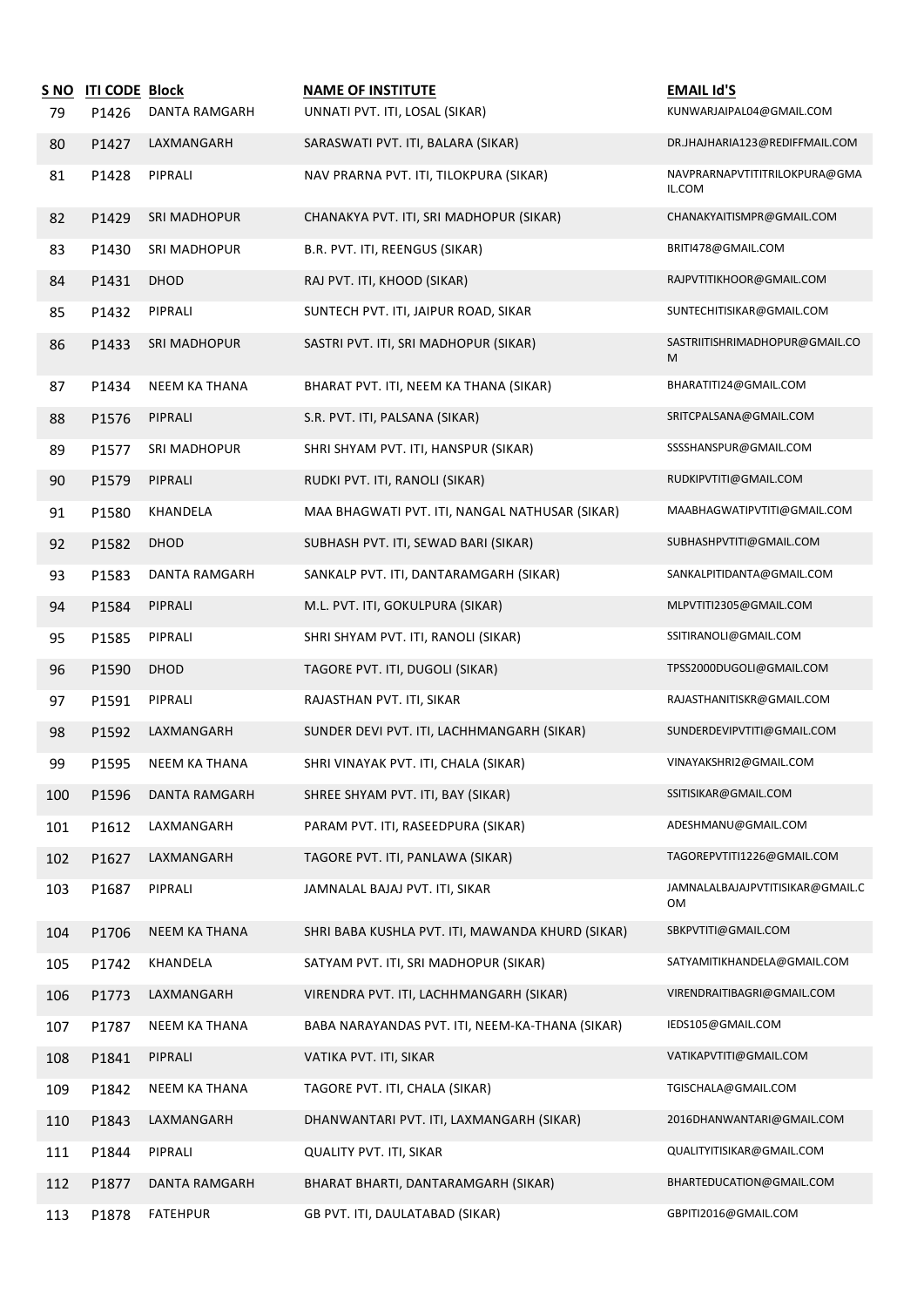| S NO | ITI CODE | Block | NAME OF INSTITUTE | EMAIL Id'S |
|---|---|---|---|---|
| 79 | P1426 | DANTA RAMGARH | UNNATI PVT. ITI, LOSAL (SIKAR) | KUNWARJAIPAL04@GMAIL.COM |
| 80 | P1427 | LAXMANGARH | SARASWATI PVT. ITI, BALARA (SIKAR) | DR.JHAJHARIA123@REDIFFMAIL.COM |
| 81 | P1428 | PIPRALI | NAV PRARNA PVT. ITI, TILOKPURA (SIKAR) | NAVPRARNAPVTITITRILOKPURA@GMAIL.COM |
| 82 | P1429 | SRI MADHOPUR | CHANAKYA PVT. ITI, SRI MADHOPUR (SIKAR) | CHANAKYAITISMPR@GMAIL.COM |
| 83 | P1430 | SRI MADHOPUR | B.R. PVT. ITI, REENGUS (SIKAR) | BRITI478@GMAIL.COM |
| 84 | P1431 | DHOD | RAJ PVT. ITI, KHOOD (SIKAR) | RAJPVTITIKHOOR@GMAIL.COM |
| 85 | P1432 | PIPRALI | SUNTECH PVT. ITI, JAIPUR ROAD, SIKAR | SUNTECHITISIKAR@GMAIL.COM |
| 86 | P1433 | SRI MADHOPUR | SASTRI PVT. ITI, SRI MADHOPUR (SIKAR) | SASTRIITISHRIMADHOPUR@GMAIL.COM |
| 87 | P1434 | NEEM KA THANA | BHARAT PVT. ITI, NEEM KA THANA (SIKAR) | BHARATITI24@GMAIL.COM |
| 88 | P1576 | PIPRALI | S.R. PVT. ITI, PALSANA (SIKAR) | SRITCPALSANA@GMAIL.COM |
| 89 | P1577 | SRI MADHOPUR | SHRI SHYAM PVT. ITI, HANSPUR (SIKAR) | SSSSHANSPUR@GMAIL.COM |
| 90 | P1579 | PIPRALI | RUDKI PVT. ITI, RANOLI (SIKAR) | RUDKIPVTITI@GMAIL.COM |
| 91 | P1580 | KHANDELA | MAA BHAGWATI PVT. ITI, NANGAL NATHUSAR (SIKAR) | MAABHAGWATIPVTITI@GMAIL.COM |
| 92 | P1582 | DHOD | SUBHASH PVT. ITI, SEWAD BARI (SIKAR) | SUBHASHPVTITI@GMAIL.COM |
| 93 | P1583 | DANTA RAMGARH | SANKALP PVT. ITI, DANTARAMGARH (SIKAR) | SANKALPITIDANTA@GMAIL.COM |
| 94 | P1584 | PIPRALI | M.L. PVT. ITI, GOKULPURA (SIKAR) | MLPVTITI2305@GMAIL.COM |
| 95 | P1585 | PIPRALI | SHRI SHYAM PVT. ITI, RANOLI (SIKAR) | SSITIRANOLI@GMAIL.COM |
| 96 | P1590 | DHOD | TAGORE PVT. ITI, DUGOLI (SIKAR) | TPSS2000DUGOLI@GMAIL.COM |
| 97 | P1591 | PIPRALI | RAJASTHAN PVT. ITI, SIKAR | RAJASTHANITISKR@GMAIL.COM |
| 98 | P1592 | LAXMANGARH | SUNDER DEVI PVT. ITI, LACHHMANGARH (SIKAR) | SUNDERDEVIPVTITI@GMAIL.COM |
| 99 | P1595 | NEEM KA THANA | SHRI VINAYAK PVT. ITI, CHALA (SIKAR) | VINAYAKSHRI2@GMAIL.COM |
| 100 | P1596 | DANTA RAMGARH | SHREE SHYAM PVT. ITI, BAY (SIKAR) | SSITISIKAR@GMAIL.COM |
| 101 | P1612 | LAXMANGARH | PARAM PVT. ITI, RASEEDPURA (SIKAR) | ADESHMANU@GMAIL.COM |
| 102 | P1627 | LAXMANGARH | TAGORE PVT. ITI, PANLAWA (SIKAR) | TAGOREPVTITI1226@GMAIL.COM |
| 103 | P1687 | PIPRALI | JAMNALAL BAJAJ PVT. ITI, SIKAR | JAMNALALBAJAJPVTITISIKAR@GMAIL.COM |
| 104 | P1706 | NEEM KA THANA | SHRI BABA KUSHLA PVT. ITI, MAWANDA KHURD (SIKAR) | SBKPVTITI@GMAIL.COM |
| 105 | P1742 | KHANDELA | SATYAM PVT. ITI, SRI MADHOPUR (SIKAR) | SATYAMITIKHANDELA@GMAIL.COM |
| 106 | P1773 | LAXMANGARH | VIRENDRA PVT. ITI, LACHHMANGARH (SIKAR) | VIRENDRAITIBAGRI@GMAIL.COM |
| 107 | P1787 | NEEM KA THANA | BABA NARAYANDAS PVT. ITI, NEEM-KA-THANA (SIKAR) | IEDS105@GMAIL.COM |
| 108 | P1841 | PIPRALI | VATIKA PVT. ITI, SIKAR | VATIKAPVTITI@GMAIL.COM |
| 109 | P1842 | NEEM KA THANA | TAGORE PVT. ITI, CHALA (SIKAR) | TGISCHALA@GMAIL.COM |
| 110 | P1843 | LAXMANGARH | DHANWANTARI PVT. ITI, LAXMANGARH (SIKAR) | 2016DHANWANTARI@GMAIL.COM |
| 111 | P1844 | PIPRALI | QUALITY PVT. ITI, SIKAR | QUALITYITISIKAR@GMAIL.COM |
| 112 | P1877 | DANTA RAMGARH | BHARAT BHARTI, DANTARAMGARH (SIKAR) | BHARTEDUCATION@GMAIL.COM |
| 113 | P1878 | FATEHPUR | GB PVT. ITI, DAULATABAD (SIKAR) | GBPITI2016@GMAIL.COM |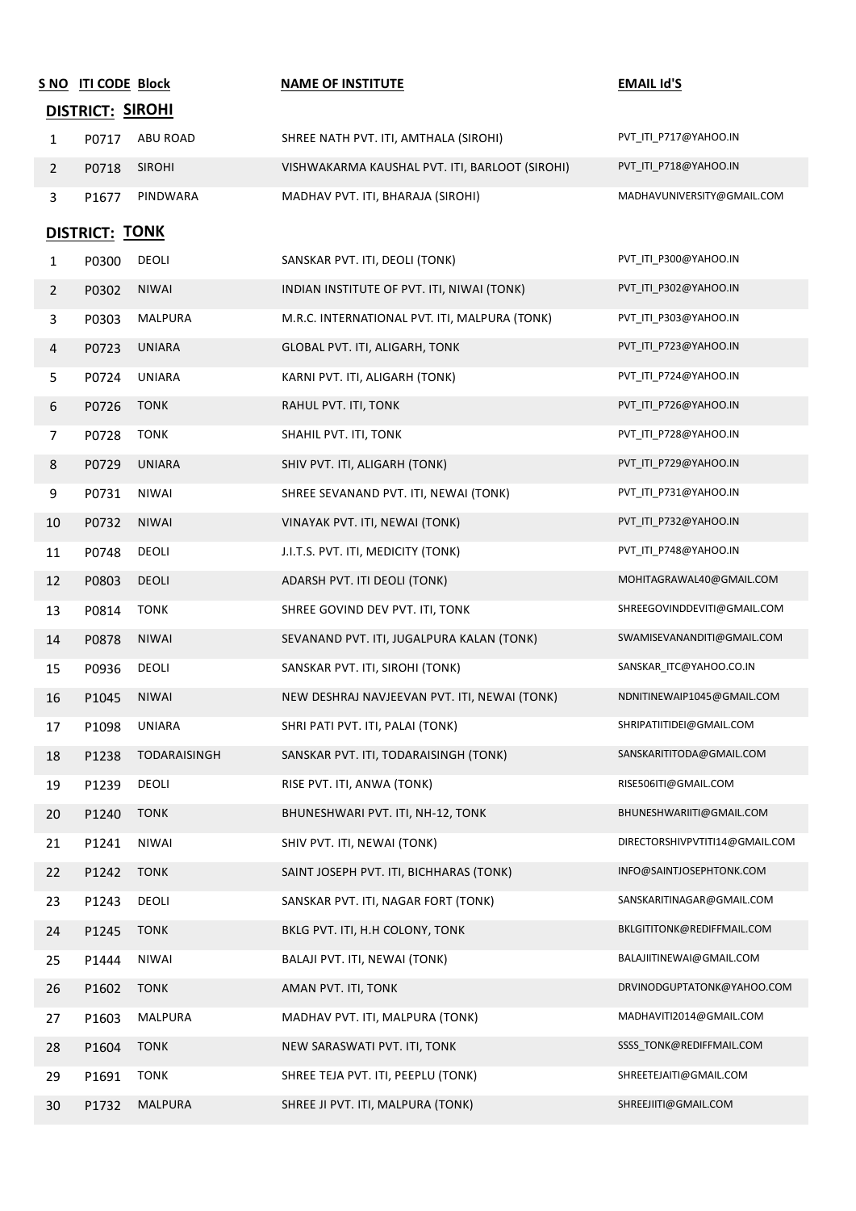| S NO | ITI CODE | Block | NAME OF INSTITUTE | EMAIL Id'S |
|---|---|---|---|---|
| **DISTRICT: SIROHI** | | | | |
| 1 | P0717 | ABU ROAD | SHREE NATH PVT. ITI, AMTHALA (SIROHI) | PVT_ITI_P717@YAHOO.IN |
| 2 | P0718 | SIROHI | VISHWAKARMA KAUSHAL PVT. ITI, BARLOOT (SIROHI) | PVT_ITI_P718@YAHOO.IN |
| 3 | P1677 | PINDWARA | MADHAV PVT. ITI, BHARAJA (SIROHI) | MADHAVUNIVERSITY@GMAIL.COM |
| **DISTRICT: TONK** | | | | |
| 1 | P0300 | DEOLI | SANSKAR PVT. ITI, DEOLI (TONK) | PVT_ITI_P300@YAHOO.IN |
| 2 | P0302 | NIWAI | INDIAN INSTITUTE OF PVT. ITI, NIWAI (TONK) | PVT_ITI_P302@YAHOO.IN |
| 3 | P0303 | MALPURA | M.R.C. INTERNATIONAL PVT. ITI, MALPURA (TONK) | PVT_ITI_P303@YAHOO.IN |
| 4 | P0723 | UNIARA | GLOBAL PVT. ITI, ALIGARH, TONK | PVT_ITI_P723@YAHOO.IN |
| 5 | P0724 | UNIARA | KARNI PVT. ITI, ALIGARH (TONK) | PVT_ITI_P724@YAHOO.IN |
| 6 | P0726 | TONK | RAHUL PVT. ITI, TONK | PVT_ITI_P726@YAHOO.IN |
| 7 | P0728 | TONK | SHAHIL PVT. ITI, TONK | PVT_ITI_P728@YAHOO.IN |
| 8 | P0729 | UNIARA | SHIV PVT. ITI, ALIGARH (TONK) | PVT_ITI_P729@YAHOO.IN |
| 9 | P0731 | NIWAI | SHREE SEVANAND PVT. ITI, NEWAI (TONK) | PVT_ITI_P731@YAHOO.IN |
| 10 | P0732 | NIWAI | VINAYAK PVT. ITI, NEWAI (TONK) | PVT_ITI_P732@YAHOO.IN |
| 11 | P0748 | DEOLI | J.I.T.S. PVT. ITI, MEDICITY (TONK) | PVT_ITI_P748@YAHOO.IN |
| 12 | P0803 | DEOLI | ADARSH PVT. ITI DEOLI (TONK) | MOHITAGRAWAL40@GMAIL.COM |
| 13 | P0814 | TONK | SHREE GOVIND DEV PVT. ITI, TONK | SHREEGOVINDDEVITI@GMAIL.COM |
| 14 | P0878 | NIWAI | SEVANAND PVT. ITI, JUGALPURA KALAN (TONK) | SWAMISEVANANDITI@GMAIL.COM |
| 15 | P0936 | DEOLI | SANSKAR PVT. ITI, SIROHI (TONK) | SANSKAR_ITC@YAHOO.CO.IN |
| 16 | P1045 | NIWAI | NEW DESHRAJ NAVJEEVAN PVT. ITI, NEWAI (TONK) | NDNITINEWAIP1045@GMAIL.COM |
| 17 | P1098 | UNIARA | SHRI PATI PVT. ITI, PALAI (TONK) | SHRIPATIITIDEI@GMAIL.COM |
| 18 | P1238 | TODARAISINGH | SANSKAR PVT. ITI, TODARAISINGH (TONK) | SANSKARITITODA@GMAIL.COM |
| 19 | P1239 | DEOLI | RISE PVT. ITI, ANWA (TONK) | RISE506ITI@GMAIL.COM |
| 20 | P1240 | TONK | BHUNESHWARI PVT. ITI, NH-12, TONK | BHUNESHWARIITI@GMAIL.COM |
| 21 | P1241 | NIWAI | SHIV PVT. ITI, NEWAI (TONK) | DIRECTORSHIVPVTITI14@GMAIL.COM |
| 22 | P1242 | TONK | SAINT JOSEPH PVT. ITI, BICHHARAS (TONK) | INFO@SAINTJOSEPHTONK.COM |
| 23 | P1243 | DEOLI | SANSKAR PVT. ITI, NAGAR FORT (TONK) | SANSKARITINAGAR@GMAIL.COM |
| 24 | P1245 | TONK | BKLG PVT. ITI, H.H COLONY, TONK | BKLGITITONK@REDIFFMAIL.COM |
| 25 | P1444 | NIWAI | BALAJI PVT. ITI, NEWAI (TONK) | BALAJIITINEWAI@GMAIL.COM |
| 26 | P1602 | TONK | AMAN PVT. ITI, TONK | DRVINODGUPTATONK@YAHOO.COM |
| 27 | P1603 | MALPURA | MADHAV PVT. ITI, MALPURA (TONK) | MADHAVITI2014@GMAIL.COM |
| 28 | P1604 | TONK | NEW SARASWATI PVT. ITI, TONK | SSSS_TONK@REDIFFMAIL.COM |
| 29 | P1691 | TONK | SHREE TEJA PVT. ITI, PEEPLU (TONK) | SHREETEJAITI@GMAIL.COM |
| 30 | P1732 | MALPURA | SHREE JI PVT. ITI, MALPURA (TONK) | SHREEJIITI@GMAIL.COM |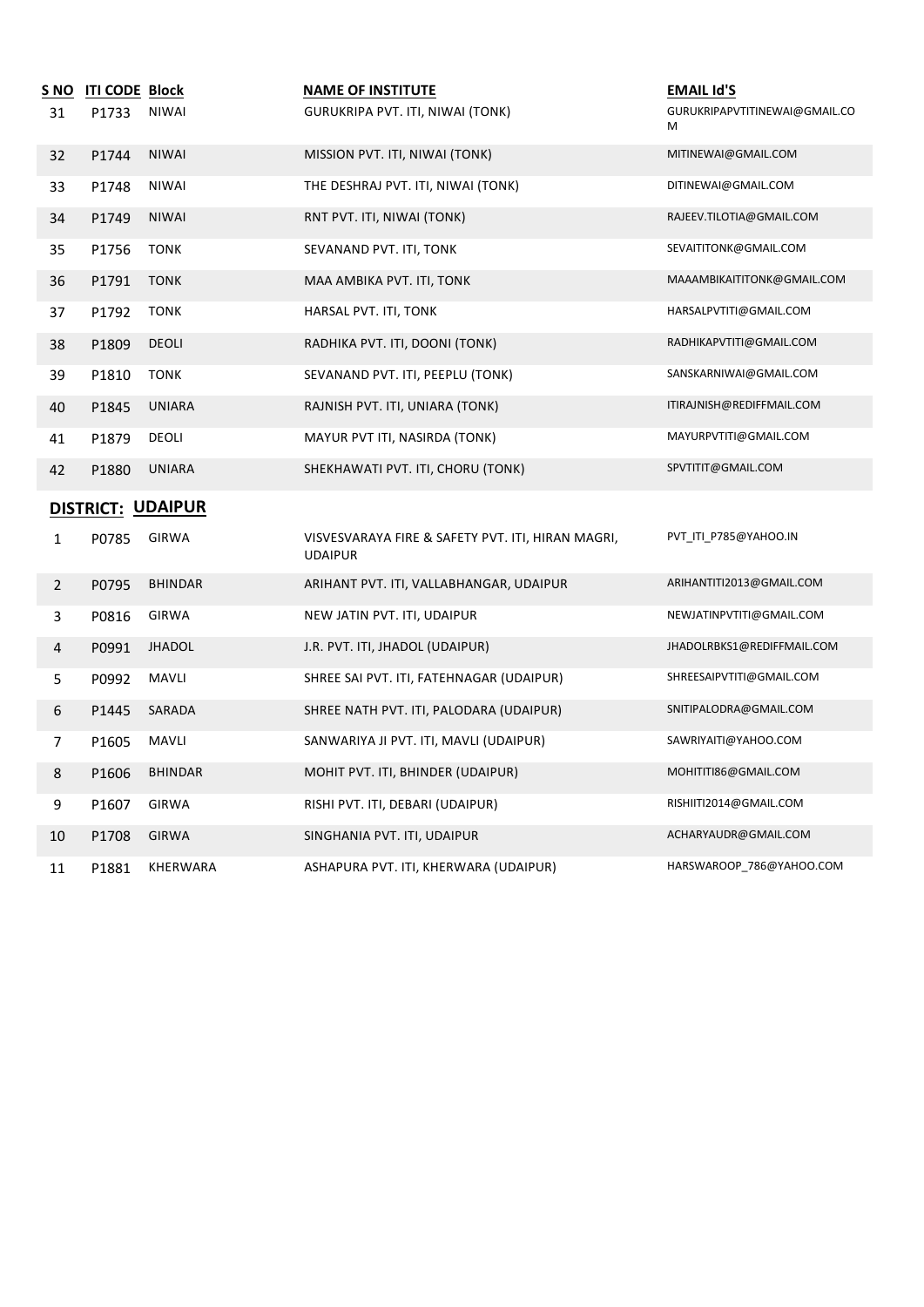| S NO | ITI CODE | Block | NAME OF INSTITUTE | EMAIL Id'S |
|---|---|---|---|---|
| 31 | P1733 | NIWAI | GURUKRIPA PVT. ITI, NIWAI (TONK) | GURUKRIPAPVTITINEWAI@GMAIL.COM |
| 32 | P1744 | NIWAI | MISSION PVT. ITI, NIWAI (TONK) | MITINEWAI@GMAIL.COM |
| 33 | P1748 | NIWAI | THE DESHRAJ PVT. ITI, NIWAI (TONK) | DITINEWAI@GMAIL.COM |
| 34 | P1749 | NIWAI | RNT PVT. ITI, NIWAI (TONK) | RAJEEV.TILOTIA@GMAIL.COM |
| 35 | P1756 | TONK | SEVANAND PVT. ITI, TONK | SEVAITITONK@GMAIL.COM |
| 36 | P1791 | TONK | MAA AMBIKA PVT. ITI, TONK | MAAAMBIKAITITONK@GMAIL.COM |
| 37 | P1792 | TONK | HARSAL PVT. ITI, TONK | HARSALPVTITI@GMAIL.COM |
| 38 | P1809 | DEOLI | RADHIKA PVT. ITI, DOONI (TONK) | RADHIKAPVTITI@GMAIL.COM |
| 39 | P1810 | TONK | SEVANAND PVT. ITI, PEEPLU (TONK) | SANSKARNIWAI@GMAIL.COM |
| 40 | P1845 | UNIARA | RAJNISH PVT. ITI, UNIARA (TONK) | ITIRAJNISH@REDIFFMAIL.COM |
| 41 | P1879 | DEOLI | MAYUR PVT ITI, NASIRDA (TONK) | MAYURPVTITI@GMAIL.COM |
| 42 | P1880 | UNIARA | SHEKHAWATI PVT. ITI, CHORU (TONK) | SPVTITIT@GMAIL.COM |

## DISTRICT: UDAIPUR

| S NO | ITI CODE | Block | NAME OF INSTITUTE | EMAIL Id'S |
|---|---|---|---|---|
| 1 | P0785 | GIRWA | VISVESVARAYA FIRE & SAFETY PVT. ITI, HIRAN MAGRI, UDAIPUR | PVT_ITI_P785@YAHOO.IN |
| 2 | P0795 | BHINDAR | ARIHANT PVT. ITI, VALLABHANGAR, UDAIPUR | ARIHANTITI2013@GMAIL.COM |
| 3 | P0816 | GIRWA | NEW JATIN PVT. ITI, UDAIPUR | NEWJATINPVTITI@GMAIL.COM |
| 4 | P0991 | JHADOL | J.R. PVT. ITI, JHADOL (UDAIPUR) | JHADOLRBKS1@REDIFFMAIL.COM |
| 5 | P0992 | MAVLI | SHREE SAI PVT. ITI, FATEHNAGAR (UDAIPUR) | SHREESAIPVTITI@GMAIL.COM |
| 6 | P1445 | SARADA | SHREE NATH PVT. ITI, PALODARA (UDAIPUR) | SNITIPALODRA@GMAIL.COM |
| 7 | P1605 | MAVLI | SANWARIYA JI PVT. ITI, MAVLI (UDAIPUR) | SAWRIYAITI@YAHOO.COM |
| 8 | P1606 | BHINDAR | MOHIT PVT. ITI, BHINDER (UDAIPUR) | MOHITITI86@GMAIL.COM |
| 9 | P1607 | GIRWA | RISHI PVT. ITI, DEBARI (UDAIPUR) | RISHIITI2014@GMAIL.COM |
| 10 | P1708 | GIRWA | SINGHANIA PVT. ITI, UDAIPUR | ACHARYAUDR@GMAIL.COM |
| 11 | P1881 | KHERWARA | ASHAPURA PVT. ITI, KHERWARA (UDAIPUR) | HARSWAROOP_786@YAHOO.COM |